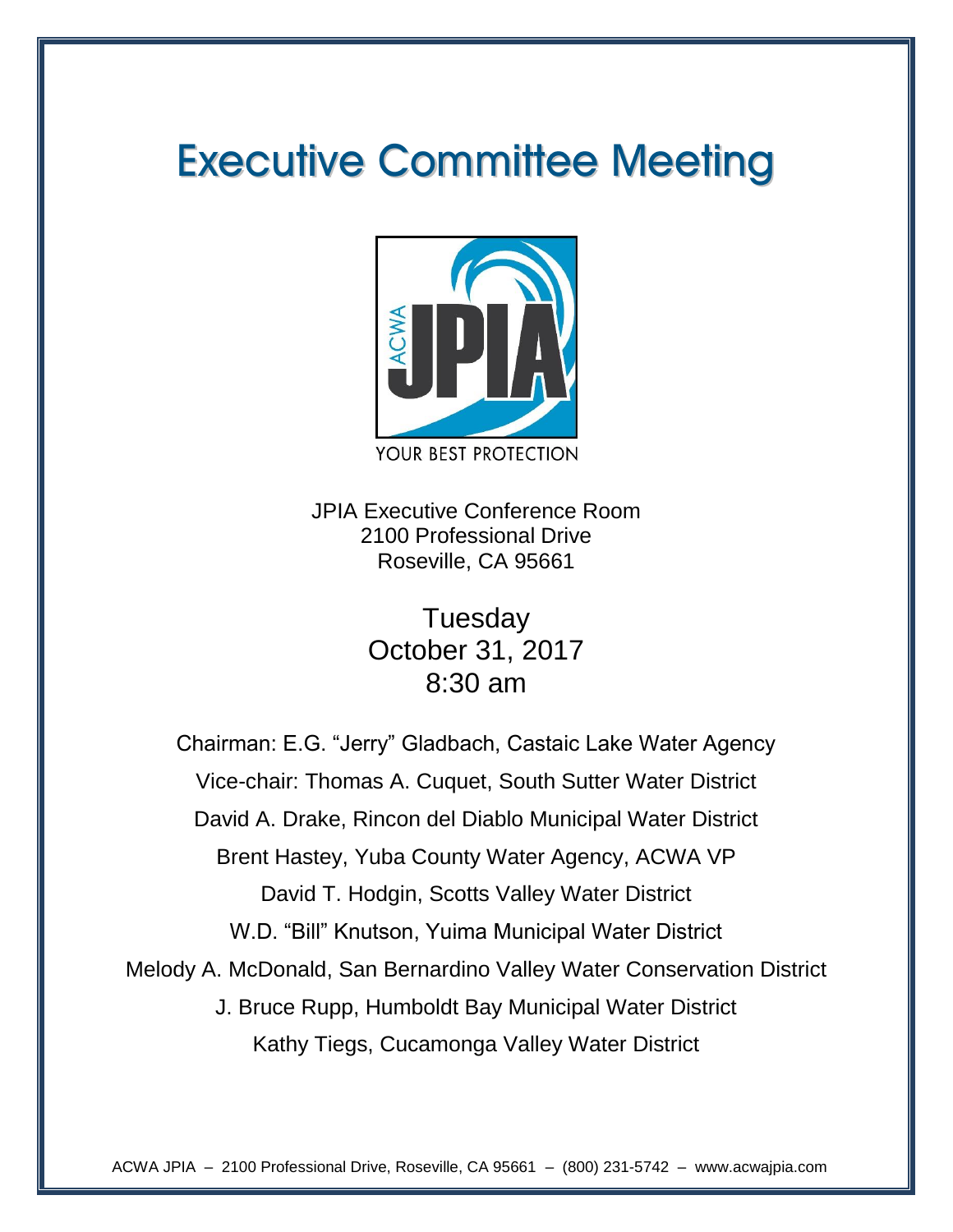# Executive Committee Meeting

YOUR BEST PROTECTION

JPIA Executive Conference Room
2100 Professional Drive
Roseville, CA 95661

Tuesday
October 31, 2017
8:30 am

Chairman: E.G. "Jerry" Gladbach, Castaic Lake Water Agency

Vice-chair: Thomas A. Cuquet, South Sutter Water District

David A. Drake, Rincon del Diablo Municipal Water District

Brent Hastey, Yuba County Water Agency, ACWA VP

David T. Hodgin, Scotts Valley Water District

W.D. "Bill" Knutson, Yuima Municipal Water District

Melody A. McDonald, San Bernardino Valley Water Conservation District

J. Bruce Rupp, Humboldt Bay Municipal Water District

Kathy Tiegs, Cucamonga Valley Water District

ACWA JPIA – 2100 Professional Drive, Roseville, CA 95661 – (800) 231-5742 – www.acwajpia.com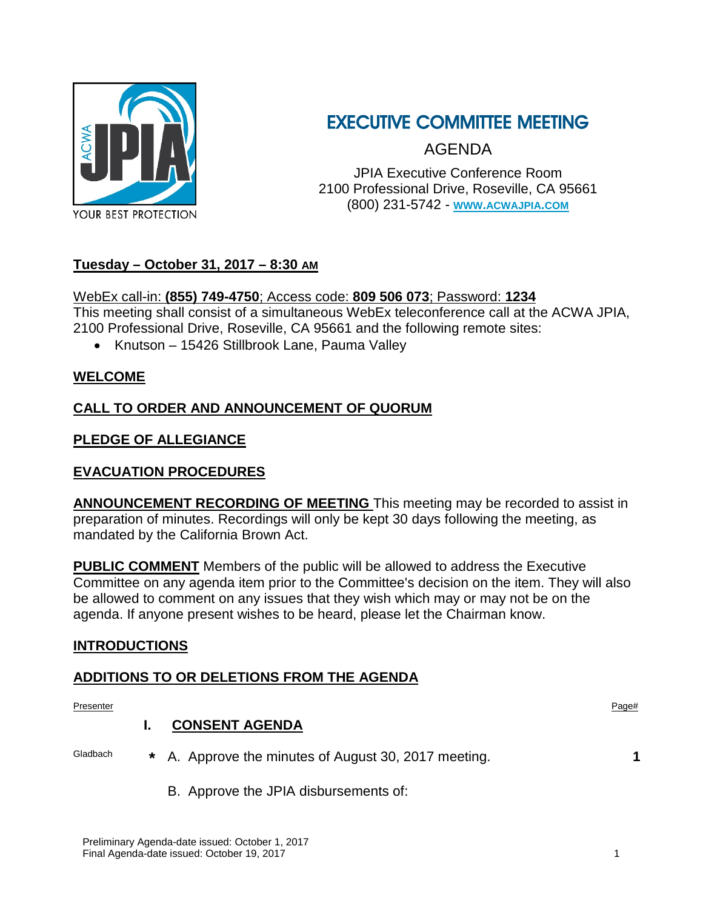YOUR BEST PROTECTION

# EXECUTIVE COMMITTEE MEETING

## AGENDA

JPIA Executive Conference Room
2100 Professional Drive, Roseville, CA 95661
(800) 231-5742 - **WWW.ACWAJPIA.COM**

**Tuesday – October 31, 2017 – 8:30 AM**

WebEx call-in: **(855) 749-4750**; Access code: **809 506 073**; Password: **1234**
This meeting shall consist of a simultaneous WebEx teleconference call at the ACWA JPIA, 2100 Professional Drive, Roseville, CA 95661 and the following remote sites:

- Knutson – 15426 Stillbrook Lane, Pauma Valley

**WELCOME**

**CALL TO ORDER AND ANNOUNCEMENT OF QUORUM**

**PLEDGE OF ALLEGIANCE**

**EVACUATION PROCEDURES**

**ANNOUNCEMENT RECORDING OF MEETING** This meeting may be recorded to assist in preparation of minutes. Recordings will only be kept 30 days following the meeting, as mandated by the California Brown Act.

**PUBLIC COMMENT** Members of the public will be allowed to address the Executive Committee on any agenda item prior to the Committee's decision on the item. They will also be allowed to comment on any issues that they wish which may or may not be on the agenda. If anyone present wishes to be heard, please let the Chairman know.

**INTRODUCTIONS**

**ADDITIONS TO OR DELETIONS FROM THE AGENDA**

| Presenter | | Page# |
|---|---|---|
| | **I. CONSENT AGENDA** | |
| Gladbach | * A. Approve the minutes of August 30, 2017 meeting. | **1** |
| | B. Approve the JPIA disbursements of: | |

Preliminary Agenda-date issued: October 1, 2017
Final Agenda-date issued: October 19, 2017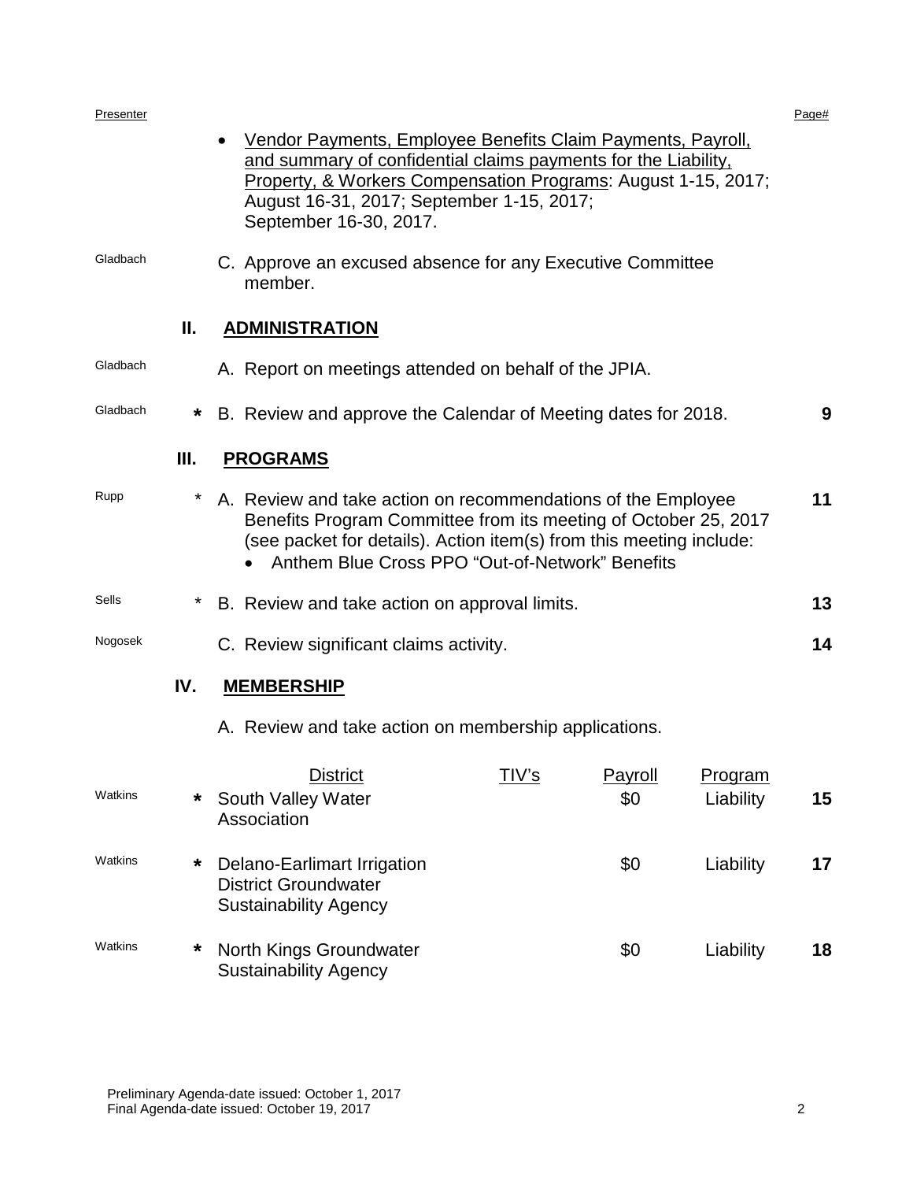| Presenter | | | Page# |
|---|---|---|---|
| | | • <u>Vendor Payments, Employee Benefits Claim Payments, Payroll, and summary of confidential claims payments for the Liability, Property, & Workers Compensation Programs</u>: August 1-15, 2017; August 16-31, 2017; September 1-15, 2017; September 16-30, 2017. | |
| Gladbach | | C. Approve an excused absence for any Executive Committee member. | |
| | **II.** | **<u>ADMINISTRATION</u>** | |
| Gladbach | | A. Report on meetings attended on behalf of the JPIA. | |
| Gladbach | * | B. Review and approve the Calendar of Meeting dates for 2018. | **9** |
| | **III.** | **<u>PROGRAMS</u>** | |
| Rupp | * | A. Review and take action on recommendations of the Employee Benefits Program Committee from its meeting of October 25, 2017 (see packet for details). Action item(s) from this meeting include: • Anthem Blue Cross PPO "Out-of-Network" Benefits | **11** |
| Sells | * | B. Review and take action on approval limits. | **13** |
| Nogosek | | C. Review significant claims activity. | **14** |
| | **IV.** | **<u>MEMBERSHIP</u>** | |
| | | A. Review and take action on membership applications. | |

| Presenter | | District | TIV's | Payroll | Program | Page# |
|---|---|---|---|---|---|---|
| Watkins | * | South Valley Water Association | | $0 | Liability | **15** |
| Watkins | * | Delano-Earlimart Irrigation District Groundwater Sustainability Agency | | $0 | Liability | **17** |
| Watkins | * | North Kings Groundwater Sustainability Agency | | $0 | Liability | **18** |

Preliminary Agenda-date issued: October 1, 2017
Final Agenda-date issued: October 19, 2017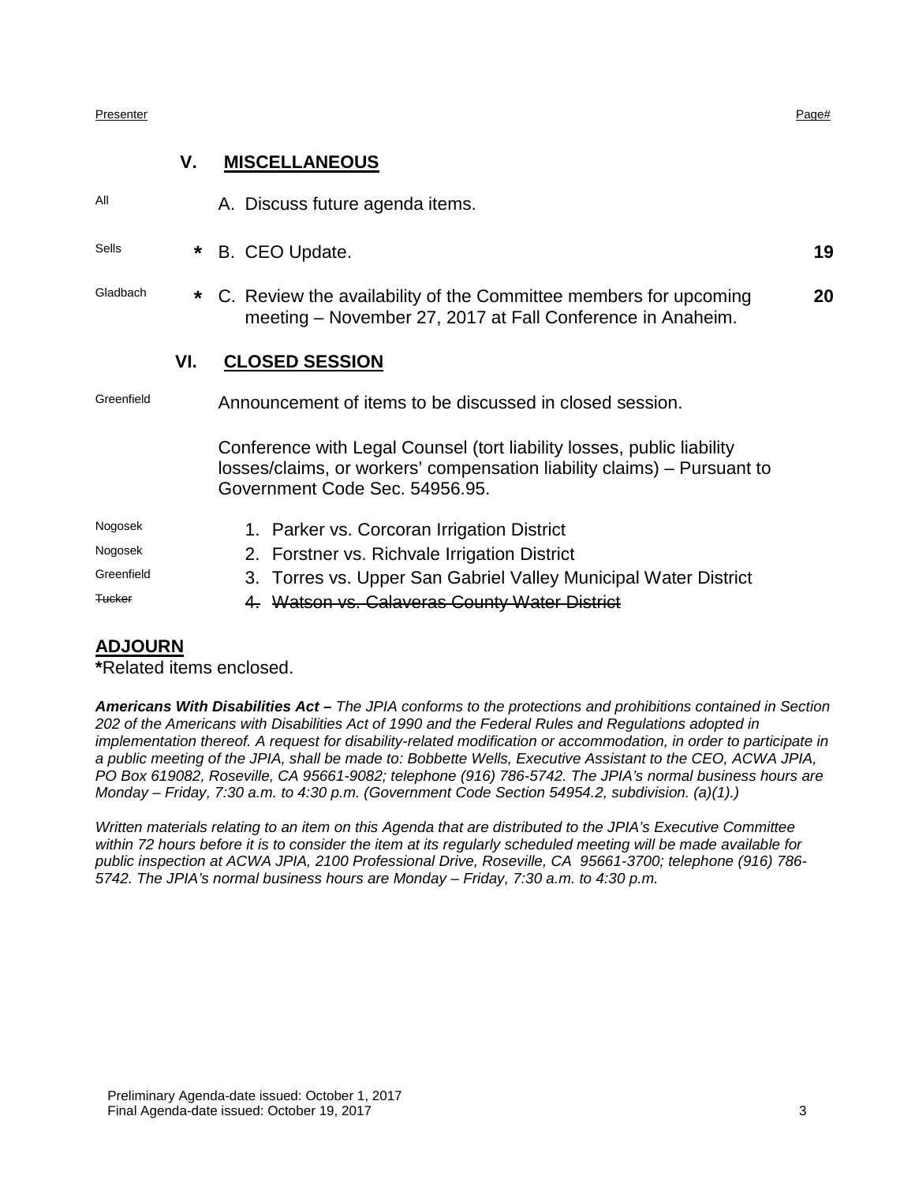| Presenter | | | Page# |
|---|---|---|---|
| | | **V. MISCELLANEOUS** | |
| All | | A. Discuss future agenda items. | |
| Sells | * | B. CEO Update. | **19** |
| Gladbach | * | C. Review the availability of the Committee members for upcoming meeting – November 27, 2017 at Fall Conference in Anaheim. | **20** |
| | | **VI. CLOSED SESSION** | |
| Greenfield | | Announcement of items to be discussed in closed session. | |
| | | Conference with Legal Counsel (tort liability losses, public liability losses/claims, or workers' compensation liability claims) – Pursuant to Government Code Sec. 54956.95. | |
| Nogosek | | 1. Parker vs. Corcoran Irrigation District | |
| Nogosek | | 2. Forstner vs. Richvale Irrigation District | |
| Greenfield | | 3. Torres vs. Upper San Gabriel Valley Municipal Water District | |
| ~~Tucker~~ | | ~~4. Watson vs. Calaveras County Water District~~ | |

## ADJOURN

**\***Related items enclosed.

***Americans With Disabilities Act –*** *The JPIA conforms to the protections and prohibitions contained in Section 202 of the Americans with Disabilities Act of 1990 and the Federal Rules and Regulations adopted in implementation thereof. A request for disability-related modification or accommodation, in order to participate in a public meeting of the JPIA, shall be made to: Bobbette Wells, Executive Assistant to the CEO, ACWA JPIA, PO Box 619082, Roseville, CA 95661-9082; telephone (916) 786-5742. The JPIA's normal business hours are Monday – Friday, 7:30 a.m. to 4:30 p.m. (Government Code Section 54954.2, subdivision. (a)(1).)*

*Written materials relating to an item on this Agenda that are distributed to the JPIA's Executive Committee within 72 hours before it is to consider the item at its regularly scheduled meeting will be made available for public inspection at ACWA JPIA, 2100 Professional Drive, Roseville, CA 95661-3700; telephone (916) 786-5742. The JPIA's normal business hours are Monday – Friday, 7:30 a.m. to 4:30 p.m.*

Preliminary Agenda-date issued: October 1, 2017
Final Agenda-date issued: October 19, 2017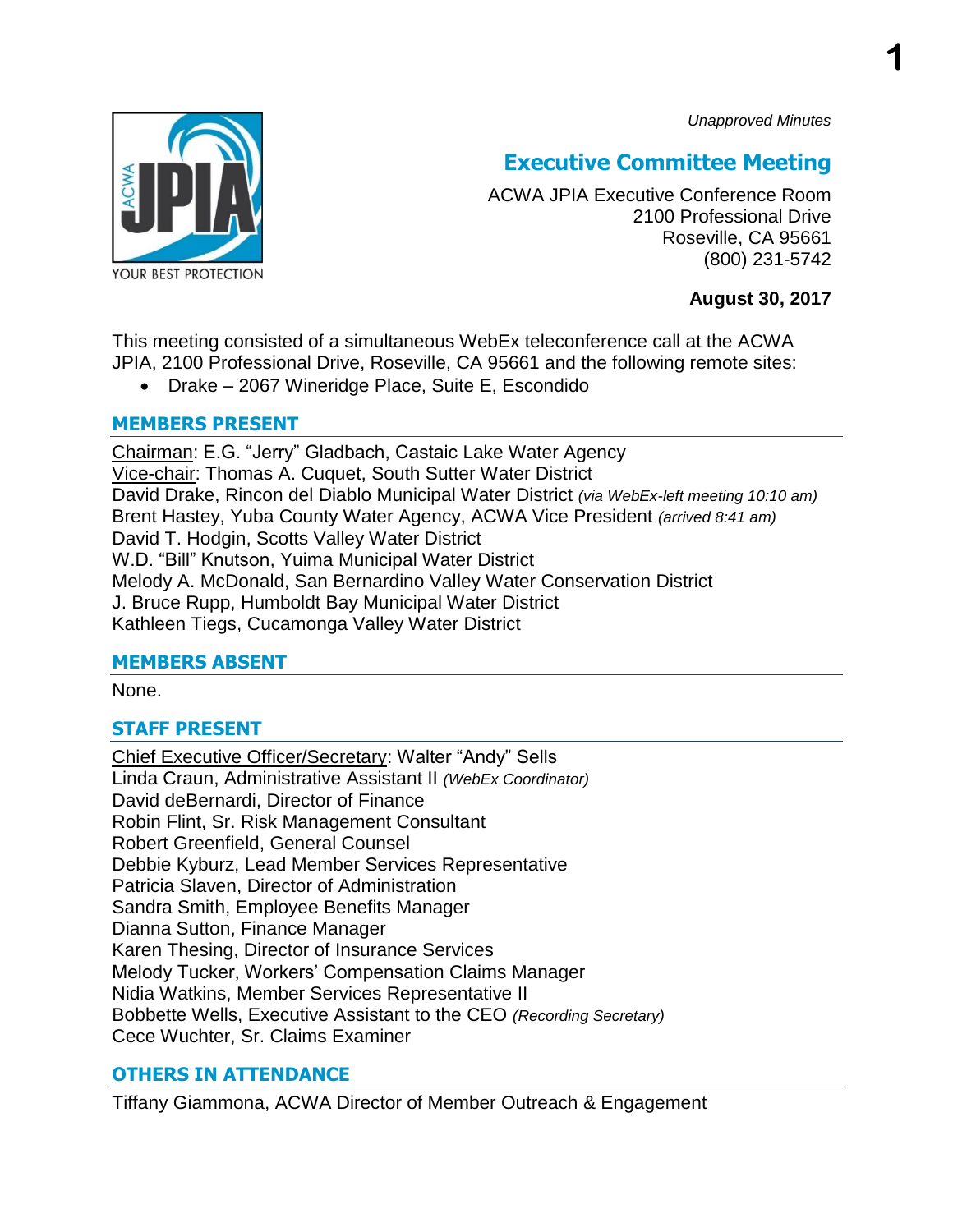*Unapproved Minutes*

# Executive Committee Meeting

ACWA JPIA Executive Conference Room
2100 Professional Drive
Roseville, CA 95661
(800) 231-5742

**August 30, 2017**

This meeting consisted of a simultaneous WebEx teleconference call at the ACWA JPIA, 2100 Professional Drive, Roseville, CA 95661 and the following remote sites:

- Drake – 2067 Wineridge Place, Suite E, Escondido

## MEMBERS PRESENT

Chairman: E.G. "Jerry" Gladbach, Castaic Lake Water Agency
Vice-chair: Thomas A. Cuquet, South Sutter Water District
David Drake, Rincon del Diablo Municipal Water District *(via WebEx-left meeting 10:10 am)*
Brent Hastey, Yuba County Water Agency, ACWA Vice President *(arrived 8:41 am)*
David T. Hodgin, Scotts Valley Water District
W.D. "Bill" Knutson, Yuima Municipal Water District
Melody A. McDonald, San Bernardino Valley Water Conservation District
J. Bruce Rupp, Humboldt Bay Municipal Water District
Kathleen Tiegs, Cucamonga Valley Water District

## MEMBERS ABSENT

None.

## STAFF PRESENT

Chief Executive Officer/Secretary: Walter "Andy" Sells
Linda Craun, Administrative Assistant II *(WebEx Coordinator)*
David deBernardi, Director of Finance
Robin Flint, Sr. Risk Management Consultant
Robert Greenfield, General Counsel
Debbie Kyburz, Lead Member Services Representative
Patricia Slaven, Director of Administration
Sandra Smith, Employee Benefits Manager
Dianna Sutton, Finance Manager
Karen Thesing, Director of Insurance Services
Melody Tucker, Workers' Compensation Claims Manager
Nidia Watkins, Member Services Representative II
Bobbette Wells, Executive Assistant to the CEO *(Recording Secretary)*
Cece Wuchter, Sr. Claims Examiner

## OTHERS IN ATTENDANCE

Tiffany Giammona, ACWA Director of Member Outreach & Engagement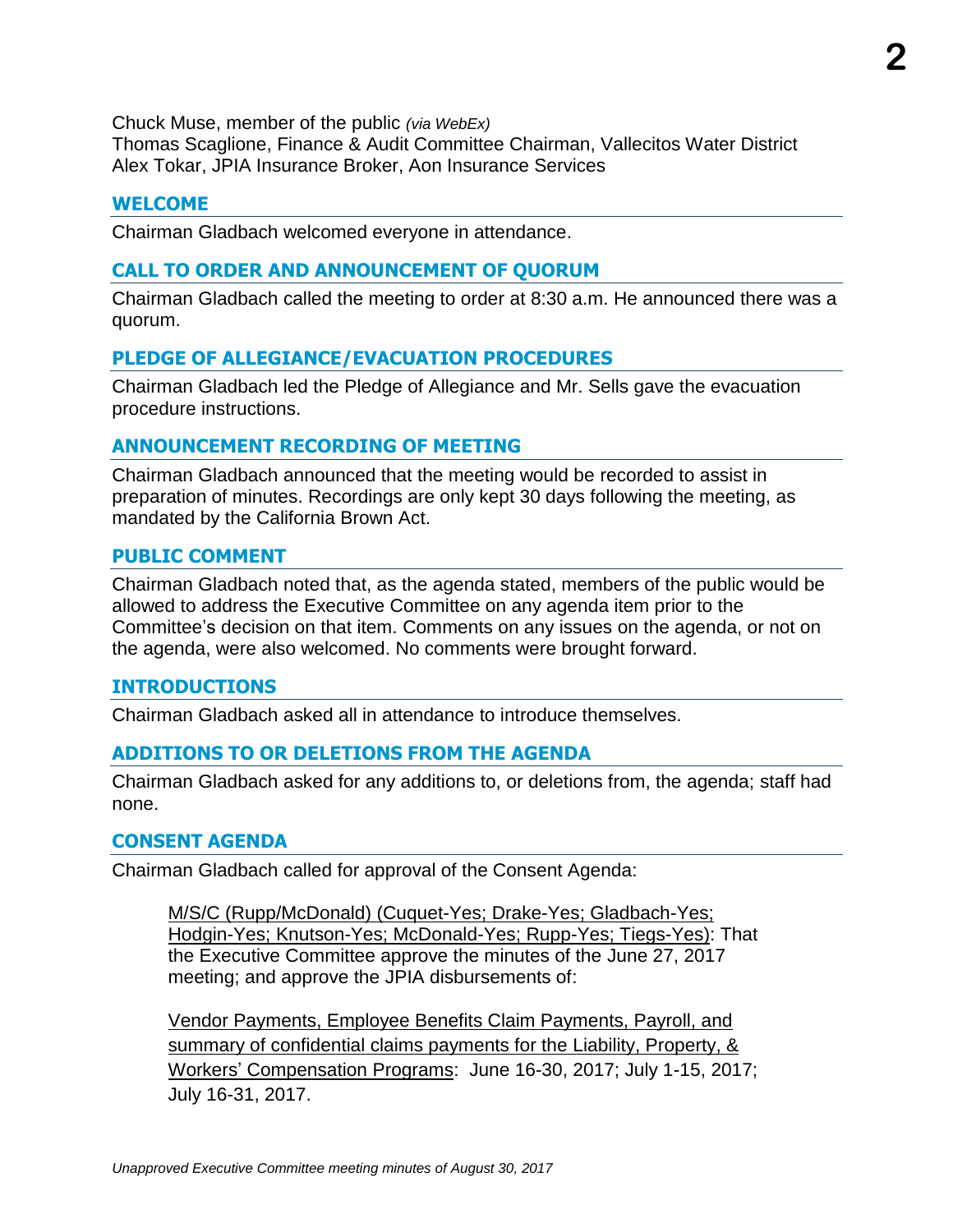Chuck Muse, member of the public *(via WebEx)*
Thomas Scaglione, Finance & Audit Committee Chairman, Vallecitos Water District
Alex Tokar, JPIA Insurance Broker, Aon Insurance Services

## WELCOME

Chairman Gladbach welcomed everyone in attendance.

## CALL TO ORDER AND ANNOUNCEMENT OF QUORUM

Chairman Gladbach called the meeting to order at 8:30 a.m. He announced there was a quorum.

## PLEDGE OF ALLEGIANCE/EVACUATION PROCEDURES

Chairman Gladbach led the Pledge of Allegiance and Mr. Sells gave the evacuation procedure instructions.

## ANNOUNCEMENT RECORDING OF MEETING

Chairman Gladbach announced that the meeting would be recorded to assist in preparation of minutes. Recordings are only kept 30 days following the meeting, as mandated by the California Brown Act.

## PUBLIC COMMENT

Chairman Gladbach noted that, as the agenda stated, members of the public would be allowed to address the Executive Committee on any agenda item prior to the Committee's decision on that item. Comments on any issues on the agenda, or not on the agenda, were also welcomed. No comments were brought forward.

## INTRODUCTIONS

Chairman Gladbach asked all in attendance to introduce themselves.

## ADDITIONS TO OR DELETIONS FROM THE AGENDA

Chairman Gladbach asked for any additions to, or deletions from, the agenda; staff had none.

## CONSENT AGENDA

Chairman Gladbach called for approval of the Consent Agenda:

> M/S/C (Rupp/McDonald) (Cuquet-Yes; Drake-Yes; Gladbach-Yes; Hodgin-Yes; Knutson-Yes; McDonald-Yes; Rupp-Yes; Tiegs-Yes): That the Executive Committee approve the minutes of the June 27, 2017 meeting; and approve the JPIA disbursements of:
>
> Vendor Payments, Employee Benefits Claim Payments, Payroll, and summary of confidential claims payments for the Liability, Property, & Workers' Compensation Programs: June 16-30, 2017; July 1-15, 2017; July 16-31, 2017.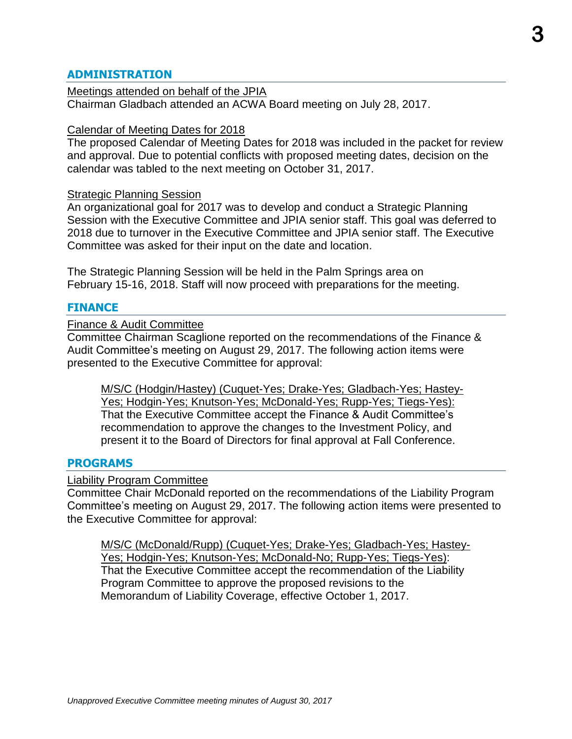## ADMINISTRATION

Meetings attended on behalf of the JPIA

Chairman Gladbach attended an ACWA Board meeting on July 28, 2017.

Calendar of Meeting Dates for 2018

The proposed Calendar of Meeting Dates for 2018 was included in the packet for review and approval. Due to potential conflicts with proposed meeting dates, decision on the calendar was tabled to the next meeting on October 31, 2017.

Strategic Planning Session

An organizational goal for 2017 was to develop and conduct a Strategic Planning Session with the Executive Committee and JPIA senior staff. This goal was deferred to 2018 due to turnover in the Executive Committee and JPIA senior staff. The Executive Committee was asked for their input on the date and location.

The Strategic Planning Session will be held in the Palm Springs area on February 15-16, 2018. Staff will now proceed with preparations for the meeting.

## FINANCE

Finance & Audit Committee

Committee Chairman Scaglione reported on the recommendations of the Finance & Audit Committee's meeting on August 29, 2017. The following action items were presented to the Executive Committee for approval:

> M/S/C (Hodgin/Hastey) (Cuquet-Yes; Drake-Yes; Gladbach-Yes; Hastey-Yes; Hodgin-Yes; Knutson-Yes; McDonald-Yes; Rupp-Yes; Tiegs-Yes): That the Executive Committee accept the Finance & Audit Committee's recommendation to approve the changes to the Investment Policy, and present it to the Board of Directors for final approval at Fall Conference.

## PROGRAMS

Liability Program Committee

Committee Chair McDonald reported on the recommendations of the Liability Program Committee's meeting on August 29, 2017. The following action items were presented to the Executive Committee for approval:

> M/S/C (McDonald/Rupp) (Cuquet-Yes; Drake-Yes; Gladbach-Yes; Hastey-Yes; Hodgin-Yes; Knutson-Yes; McDonald-No; Rupp-Yes; Tiegs-Yes): That the Executive Committee accept the recommendation of the Liability Program Committee to approve the proposed revisions to the Memorandum of Liability Coverage, effective October 1, 2017.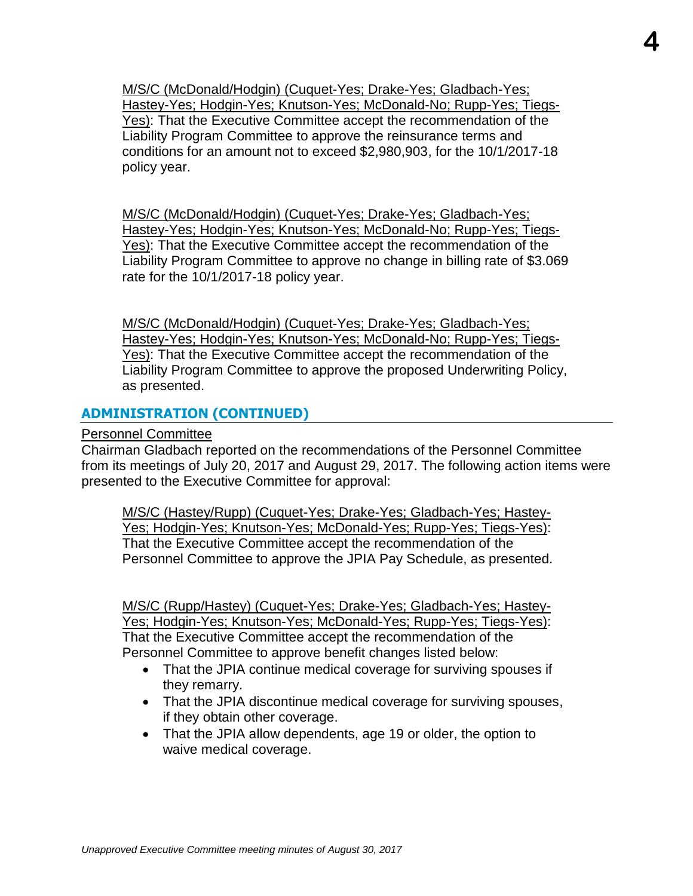<u>M/S/C (McDonald/Hodgin) (Cuquet-Yes; Drake-Yes; Gladbach-Yes; Hastey-Yes; Hodgin-Yes; Knutson-Yes; McDonald-No; Rupp-Yes; Tiegs-Yes)</u>: That the Executive Committee accept the recommendation of the Liability Program Committee to approve the reinsurance terms and conditions for an amount not to exceed $2,980,903, for the 10/1/2017-18 policy year.

<u>M/S/C (McDonald/Hodgin) (Cuquet-Yes; Drake-Yes; Gladbach-Yes; Hastey-Yes; Hodgin-Yes; Knutson-Yes; McDonald-No; Rupp-Yes; Tiegs-Yes)</u>: That the Executive Committee accept the recommendation of the Liability Program Committee to approve no change in billing rate of $3.069 rate for the 10/1/2017-18 policy year.

<u>M/S/C (McDonald/Hodgin) (Cuquet-Yes; Drake-Yes; Gladbach-Yes; Hastey-Yes; Hodgin-Yes; Knutson-Yes; McDonald-No; Rupp-Yes; Tiegs-Yes)</u>: That the Executive Committee accept the recommendation of the Liability Program Committee to approve the proposed Underwriting Policy, as presented.

## ADMINISTRATION (CONTINUED)

<u>Personnel Committee</u>

Chairman Gladbach reported on the recommendations of the Personnel Committee from its meetings of July 20, 2017 and August 29, 2017. The following action items were presented to the Executive Committee for approval:

<u>M/S/C (Hastey/Rupp) (Cuquet-Yes; Drake-Yes; Gladbach-Yes; Hastey-Yes; Hodgin-Yes; Knutson-Yes; McDonald-Yes; Rupp-Yes; Tiegs-Yes)</u>: That the Executive Committee accept the recommendation of the Personnel Committee to approve the JPIA Pay Schedule, as presented.

<u>M/S/C (Rupp/Hastey) (Cuquet-Yes; Drake-Yes; Gladbach-Yes; Hastey-Yes; Hodgin-Yes; Knutson-Yes; McDonald-Yes; Rupp-Yes; Tiegs-Yes)</u>: That the Executive Committee accept the recommendation of the Personnel Committee to approve benefit changes listed below:

- That the JPIA continue medical coverage for surviving spouses if they remarry.
- That the JPIA discontinue medical coverage for surviving spouses, if they obtain other coverage.
- That the JPIA allow dependents, age 19 or older, the option to waive medical coverage.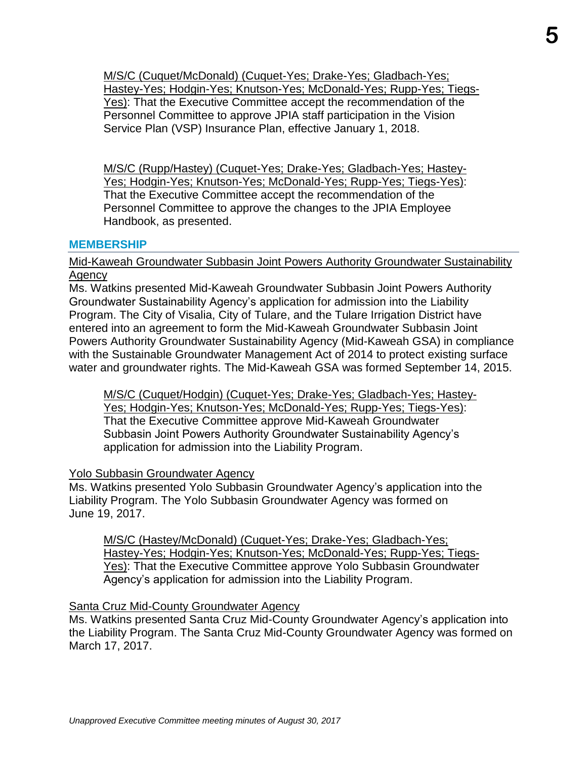M/S/C (Cuquet/McDonald) (Cuquet-Yes; Drake-Yes; Gladbach-Yes; Hastey-Yes; Hodgin-Yes; Knutson-Yes; McDonald-Yes; Rupp-Yes; Tiegs-Yes): That the Executive Committee accept the recommendation of the Personnel Committee to approve JPIA staff participation in the Vision Service Plan (VSP) Insurance Plan, effective January 1, 2018.

M/S/C (Rupp/Hastey) (Cuquet-Yes; Drake-Yes; Gladbach-Yes; Hastey-Yes; Hodgin-Yes; Knutson-Yes; McDonald-Yes; Rupp-Yes; Tiegs-Yes): That the Executive Committee accept the recommendation of the Personnel Committee to approve the changes to the JPIA Employee Handbook, as presented.

## MEMBERSHIP

Mid-Kaweah Groundwater Subbasin Joint Powers Authority Groundwater Sustainability Agency

Ms. Watkins presented Mid-Kaweah Groundwater Subbasin Joint Powers Authority Groundwater Sustainability Agency's application for admission into the Liability Program. The City of Visalia, City of Tulare, and the Tulare Irrigation District have entered into an agreement to form the Mid-Kaweah Groundwater Subbasin Joint Powers Authority Groundwater Sustainability Agency (Mid-Kaweah GSA) in compliance with the Sustainable Groundwater Management Act of 2014 to protect existing surface water and groundwater rights. The Mid-Kaweah GSA was formed September 14, 2015.

M/S/C (Cuquet/Hodgin) (Cuquet-Yes; Drake-Yes; Gladbach-Yes; Hastey-Yes; Hodgin-Yes; Knutson-Yes; McDonald-Yes; Rupp-Yes; Tiegs-Yes): That the Executive Committee approve Mid-Kaweah Groundwater Subbasin Joint Powers Authority Groundwater Sustainability Agency's application for admission into the Liability Program.

Yolo Subbasin Groundwater Agency

Ms. Watkins presented Yolo Subbasin Groundwater Agency's application into the Liability Program. The Yolo Subbasin Groundwater Agency was formed on June 19, 2017.

M/S/C (Hastey/McDonald) (Cuquet-Yes; Drake-Yes; Gladbach-Yes; Hastey-Yes; Hodgin-Yes; Knutson-Yes; McDonald-Yes; Rupp-Yes; Tiegs-Yes): That the Executive Committee approve Yolo Subbasin Groundwater Agency's application for admission into the Liability Program.

Santa Cruz Mid-County Groundwater Agency

Ms. Watkins presented Santa Cruz Mid-County Groundwater Agency's application into the Liability Program. The Santa Cruz Mid-County Groundwater Agency was formed on March 17, 2017.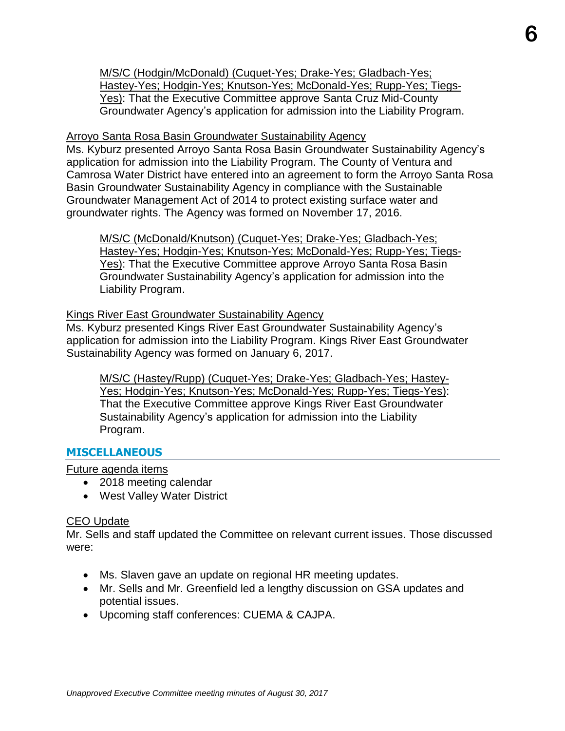M/S/C (Hodgin/McDonald) (Cuquet-Yes; Drake-Yes; Gladbach-Yes; Hastey-Yes; Hodgin-Yes; Knutson-Yes; McDonald-Yes; Rupp-Yes; Tiegs-Yes): That the Executive Committee approve Santa Cruz Mid-County Groundwater Agency's application for admission into the Liability Program.

Arroyo Santa Rosa Basin Groundwater Sustainability Agency
Ms. Kyburz presented Arroyo Santa Rosa Basin Groundwater Sustainability Agency's application for admission into the Liability Program. The County of Ventura and Camrosa Water District have entered into an agreement to form the Arroyo Santa Rosa Basin Groundwater Sustainability Agency in compliance with the Sustainable Groundwater Management Act of 2014 to protect existing surface water and groundwater rights. The Agency was formed on November 17, 2016.

M/S/C (McDonald/Knutson) (Cuquet-Yes; Drake-Yes; Gladbach-Yes; Hastey-Yes; Hodgin-Yes; Knutson-Yes; McDonald-Yes; Rupp-Yes; Tiegs-Yes): That the Executive Committee approve Arroyo Santa Rosa Basin Groundwater Sustainability Agency's application for admission into the Liability Program.

Kings River East Groundwater Sustainability Agency
Ms. Kyburz presented Kings River East Groundwater Sustainability Agency's application for admission into the Liability Program. Kings River East Groundwater Sustainability Agency was formed on January 6, 2017.

M/S/C (Hastey/Rupp) (Cuquet-Yes; Drake-Yes; Gladbach-Yes; Hastey-Yes; Hodgin-Yes; Knutson-Yes; McDonald-Yes; Rupp-Yes; Tiegs-Yes): That the Executive Committee approve Kings River East Groundwater Sustainability Agency's application for admission into the Liability Program.

## MISCELLANEOUS

Future agenda items

- 2018 meeting calendar
- West Valley Water District

CEO Update
Mr. Sells and staff updated the Committee on relevant current issues. Those discussed were:

- Ms. Slaven gave an update on regional HR meeting updates.
- Mr. Sells and Mr. Greenfield led a lengthy discussion on GSA updates and potential issues.
- Upcoming staff conferences: CUEMA & CAJPA.

*Unapproved Executive Committee meeting minutes of August 30, 2017*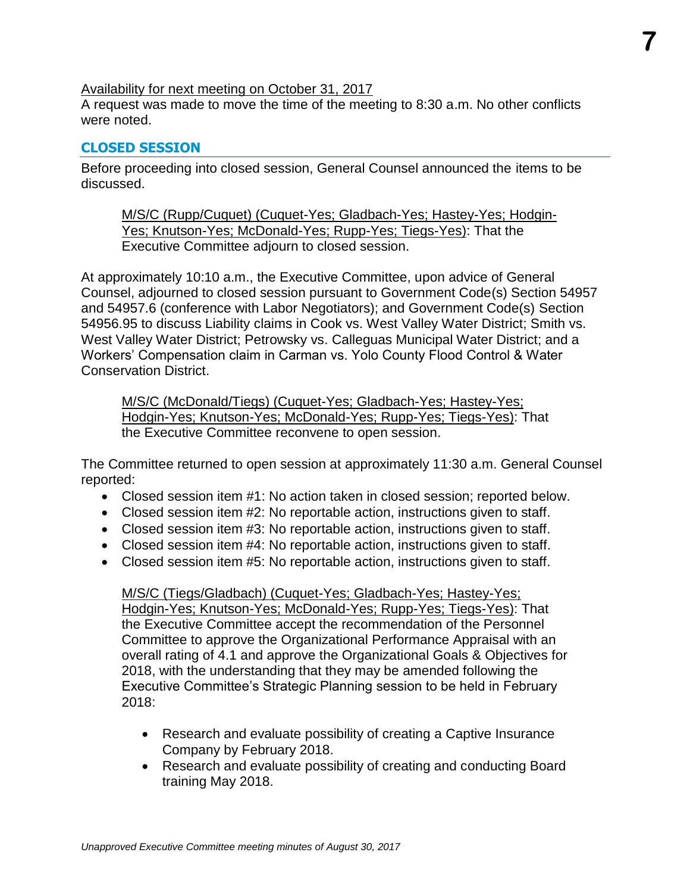Availability for next meeting on October 31, 2017

A request was made to move the time of the meeting to 8:30 a.m. No other conflicts were noted.

## CLOSED SESSION

Before proceeding into closed session, General Counsel announced the items to be discussed.

> M/S/C (Rupp/Cuquet) (Cuquet-Yes; Gladbach-Yes; Hastey-Yes; Hodgin-Yes; Knutson-Yes; McDonald-Yes; Rupp-Yes; Tiegs-Yes): That the Executive Committee adjourn to closed session.

At approximately 10:10 a.m., the Executive Committee, upon advice of General Counsel, adjourned to closed session pursuant to Government Code(s) Section 54957 and 54957.6 (conference with Labor Negotiators); and Government Code(s) Section 54956.95 to discuss Liability claims in Cook vs. West Valley Water District; Smith vs. West Valley Water District; Petrowsky vs. Calleguas Municipal Water District; and a Workers' Compensation claim in Carman vs. Yolo County Flood Control & Water Conservation District.

> M/S/C (McDonald/Tiegs) (Cuquet-Yes; Gladbach-Yes; Hastey-Yes; Hodgin-Yes; Knutson-Yes; McDonald-Yes; Rupp-Yes; Tiegs-Yes): That the Executive Committee reconvene to open session.

The Committee returned to open session at approximately 11:30 a.m. General Counsel reported:

- Closed session item #1: No action taken in closed session; reported below.
- Closed session item #2: No reportable action, instructions given to staff.
- Closed session item #3: No reportable action, instructions given to staff.
- Closed session item #4: No reportable action, instructions given to staff.
- Closed session item #5: No reportable action, instructions given to staff.

> M/S/C (Tiegs/Gladbach) (Cuquet-Yes; Gladbach-Yes; Hastey-Yes; Hodgin-Yes; Knutson-Yes; McDonald-Yes; Rupp-Yes; Tiegs-Yes): That the Executive Committee accept the recommendation of the Personnel Committee to approve the Organizational Performance Appraisal with an overall rating of 4.1 and approve the Organizational Goals & Objectives for 2018, with the understanding that they may be amended following the Executive Committee's Strategic Planning session to be held in February 2018:
>
> - Research and evaluate possibility of creating a Captive Insurance Company by February 2018.
> - Research and evaluate possibility of creating and conducting Board training May 2018.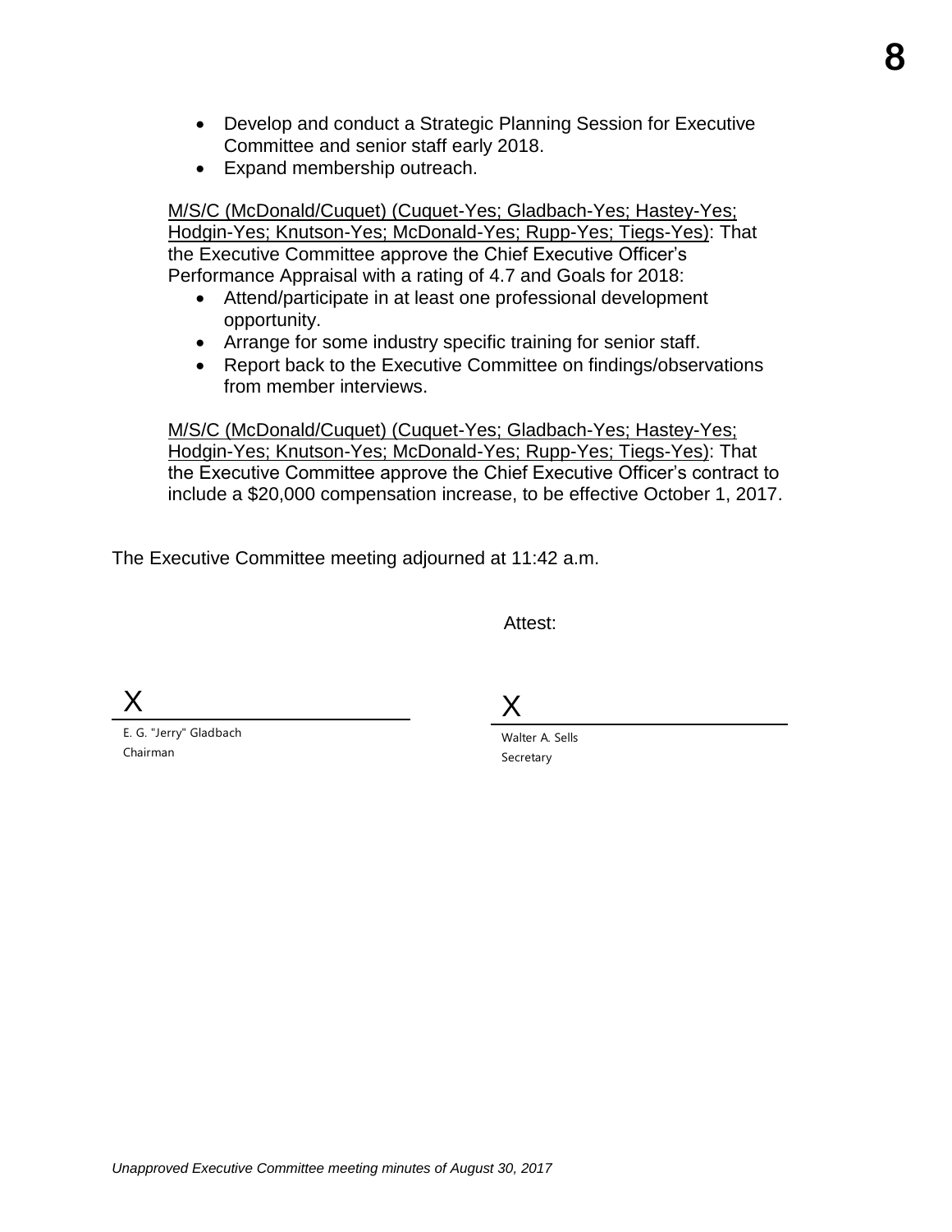- Develop and conduct a Strategic Planning Session for Executive Committee and senior staff early 2018.
- Expand membership outreach.

M/S/C (McDonald/Cuquet) (Cuquet-Yes; Gladbach-Yes; Hastey-Yes; Hodgin-Yes; Knutson-Yes; McDonald-Yes; Rupp-Yes; Tiegs-Yes): That the Executive Committee approve the Chief Executive Officer's Performance Appraisal with a rating of 4.7 and Goals for 2018:

- Attend/participate in at least one professional development opportunity.
- Arrange for some industry specific training for senior staff.
- Report back to the Executive Committee on findings/observations from member interviews.

M/S/C (McDonald/Cuquet) (Cuquet-Yes; Gladbach-Yes; Hastey-Yes; Hodgin-Yes; Knutson-Yes; McDonald-Yes; Rupp-Yes; Tiegs-Yes): That the Executive Committee approve the Chief Executive Officer's contract to include a $20,000 compensation increase, to be effective October 1, 2017.

The Executive Committee meeting adjourned at 11:42 a.m.

Attest:

X

E. G. "Jerry" Gladbach
Chairman

X

Walter A. Sells
Secretary

*Unapproved Executive Committee meeting minutes of August 30, 2017*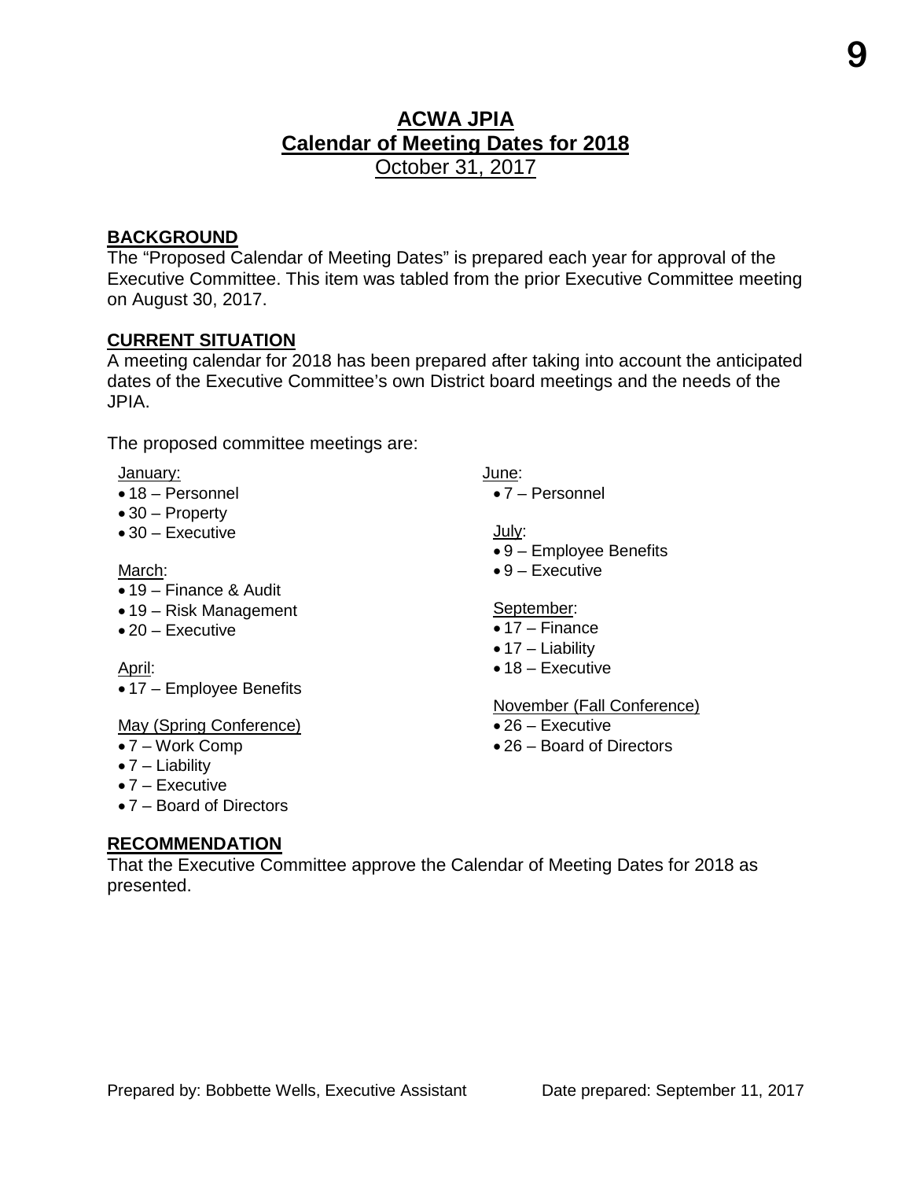# ACWA JPIA
# Calendar of Meeting Dates for 2018
October 31, 2017

## BACKGROUND

The "Proposed Calendar of Meeting Dates" is prepared each year for approval of the Executive Committee. This item was tabled from the prior Executive Committee meeting on August 30, 2017.

## CURRENT SITUATION

A meeting calendar for 2018 has been prepared after taking into account the anticipated dates of the Executive Committee's own District board meetings and the needs of the JPIA.

The proposed committee meetings are:

January:
- 18 – Personnel
- 30 – Property
- 30 – Executive

March:
- 19 – Finance & Audit
- 19 – Risk Management
- 20 – Executive

April:
- 17 – Employee Benefits

May (Spring Conference)
- 7 – Work Comp
- 7 – Liability
- 7 – Executive
- 7 – Board of Directors

June:
- 7 – Personnel

July:
- 9 – Employee Benefits
- 9 – Executive

September:
- 17 – Finance
- 17 – Liability
- 18 – Executive

November (Fall Conference)
- 26 – Executive
- 26 – Board of Directors

## RECOMMENDATION

That the Executive Committee approve the Calendar of Meeting Dates for 2018 as presented.

Prepared by: Bobbette Wells, Executive Assistant Date prepared: September 11, 2017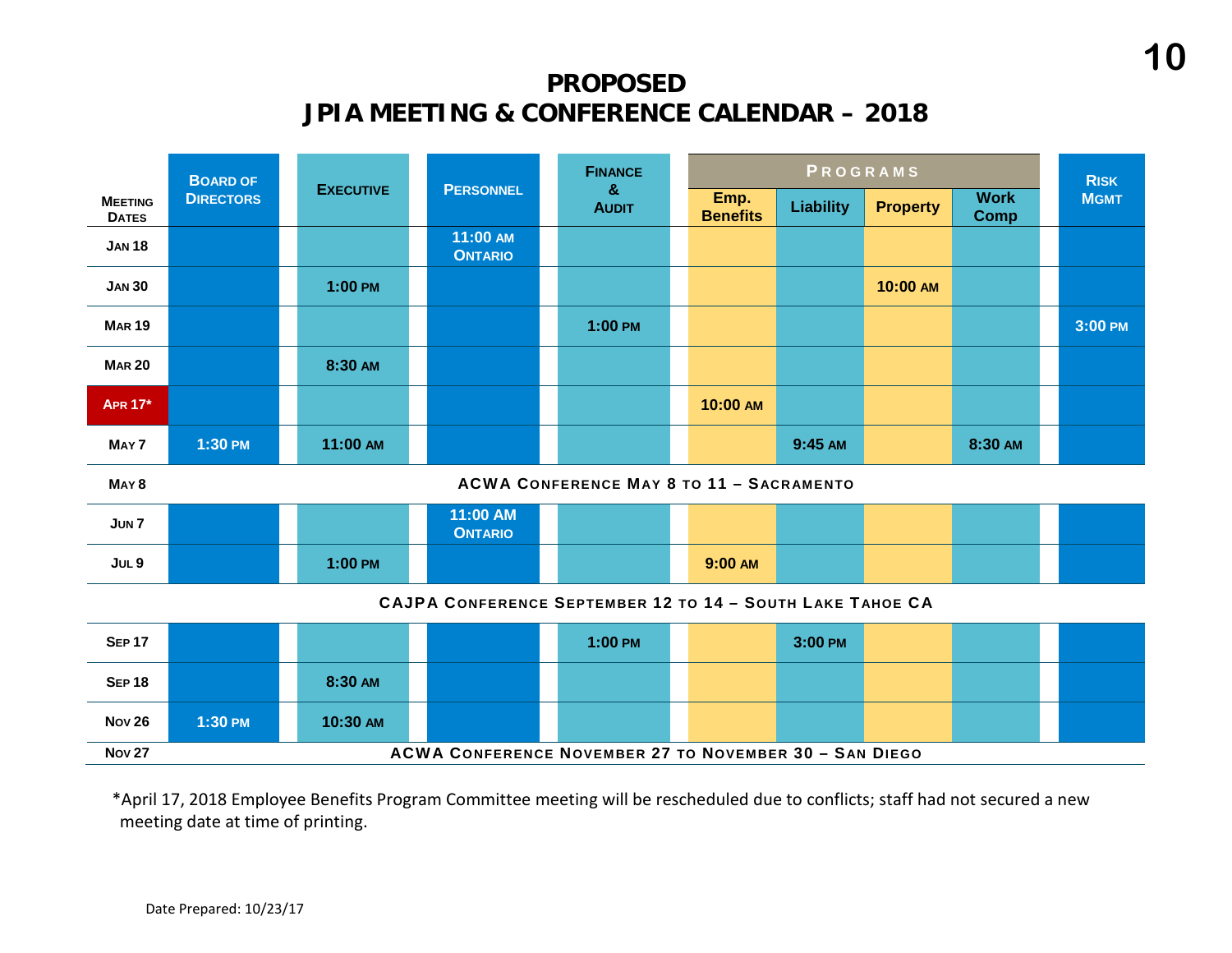# PROPOSED
# JPIA MEETING & CONFERENCE CALENDAR – 2018

| Meeting Dates | Board of Directors | Executive | Personnel | Finance & Audit | Programs | | | | Risk Mgmt |
|---|---|---|---|---|---|---|---|---|---|
| | | | | | Emp. Benefits | Liability | Property | Work Comp | |
| Jan 18 | | | 11:00 AM Ontario | | | | | | |
| Jan 30 | | 1:00 PM | | | | | 10:00 AM | | |
| Mar 19 | | | | 1:00 PM | | | | | 3:00 PM |
| Mar 20 | | 8:30 AM | | | | | | | |
| Apr 17* | | | | | 10:00 AM | | | | |
| May 7 | 1:30 PM | 11:00 AM | | | | 9:45 AM | | 8:30 AM | |
| May 8 | ACWA Conference May 8 to 11 – Sacramento | | | | | | | | |
| Jun 7 | | | 11:00 AM Ontario | | | | | | |
| Jul 9 | | 1:00 PM | | | 9:00 AM | | | | |
| | CAJPA Conference September 12 to 14 – South Lake Tahoe CA | | | | | | | | |
| Sep 17 | | | | 1:00 PM | | 3:00 PM | | | |
| Sep 18 | | 8:30 AM | | | | | | | |
| Nov 26 | 1:30 PM | 10:30 AM | | | | | | | |
| Nov 27 | ACWA Conference November 27 to November 30 – San Diego | | | | | | | | |

*April 17, 2018 Employee Benefits Program Committee meeting will be rescheduled due to conflicts; staff had not secured a new meeting date at time of printing.

Date Prepared: 10/23/17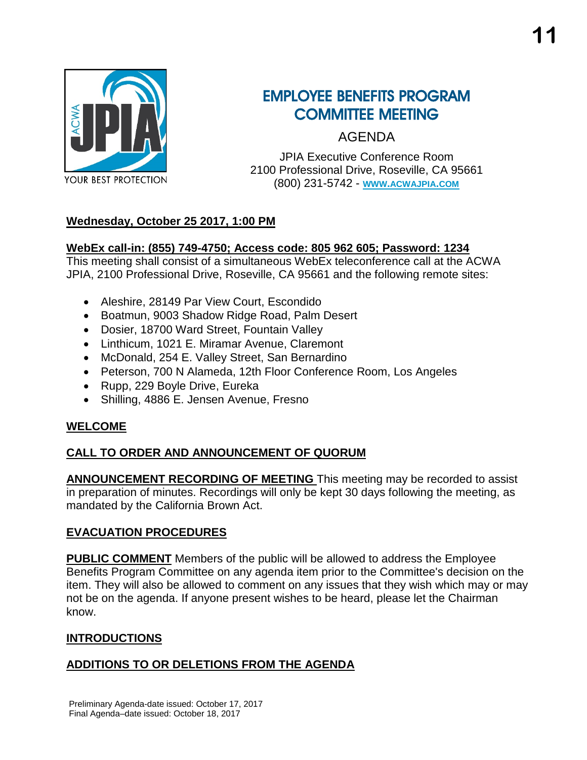# EMPLOYEE BENEFITS PROGRAM COMMITTEE MEETING

AGENDA

JPIA Executive Conference Room
2100 Professional Drive, Roseville, CA 95661
(800) 231-5742 - WWW.ACWAJPIA.COM

**Wednesday, October 25 2017, 1:00 PM**

**WebEx call-in: (855) 749-4750; Access code: 805 962 605; Password: 1234**
This meeting shall consist of a simultaneous WebEx teleconference call at the ACWA JPIA, 2100 Professional Drive, Roseville, CA 95661 and the following remote sites:

- Aleshire, 28149 Par View Court, Escondido
- Boatmun, 9003 Shadow Ridge Road, Palm Desert
- Dosier, 18700 Ward Street, Fountain Valley
- Linthicum, 1021 E. Miramar Avenue, Claremont
- McDonald, 254 E. Valley Street, San Bernardino
- Peterson, 700 N Alameda, 12th Floor Conference Room, Los Angeles
- Rupp, 229 Boyle Drive, Eureka
- Shilling, 4886 E. Jensen Avenue, Fresno

**WELCOME**

**CALL TO ORDER AND ANNOUNCEMENT OF QUORUM**

**ANNOUNCEMENT RECORDING OF MEETING** This meeting may be recorded to assist in preparation of minutes. Recordings will only be kept 30 days following the meeting, as mandated by the California Brown Act.

**EVACUATION PROCEDURES**

**PUBLIC COMMENT** Members of the public will be allowed to address the Employee Benefits Program Committee on any agenda item prior to the Committee's decision on the item. They will also be allowed to comment on any issues that they wish which may or may not be on the agenda. If anyone present wishes to be heard, please let the Chairman know.

**INTRODUCTIONS**

**ADDITIONS TO OR DELETIONS FROM THE AGENDA**

Preliminary Agenda-date issued: October 17, 2017
Final Agenda–date issued: October 18, 2017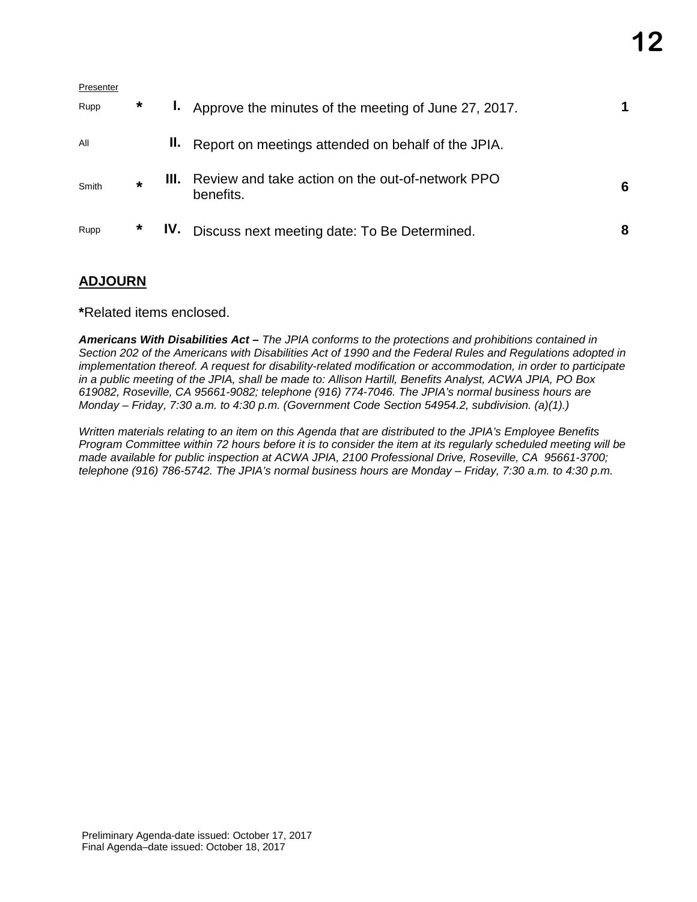| Presenter | | | | |
|---|---|---|---|---|
| Rupp | * | I. | Approve the minutes of the meeting of June 27, 2017. | 1 |
| All | | II. | Report on meetings attended on behalf of the JPIA. | |
| Smith | * | III. | Review and take action on the out-of-network PPO benefits. | 6 |
| Rupp | * | IV. | Discuss next meeting date: To Be Determined. | 8 |

## ADJOURN

**\***Related items enclosed.

***Americans With Disabilities Act –*** *The JPIA conforms to the protections and prohibitions contained in Section 202 of the Americans with Disabilities Act of 1990 and the Federal Rules and Regulations adopted in implementation thereof. A request for disability-related modification or accommodation, in order to participate in a public meeting of the JPIA, shall be made to: Allison Hartill, Benefits Analyst, ACWA JPIA, PO Box 619082, Roseville, CA 95661-9082; telephone (916) 774-7046. The JPIA's normal business hours are Monday – Friday, 7:30 a.m. to 4:30 p.m. (Government Code Section 54954.2, subdivision. (a)(1).)*

*Written materials relating to an item on this Agenda that are distributed to the JPIA's Employee Benefits Program Committee within 72 hours before it is to consider the item at its regularly scheduled meeting will be made available for public inspection at ACWA JPIA, 2100 Professional Drive, Roseville, CA 95661-3700; telephone (916) 786-5742. The JPIA's normal business hours are Monday – Friday, 7:30 a.m. to 4:30 p.m.*

Preliminary Agenda-date issued: October 17, 2017
Final Agenda–date issued: October 18, 2017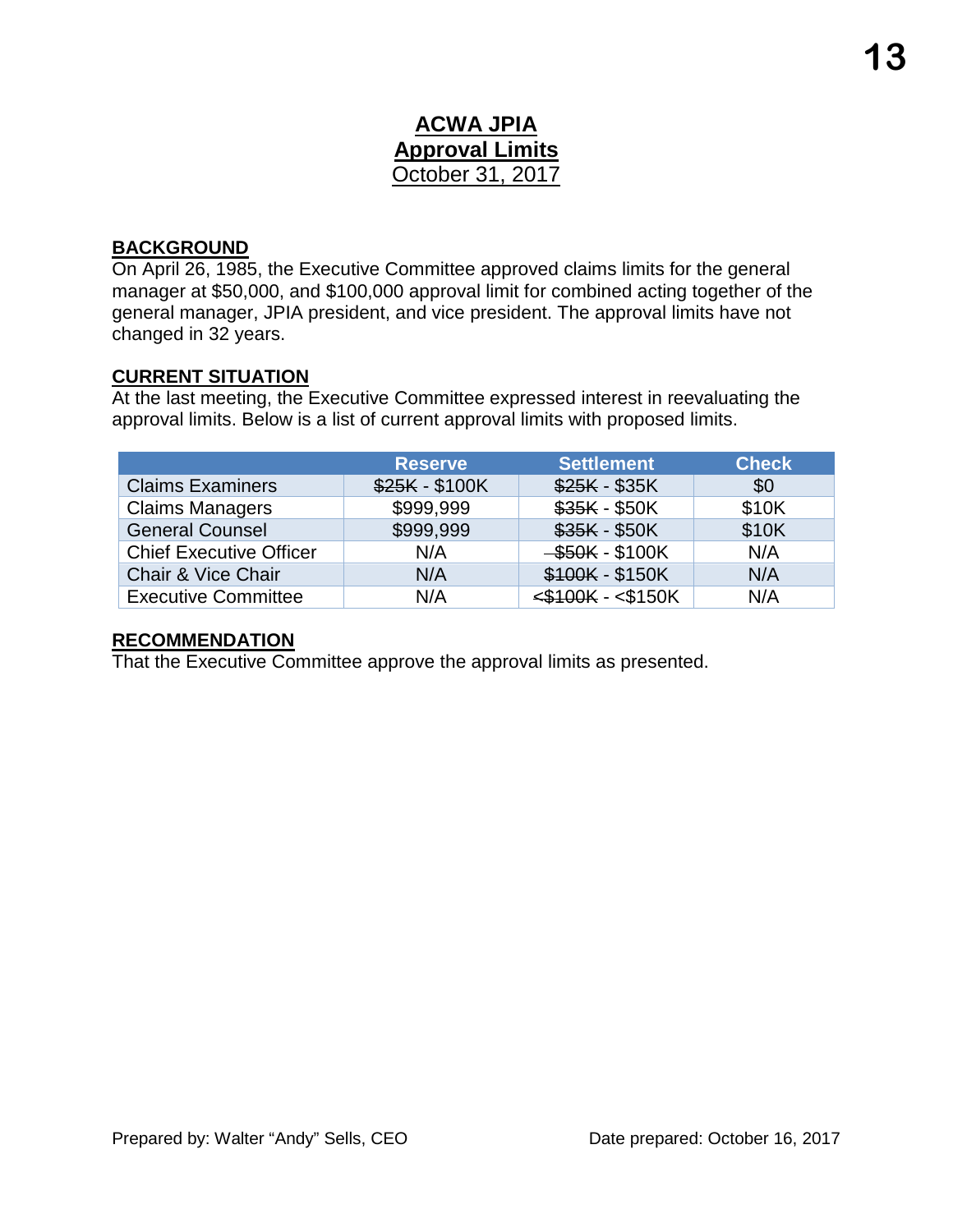# ACWA JPIA
## Approval Limits
October 31, 2017

### BACKGROUND

On April 26, 1985, the Executive Committee approved claims limits for the general manager at $50,000, and $100,000 approval limit for combined acting together of the general manager, JPIA president, and vice president. The approval limits have not changed in 32 years.

### CURRENT SITUATION

At the last meeting, the Executive Committee expressed interest in reevaluating the approval limits. Below is a list of current approval limits with proposed limits.

| | Reserve | Settlement | Check |
|---|---|---|---|
| Claims Examiners | ~~$25K~~ - $100K | ~~$25K~~ - $35K | $0 |
| Claims Managers | $999,999 | ~~$35K~~ - $50K | $10K |
| General Counsel | $999,999 | ~~$35K~~ - $50K | $10K |
| Chief Executive Officer | N/A | ~~$50K~~ - $100K | N/A |
| Chair & Vice Chair | N/A | ~~$100K~~ - $150K | N/A |
| Executive Committee | N/A | ~~<$100K~~ - <$150K | N/A |

### RECOMMENDATION

That the Executive Committee approve the approval limits as presented.

Prepared by: Walter "Andy" Sells, CEO

Date prepared: October 16, 2017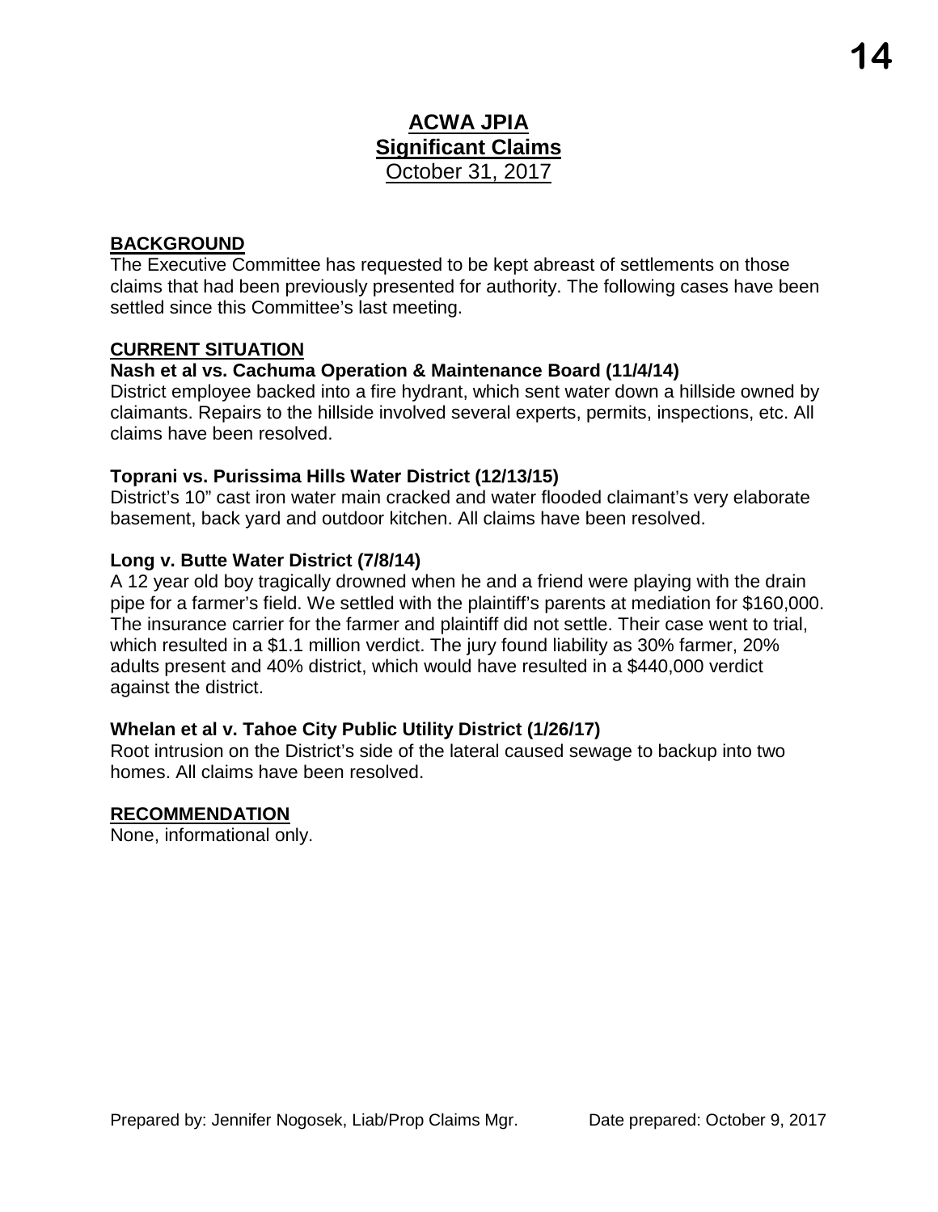# ACWA JPIA

## Significant Claims

October 31, 2017

**BACKGROUND**

The Executive Committee has requested to be kept abreast of settlements on those claims that had been previously presented for authority. The following cases have been settled since this Committee's last meeting.

**CURRENT SITUATION**

**Nash et al vs. Cachuma Operation & Maintenance Board (11/4/14)**

District employee backed into a fire hydrant, which sent water down a hillside owned by claimants. Repairs to the hillside involved several experts, permits, inspections, etc. All claims have been resolved.

**Toprani vs. Purissima Hills Water District (12/13/15)**

District's 10" cast iron water main cracked and water flooded claimant's very elaborate basement, back yard and outdoor kitchen. All claims have been resolved.

**Long v. Butte Water District (7/8/14)**

A 12 year old boy tragically drowned when he and a friend were playing with the drain pipe for a farmer's field. We settled with the plaintiff's parents at mediation for $160,000. The insurance carrier for the farmer and plaintiff did not settle. Their case went to trial, which resulted in a $1.1 million verdict. The jury found liability as 30% farmer, 20% adults present and 40% district, which would have resulted in a $440,000 verdict against the district.

**Whelan et al v. Tahoe City Public Utility District (1/26/17)**

Root intrusion on the District's side of the lateral caused sewage to backup into two homes. All claims have been resolved.

**RECOMMENDATION**

None, informational only.

Prepared by: Jennifer Nogosek, Liab/Prop Claims Mgr. Date prepared: October 9, 2017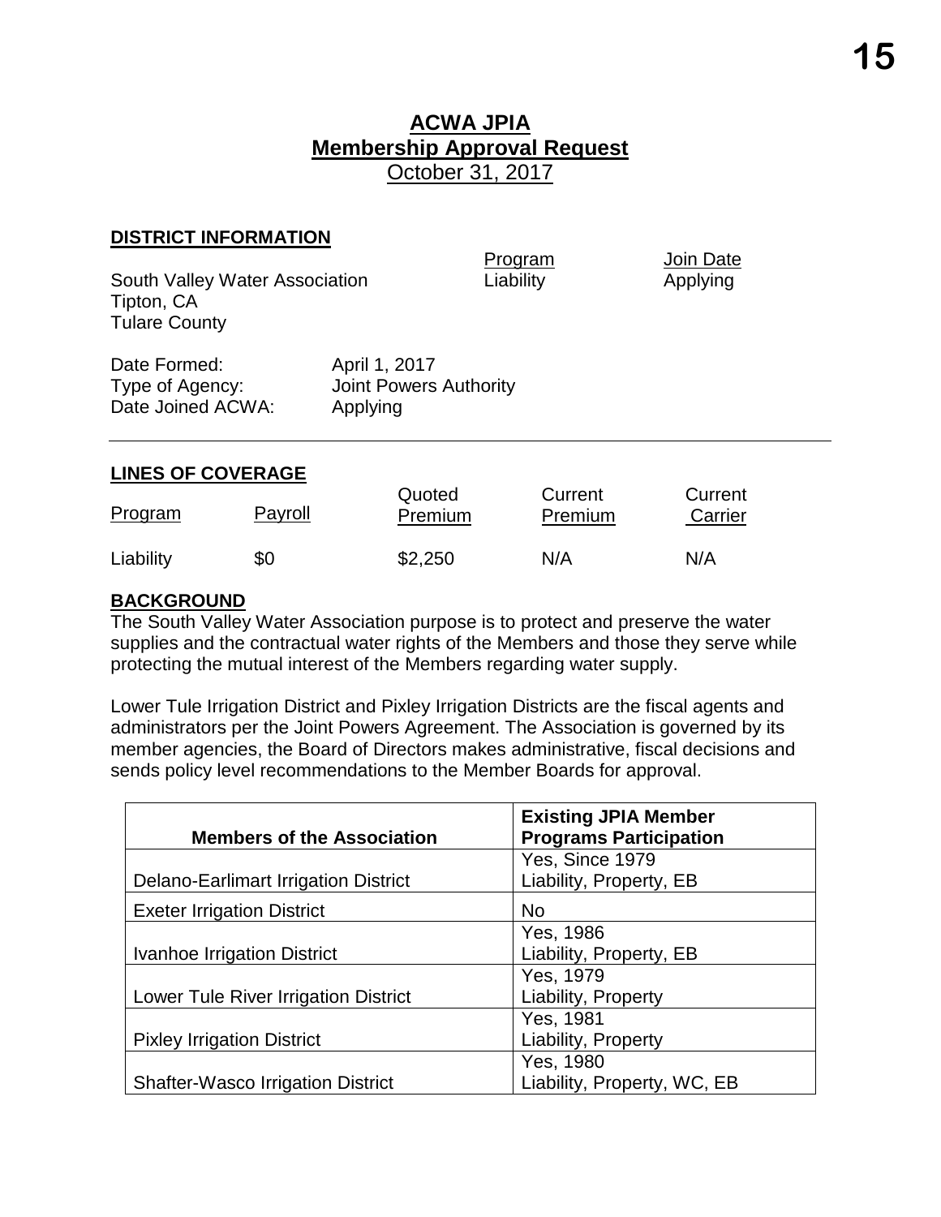# ACWA JPIA

## Membership Approval Request

October 31, 2017

### DISTRICT INFORMATION

| | Program | Join Date |
|---|---|---|
| South Valley Water Association<br>Tipton, CA<br>Tulare County | Liability | Applying |

Date Formed: April 1, 2017
Type of Agency: Joint Powers Authority
Date Joined ACWA: Applying

---

### LINES OF COVERAGE

| Program | Payroll | Quoted Premium | Current Premium | Current Carrier |
|---|---|---|---|---|
| Liability | $0 | $2,250 | N/A | N/A |

### BACKGROUND

The South Valley Water Association purpose is to protect and preserve the water supplies and the contractual water rights of the Members and those they serve while protecting the mutual interest of the Members regarding water supply.

Lower Tule Irrigation District and Pixley Irrigation Districts are the fiscal agents and administrators per the Joint Powers Agreement. The Association is governed by its member agencies, the Board of Directors makes administrative, fiscal decisions and sends policy level recommendations to the Member Boards for approval.

| Members of the Association | Existing JPIA Member Programs Participation |
|---|---|
| Delano-Earlimart Irrigation District | Yes, Since 1979<br>Liability, Property, EB |
| Exeter Irrigation District | No |
| Ivanhoe Irrigation District | Yes, 1986<br>Liability, Property, EB |
| Lower Tule River Irrigation District | Yes, 1979<br>Liability, Property |
| Pixley Irrigation District | Yes, 1981<br>Liability, Property |
| Shafter-Wasco Irrigation District | Yes, 1980<br>Liability, Property, WC, EB |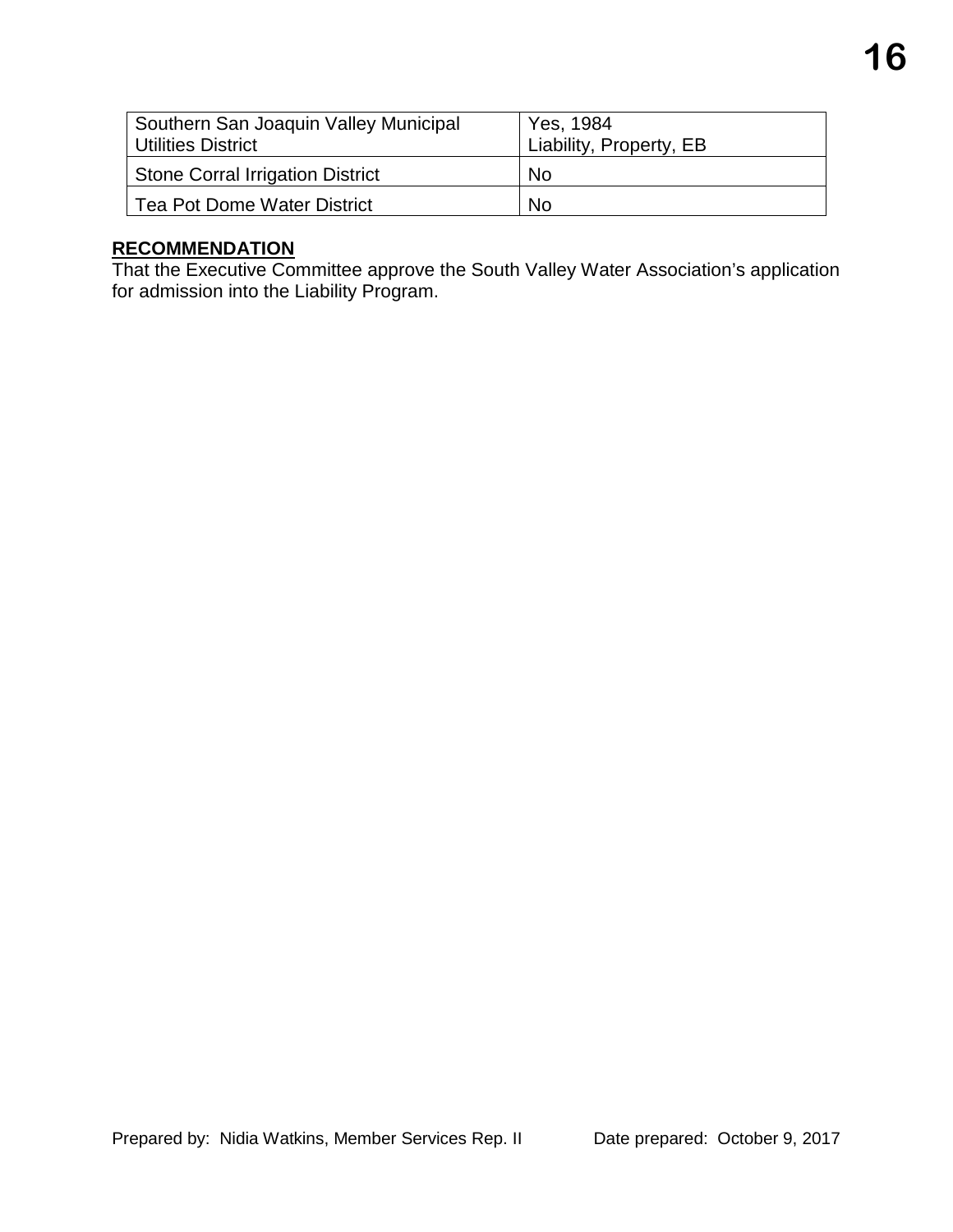| | |
|---|---|
| Southern San Joaquin Valley Municipal Utilities District | Yes, 1984<br>Liability, Property, EB |
| Stone Corral Irrigation District | No |
| Tea Pot Dome Water District | No |

**RECOMMENDATION**

That the Executive Committee approve the South Valley Water Association's application for admission into the Liability Program.

Prepared by: Nidia Watkins, Member Services Rep. II Date prepared: October 9, 2017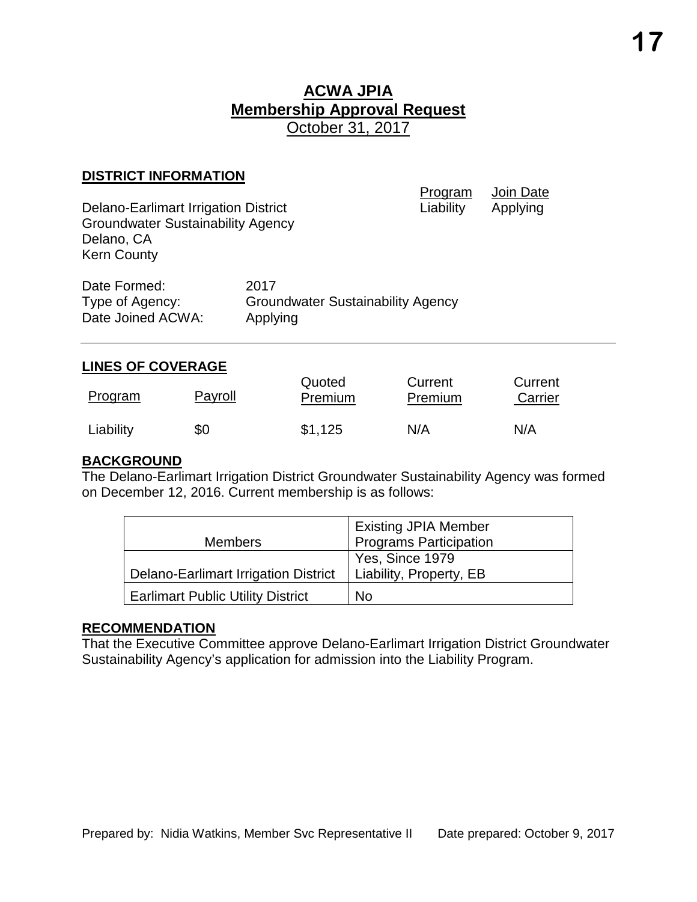# ACWA JPIA
## Membership Approval Request
October 31, 2017

### DISTRICT INFORMATION

| | Program | Join Date |
|---|---|---|
| Delano-Earlimart Irrigation District Groundwater Sustainability Agency<br>Delano, CA<br>Kern County | Liability | Applying |

Date Formed: 2017
Type of Agency: Groundwater Sustainability Agency
Date Joined ACWA: Applying

### LINES OF COVERAGE

| Program | Payroll | Quoted Premium | Current Premium | Current Carrier |
|---|---|---|---|---|
| Liability | $0 | $1,125 | N/A | N/A |

### BACKGROUND

The Delano-Earlimart Irrigation District Groundwater Sustainability Agency was formed on December 12, 2016. Current membership is as follows:

| Members | Existing JPIA Member Programs Participation |
|---|---|
| Delano-Earlimart Irrigation District | Yes, Since 1979<br>Liability, Property, EB |
| Earlimart Public Utility District | No |

### RECOMMENDATION

That the Executive Committee approve Delano-Earlimart Irrigation District Groundwater Sustainability Agency's application for admission into the Liability Program.

Prepared by: Nidia Watkins, Member Svc Representative II    Date prepared: October 9, 2017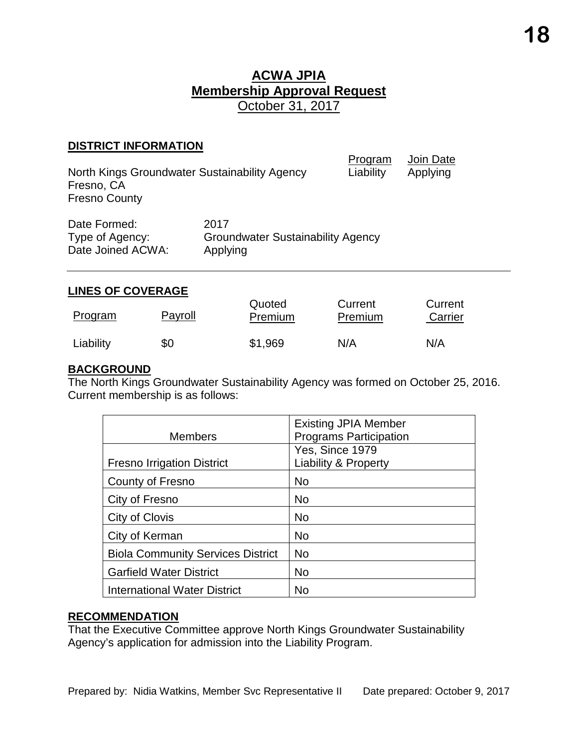# ACWA JPIA
## Membership Approval Request
October 31, 2017

### DISTRICT INFORMATION

| | Program | Join Date |
|---|---|---|
| North Kings Groundwater Sustainability Agency<br>Fresno, CA<br>Fresno County | Liability | Applying |

Date Formed: 2017
Type of Agency: Groundwater Sustainability Agency
Date Joined ACWA: Applying

---

### LINES OF COVERAGE

| Program | Payroll | Quoted Premium | Current Premium | Current Carrier |
|---|---|---|---|---|
| Liability | $0 | $1,969 | N/A | N/A |

### BACKGROUND

The North Kings Groundwater Sustainability Agency was formed on October 25, 2016. Current membership is as follows:

| Members | Existing JPIA Member Programs Participation |
|---|---|
| Fresno Irrigation District | Yes, Since 1979<br>Liability & Property |
| County of Fresno | No |
| City of Fresno | No |
| City of Clovis | No |
| City of Kerman | No |
| Biola Community Services District | No |
| Garfield Water District | No |
| International Water District | No |

### RECOMMENDATION

That the Executive Committee approve North Kings Groundwater Sustainability Agency's application for admission into the Liability Program.

Prepared by: Nidia Watkins, Member Svc Representative II    Date prepared: October 9, 2017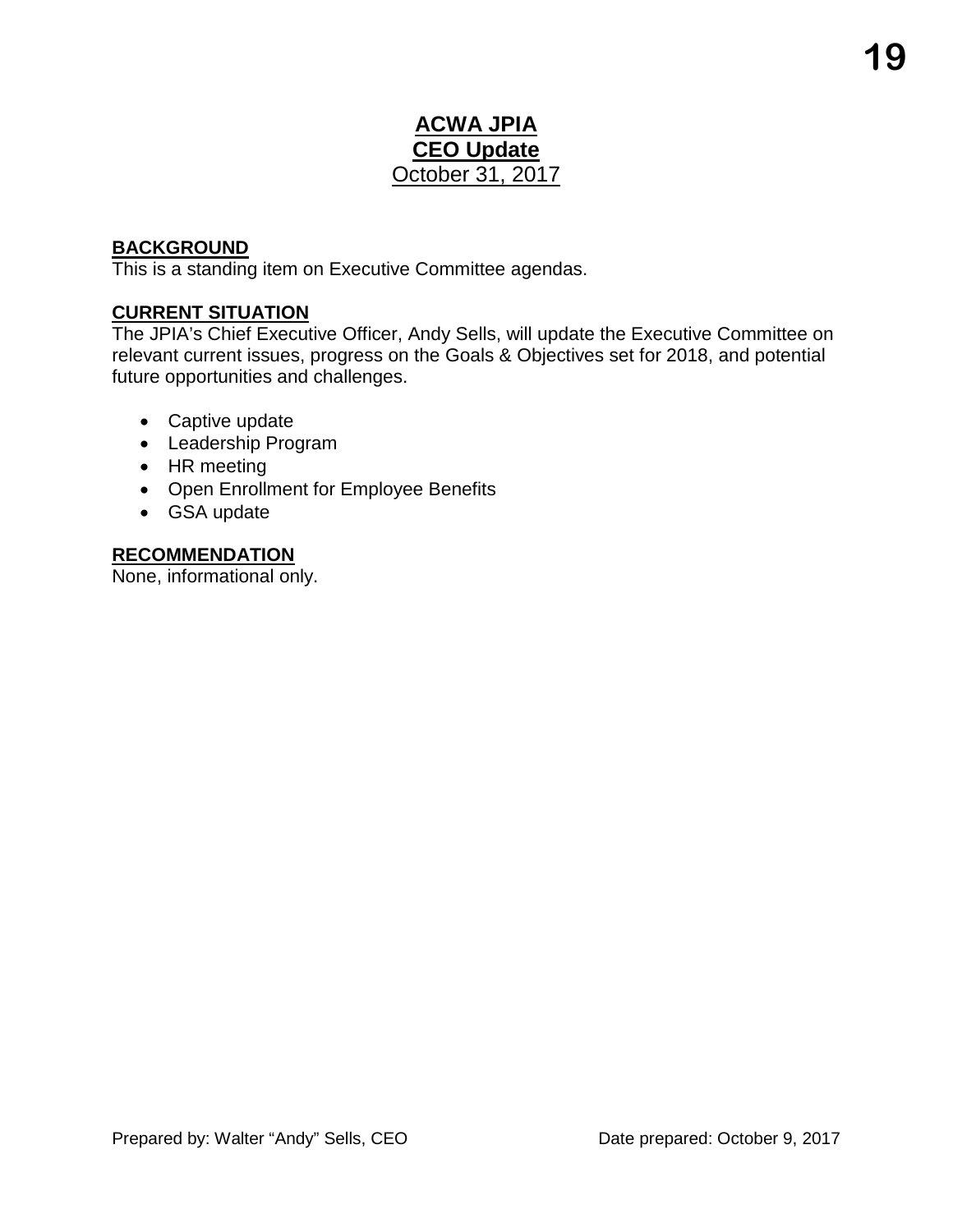# ACWA JPIA
# CEO Update
October 31, 2017

**BACKGROUND**
This is a standing item on Executive Committee agendas.

**CURRENT SITUATION**
The JPIA's Chief Executive Officer, Andy Sells, will update the Executive Committee on relevant current issues, progress on the Goals & Objectives set for 2018, and potential future opportunities and challenges.

- Captive update
- Leadership Program
- HR meeting
- Open Enrollment for Employee Benefits
- GSA update

**RECOMMENDATION**
None, informational only.

Prepared by: Walter "Andy" Sells, CEO Date prepared: October 9, 2017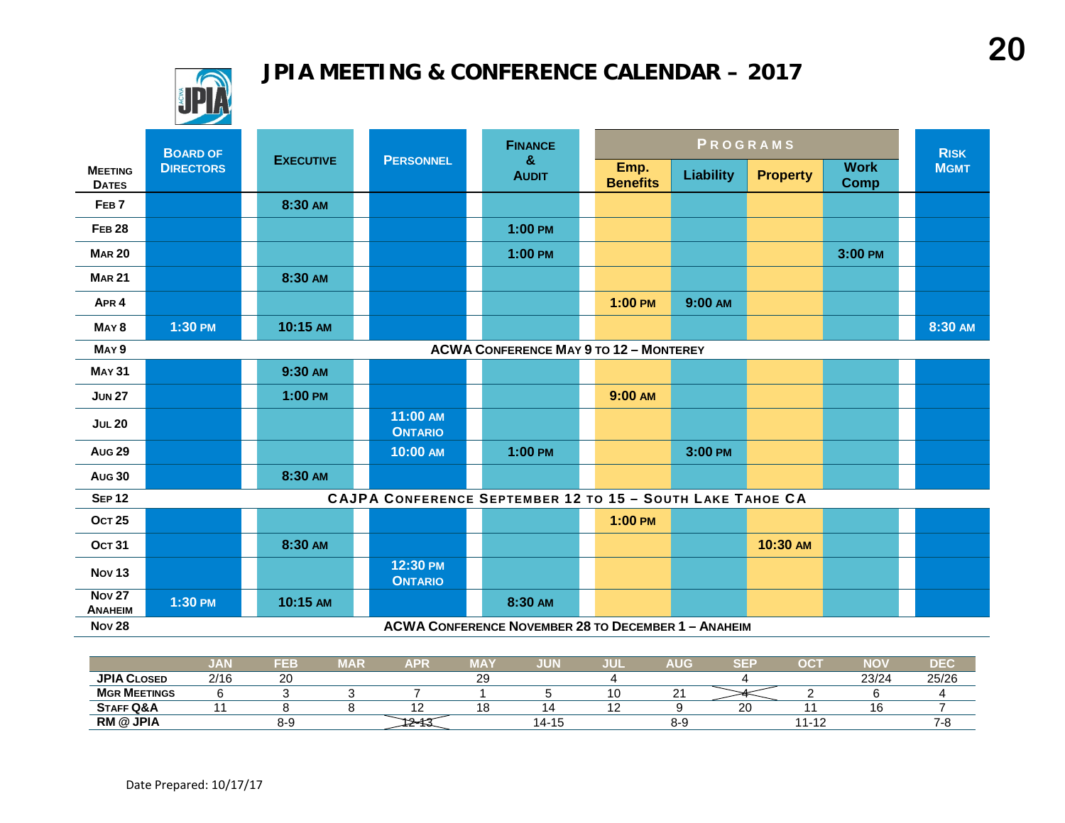# JPIA MEETING & CONFERENCE CALENDAR – 2017

| Meeting Dates | Board of Directors | Executive | Personnel | Finance & Audit | Programs | | | | Risk Mgmt |
|---|---|---|---|---|---|---|---|---|---|
| | | | | | Emp. Benefits | Liability | Property | Work Comp | |
| Feb 7 | | 8:30 AM | | | | | | | |
| Feb 28 | | | | 1:00 PM | | | | | |
| Mar 20 | | | | 1:00 PM | | | | 3:00 PM | |
| Mar 21 | | 8:30 AM | | | | | | | |
| Apr 4 | | | | | 1:00 PM | 9:00 AM | | | |
| May 8 | 1:30 PM | 10:15 AM | | | | | | | 8:30 AM |
| May 9 | ACWA Conference May 9 to 12 – Monterey | | | | | | | | |
| May 31 | | 9:30 AM | | | | | | | |
| Jun 27 | | 1:00 PM | | | 9:00 AM | | | | |
| Jul 20 | | | 11:00 AM Ontario | | | | | | |
| Aug 29 | | | 10:00 AM | 1:00 PM | | 3:00 PM | | | |
| Aug 30 | | 8:30 AM | | | | | | | |
| Sep 12 | CAJPA Conference September 12 to 15 – South Lake Tahoe CA | | | | | | | | |
| Oct 25 | | | | | 1:00 PM | | | | |
| Oct 31 | | 8:30 AM | | | | | 10:30 AM | | |
| Nov 13 | | | 12:30 PM Ontario | | | | | | |
| Nov 27 Anaheim | 1:30 PM | 10:15 AM | | 8:30 AM | | | | | |
| Nov 28 | ACWA Conference November 28 to December 1 – Anaheim | | | | | | | | |

| | JAN | FEB | MAR | APR | MAY | JUN | JUL | AUG | SEP | OCT | NOV | DEC |
|---|---|---|---|---|---|---|---|---|---|---|---|---|
| JPIA Closed | 2/16 | 20 | | | 29 | | 4 | | 4 | | 23/24 | 25/26 |
| Mgr Meetings | 6 | 3 | 3 | 7 | 1 | 5 | 10 | 21 | ~~4~~ | 2 | 6 | 4 |
| Staff Q&A | 11 | 8 | 8 | 12 | 18 | 14 | 12 | 9 | 20 | 11 | 16 | 7 |
| RM @ JPIA | | 8-9 | | ~~12-13~~ | | 14-15 | | 8-9 | | 11-12 | | 7-8 |

Date Prepared: 10/17/17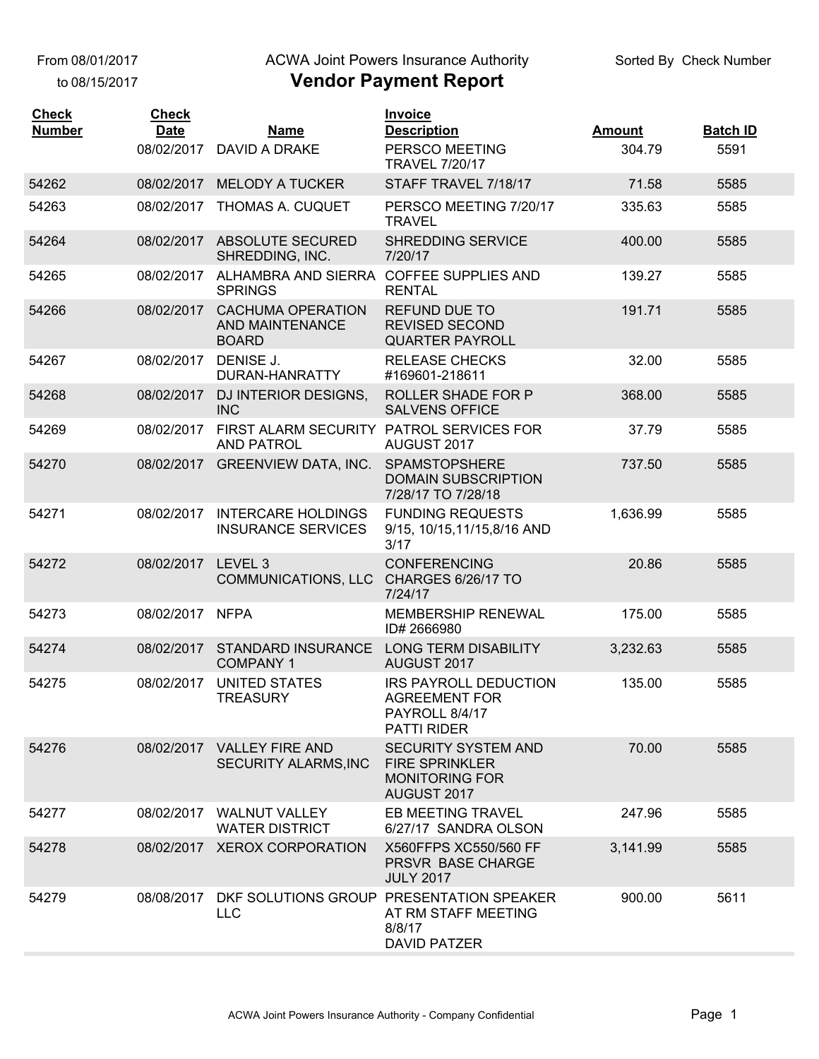From 08/01/2017 to 08/15/2017

ACWA Joint Powers Insurance Authority

# Vendor Payment Report

Sorted By Check Number

| Check Number | Check Date | Name | Invoice Description | Amount | Batch ID |
|---|---|---|---|---|---|
| | 08/02/2017 | DAVID A DRAKE | PERSCO MEETING TRAVEL 7/20/17 | 304.79 | 5591 |
| 54262 | 08/02/2017 | MELODY A TUCKER | STAFF TRAVEL 7/18/17 | 71.58 | 5585 |
| 54263 | 08/02/2017 | THOMAS A. CUQUET | PERSCO MEETING 7/20/17 TRAVEL | 335.63 | 5585 |
| 54264 | 08/02/2017 | ABSOLUTE SECURED SHREDDING, INC. | SHREDDING SERVICE 7/20/17 | 400.00 | 5585 |
| 54265 | 08/02/2017 | ALHAMBRA AND SIERRA SPRINGS | COFFEE SUPPLIES AND RENTAL | 139.27 | 5585 |
| 54266 | 08/02/2017 | CACHUMA OPERATION AND MAINTENANCE BOARD | REFUND DUE TO REVISED SECOND QUARTER PAYROLL | 191.71 | 5585 |
| 54267 | 08/02/2017 | DENISE J. DURAN-HANRATTY | RELEASE CHECKS #169601-218611 | 32.00 | 5585 |
| 54268 | 08/02/2017 | DJ INTERIOR DESIGNS, INC | ROLLER SHADE FOR P SALVENS OFFICE | 368.00 | 5585 |
| 54269 | 08/02/2017 | FIRST ALARM SECURITY AND PATROL | PATROL SERVICES FOR AUGUST 2017 | 37.79 | 5585 |
| 54270 | 08/02/2017 | GREENVIEW DATA, INC. | SPAMSTOPSHERE DOMAIN SUBSCRIPTION 7/28/17 TO 7/28/18 | 737.50 | 5585 |
| 54271 | 08/02/2017 | INTERCARE HOLDINGS INSURANCE SERVICES | FUNDING REQUESTS 9/15, 10/15,11/15,8/16 AND 3/17 | 1,636.99 | 5585 |
| 54272 | 08/02/2017 | LEVEL 3 COMMUNICATIONS, LLC | CONFERENCING CHARGES 6/26/17 TO 7/24/17 | 20.86 | 5585 |
| 54273 | 08/02/2017 | NFPA | MEMBERSHIP RENEWAL ID# 2666980 | 175.00 | 5585 |
| 54274 | 08/02/2017 | STANDARD INSURANCE COMPANY 1 | LONG TERM DISABILITY AUGUST 2017 | 3,232.63 | 5585 |
| 54275 | 08/02/2017 | UNITED STATES TREASURY | IRS PAYROLL DEDUCTION AGREEMENT FOR PAYROLL 8/4/17 PATTI RIDER | 135.00 | 5585 |
| 54276 | 08/02/2017 | VALLEY FIRE AND SECURITY ALARMS,INC | SECURITY SYSTEM AND FIRE SPRINKLER MONITORING FOR AUGUST 2017 | 70.00 | 5585 |
| 54277 | 08/02/2017 | WALNUT VALLEY WATER DISTRICT | EB MEETING TRAVEL 6/27/17 SANDRA OLSON | 247.96 | 5585 |
| 54278 | 08/02/2017 | XEROX CORPORATION | X560FFPS XC550/560 FF PRSVR BASE CHARGE JULY 2017 | 3,141.99 | 5585 |
| 54279 | 08/08/2017 | DKF SOLUTIONS GROUP LLC | PRESENTATION SPEAKER AT RM STAFF MEETING 8/8/17 DAVID PATZER | 900.00 | 5611 |

ACWA Joint Powers Insurance Authority - Company Confidential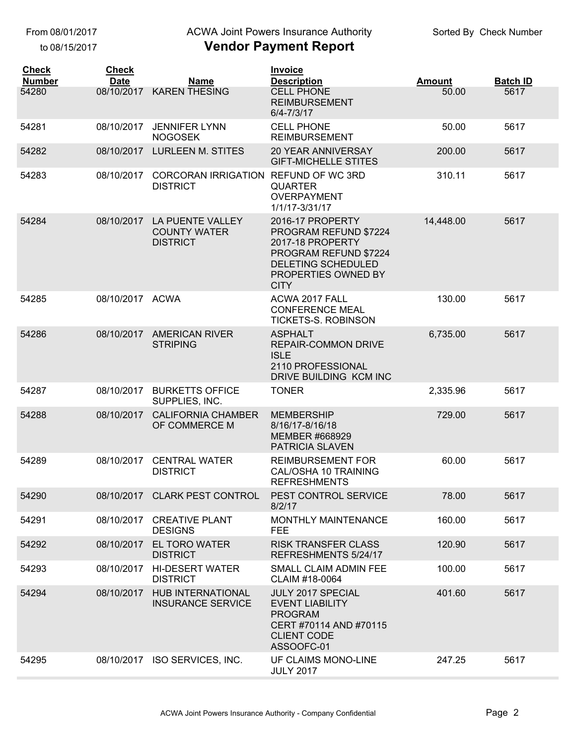From 08/01/2017
to 08/15/2017

ACWA Joint Powers Insurance Authority

# Vendor Payment Report

Sorted By Check Number

| Check Number | Check Date | Name | Invoice Description | Amount | Batch ID |
|---|---|---|---|---|---|
| 54280 | 08/10/2017 | KAREN THESING | CELL PHONE REIMBURSEMENT 6/4-7/3/17 | 50.00 | 5617 |
| 54281 | 08/10/2017 | JENNIFER LYNN NOGOSEK | CELL PHONE REIMBURSEMENT | 50.00 | 5617 |
| 54282 | 08/10/2017 | LURLEEN M. STITES | 20 YEAR ANNIVERSAY GIFT-MICHELLE STITES | 200.00 | 5617 |
| 54283 | 08/10/2017 | CORCORAN IRRIGATION DISTRICT | REFUND OF WC 3RD QUARTER OVERPAYMENT 1/1/17-3/31/17 | 310.11 | 5617 |
| 54284 | 08/10/2017 | LA PUENTE VALLEY COUNTY WATER DISTRICT | 2016-17 PROPERTY PROGRAM REFUND $7224 2017-18 PROPERTY PROGRAM REFUND $7224 DELETING SCHEDULED PROPERTIES OWNED BY CITY | 14,448.00 | 5617 |
| 54285 | 08/10/2017 | ACWA | ACWA 2017 FALL CONFERENCE MEAL TICKETS-S. ROBINSON | 130.00 | 5617 |
| 54286 | 08/10/2017 | AMERICAN RIVER STRIPING | ASPHALT REPAIR-COMMON DRIVE ISLE 2110 PROFESSIONAL DRIVE BUILDING KCM INC | 6,735.00 | 5617 |
| 54287 | 08/10/2017 | BURKETTS OFFICE SUPPLIES, INC. | TONER | 2,335.96 | 5617 |
| 54288 | 08/10/2017 | CALIFORNIA CHAMBER OF COMMERCE M | MEMBERSHIP 8/16/17-8/16/18 MEMBER #668929 PATRICIA SLAVEN | 729.00 | 5617 |
| 54289 | 08/10/2017 | CENTRAL WATER DISTRICT | REIMBURSEMENT FOR CAL/OSHA 10 TRAINING REFRESHMENTS | 60.00 | 5617 |
| 54290 | 08/10/2017 | CLARK PEST CONTROL | PEST CONTROL SERVICE 8/2/17 | 78.00 | 5617 |
| 54291 | 08/10/2017 | CREATIVE PLANT DESIGNS | MONTHLY MAINTENANCE FEE | 160.00 | 5617 |
| 54292 | 08/10/2017 | EL TORO WATER DISTRICT | RISK TRANSFER CLASS REFRESHMENTS 5/24/17 | 120.90 | 5617 |
| 54293 | 08/10/2017 | HI-DESERT WATER DISTRICT | SMALL CLAIM ADMIN FEE CLAIM #18-0064 | 100.00 | 5617 |
| 54294 | 08/10/2017 | HUB INTERNATIONAL INSURANCE SERVICE | JULY 2017 SPECIAL EVENT LIABILITY PROGRAM CERT #70114 AND #70115 CLIENT CODE ASSOOFC-01 | 401.60 | 5617 |
| 54295 | 08/10/2017 | ISO SERVICES, INC. | UF CLAIMS MONO-LINE JULY 2017 | 247.25 | 5617 |

ACWA Joint Powers Insurance Authority - Company Confidential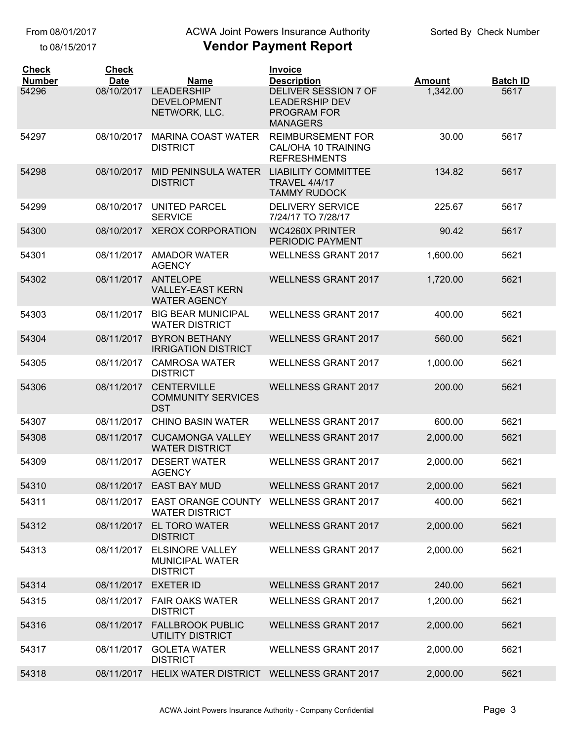From 08/01/2017 to 08/15/2017

ACWA Joint Powers Insurance Authority

# Vendor Payment Report

Sorted By Check Number

| Check Number | Check Date | Name | Invoice Description | Amount | Batch ID |
|---|---|---|---|---|---|
| 54296 | 08/10/2017 | LEADERSHIP DEVELOPMENT NETWORK, LLC. | DELIVER SESSION 7 OF LEADERSHIP DEV PROGRAM FOR MANAGERS | 1,342.00 | 5617 |
| 54297 | 08/10/2017 | MARINA COAST WATER DISTRICT | REIMBURSEMENT FOR CAL/OHA 10 TRAINING REFRESHMENTS | 30.00 | 5617 |
| 54298 | 08/10/2017 | MID PENINSULA WATER DISTRICT | LIABILITY COMMITTEE TRAVEL 4/4/17 TAMMY RUDOCK | 134.82 | 5617 |
| 54299 | 08/10/2017 | UNITED PARCEL SERVICE | DELIVERY SERVICE 7/24/17 TO 7/28/17 | 225.67 | 5617 |
| 54300 | 08/10/2017 | XEROX CORPORATION | WC4260X PRINTER PERIODIC PAYMENT | 90.42 | 5617 |
| 54301 | 08/11/2017 | AMADOR WATER AGENCY | WELLNESS GRANT 2017 | 1,600.00 | 5621 |
| 54302 | 08/11/2017 | ANTELOPE VALLEY-EAST KERN WATER AGENCY | WELLNESS GRANT 2017 | 1,720.00 | 5621 |
| 54303 | 08/11/2017 | BIG BEAR MUNICIPAL WATER DISTRICT | WELLNESS GRANT 2017 | 400.00 | 5621 |
| 54304 | 08/11/2017 | BYRON BETHANY IRRIGATION DISTRICT | WELLNESS GRANT 2017 | 560.00 | 5621 |
| 54305 | 08/11/2017 | CAMROSA WATER DISTRICT | WELLNESS GRANT 2017 | 1,000.00 | 5621 |
| 54306 | 08/11/2017 | CENTERVILLE COMMUNITY SERVICES DST | WELLNESS GRANT 2017 | 200.00 | 5621 |
| 54307 | 08/11/2017 | CHINO BASIN WATER | WELLNESS GRANT 2017 | 600.00 | 5621 |
| 54308 | 08/11/2017 | CUCAMONGA VALLEY WATER DISTRICT | WELLNESS GRANT 2017 | 2,000.00 | 5621 |
| 54309 | 08/11/2017 | DESERT WATER AGENCY | WELLNESS GRANT 2017 | 2,000.00 | 5621 |
| 54310 | 08/11/2017 | EAST BAY MUD | WELLNESS GRANT 2017 | 2,000.00 | 5621 |
| 54311 | 08/11/2017 | EAST ORANGE COUNTY WATER DISTRICT | WELLNESS GRANT 2017 | 400.00 | 5621 |
| 54312 | 08/11/2017 | EL TORO WATER DISTRICT | WELLNESS GRANT 2017 | 2,000.00 | 5621 |
| 54313 | 08/11/2017 | ELSINORE VALLEY MUNICIPAL WATER DISTRICT | WELLNESS GRANT 2017 | 2,000.00 | 5621 |
| 54314 | 08/11/2017 | EXETER ID | WELLNESS GRANT 2017 | 240.00 | 5621 |
| 54315 | 08/11/2017 | FAIR OAKS WATER DISTRICT | WELLNESS GRANT 2017 | 1,200.00 | 5621 |
| 54316 | 08/11/2017 | FALLBROOK PUBLIC UTILITY DISTRICT | WELLNESS GRANT 2017 | 2,000.00 | 5621 |
| 54317 | 08/11/2017 | GOLETA WATER DISTRICT | WELLNESS GRANT 2017 | 2,000.00 | 5621 |
| 54318 | 08/11/2017 | HELIX WATER DISTRICT | WELLNESS GRANT 2017 | 2,000.00 | 5621 |

ACWA Joint Powers Insurance Authority - Company Confidential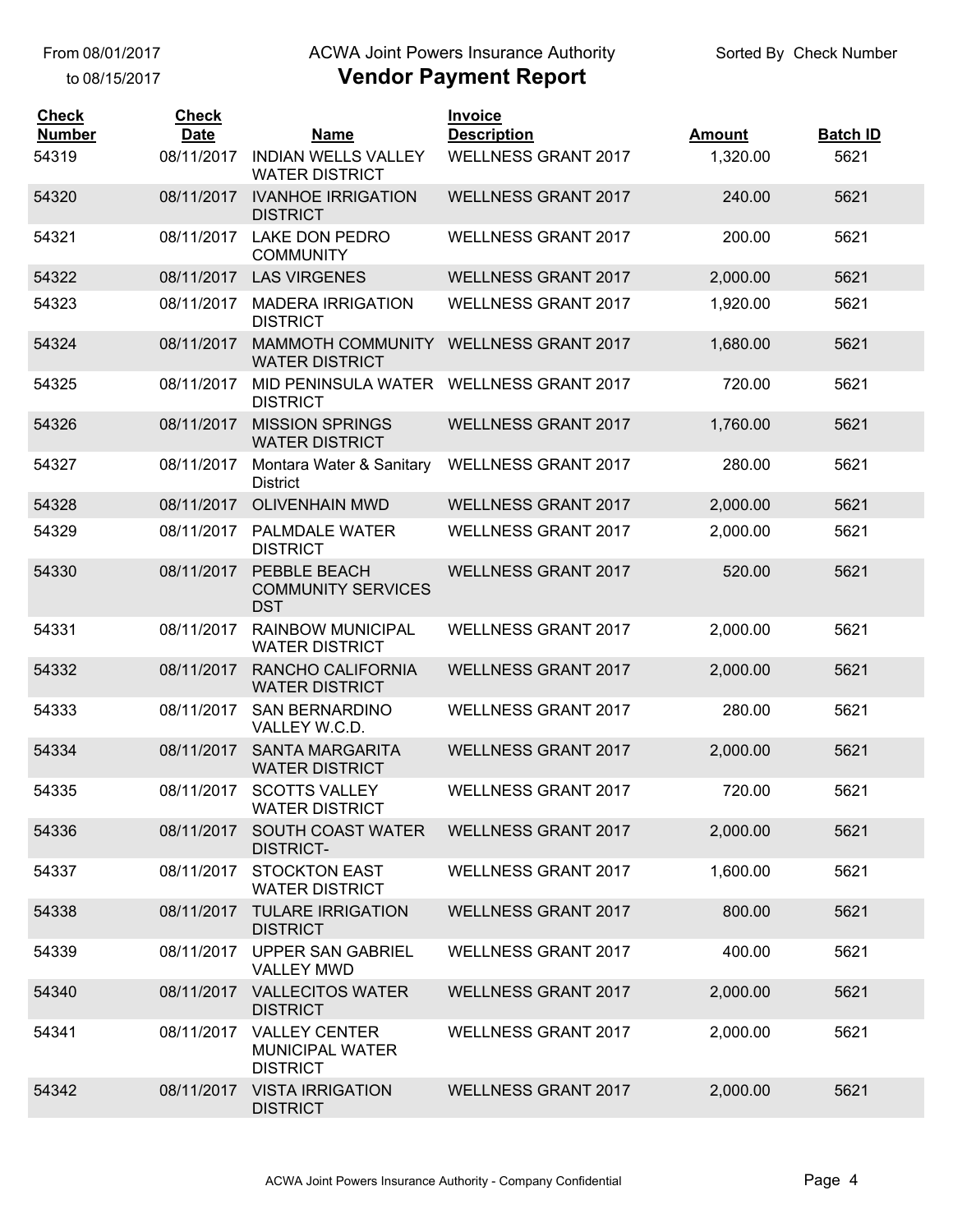From 08/01/2017 to 08/15/2017

ACWA Joint Powers Insurance Authority

# Vendor Payment Report

Sorted By Check Number

| Check Number | Check Date | Name | Invoice Description | Amount | Batch ID |
|---|---|---|---|---|---|
| 54319 | 08/11/2017 | INDIAN WELLS VALLEY WATER DISTRICT | WELLNESS GRANT 2017 | 1,320.00 | 5621 |
| 54320 | 08/11/2017 | IVANHOE IRRIGATION DISTRICT | WELLNESS GRANT 2017 | 240.00 | 5621 |
| 54321 | 08/11/2017 | LAKE DON PEDRO COMMUNITY | WELLNESS GRANT 2017 | 200.00 | 5621 |
| 54322 | 08/11/2017 | LAS VIRGENES | WELLNESS GRANT 2017 | 2,000.00 | 5621 |
| 54323 | 08/11/2017 | MADERA IRRIGATION DISTRICT | WELLNESS GRANT 2017 | 1,920.00 | 5621 |
| 54324 | 08/11/2017 | MAMMOTH COMMUNITY WATER DISTRICT | WELLNESS GRANT 2017 | 1,680.00 | 5621 |
| 54325 | 08/11/2017 | MID PENINSULA WATER DISTRICT | WELLNESS GRANT 2017 | 720.00 | 5621 |
| 54326 | 08/11/2017 | MISSION SPRINGS WATER DISTRICT | WELLNESS GRANT 2017 | 1,760.00 | 5621 |
| 54327 | 08/11/2017 | Montara Water & Sanitary District | WELLNESS GRANT 2017 | 280.00 | 5621 |
| 54328 | 08/11/2017 | OLIVENHAIN MWD | WELLNESS GRANT 2017 | 2,000.00 | 5621 |
| 54329 | 08/11/2017 | PALMDALE WATER DISTRICT | WELLNESS GRANT 2017 | 2,000.00 | 5621 |
| 54330 | 08/11/2017 | PEBBLE BEACH COMMUNITY SERVICES DST | WELLNESS GRANT 2017 | 520.00 | 5621 |
| 54331 | 08/11/2017 | RAINBOW MUNICIPAL WATER DISTRICT | WELLNESS GRANT 2017 | 2,000.00 | 5621 |
| 54332 | 08/11/2017 | RANCHO CALIFORNIA WATER DISTRICT | WELLNESS GRANT 2017 | 2,000.00 | 5621 |
| 54333 | 08/11/2017 | SAN BERNARDINO VALLEY W.C.D. | WELLNESS GRANT 2017 | 280.00 | 5621 |
| 54334 | 08/11/2017 | SANTA MARGARITA WATER DISTRICT | WELLNESS GRANT 2017 | 2,000.00 | 5621 |
| 54335 | 08/11/2017 | SCOTTS VALLEY WATER DISTRICT | WELLNESS GRANT 2017 | 720.00 | 5621 |
| 54336 | 08/11/2017 | SOUTH COAST WATER DISTRICT- | WELLNESS GRANT 2017 | 2,000.00 | 5621 |
| 54337 | 08/11/2017 | STOCKTON EAST WATER DISTRICT | WELLNESS GRANT 2017 | 1,600.00 | 5621 |
| 54338 | 08/11/2017 | TULARE IRRIGATION DISTRICT | WELLNESS GRANT 2017 | 800.00 | 5621 |
| 54339 | 08/11/2017 | UPPER SAN GABRIEL VALLEY MWD | WELLNESS GRANT 2017 | 400.00 | 5621 |
| 54340 | 08/11/2017 | VALLECITOS WATER DISTRICT | WELLNESS GRANT 2017 | 2,000.00 | 5621 |
| 54341 | 08/11/2017 | VALLEY CENTER MUNICIPAL WATER DISTRICT | WELLNESS GRANT 2017 | 2,000.00 | 5621 |
| 54342 | 08/11/2017 | VISTA IRRIGATION DISTRICT | WELLNESS GRANT 2017 | 2,000.00 | 5621 |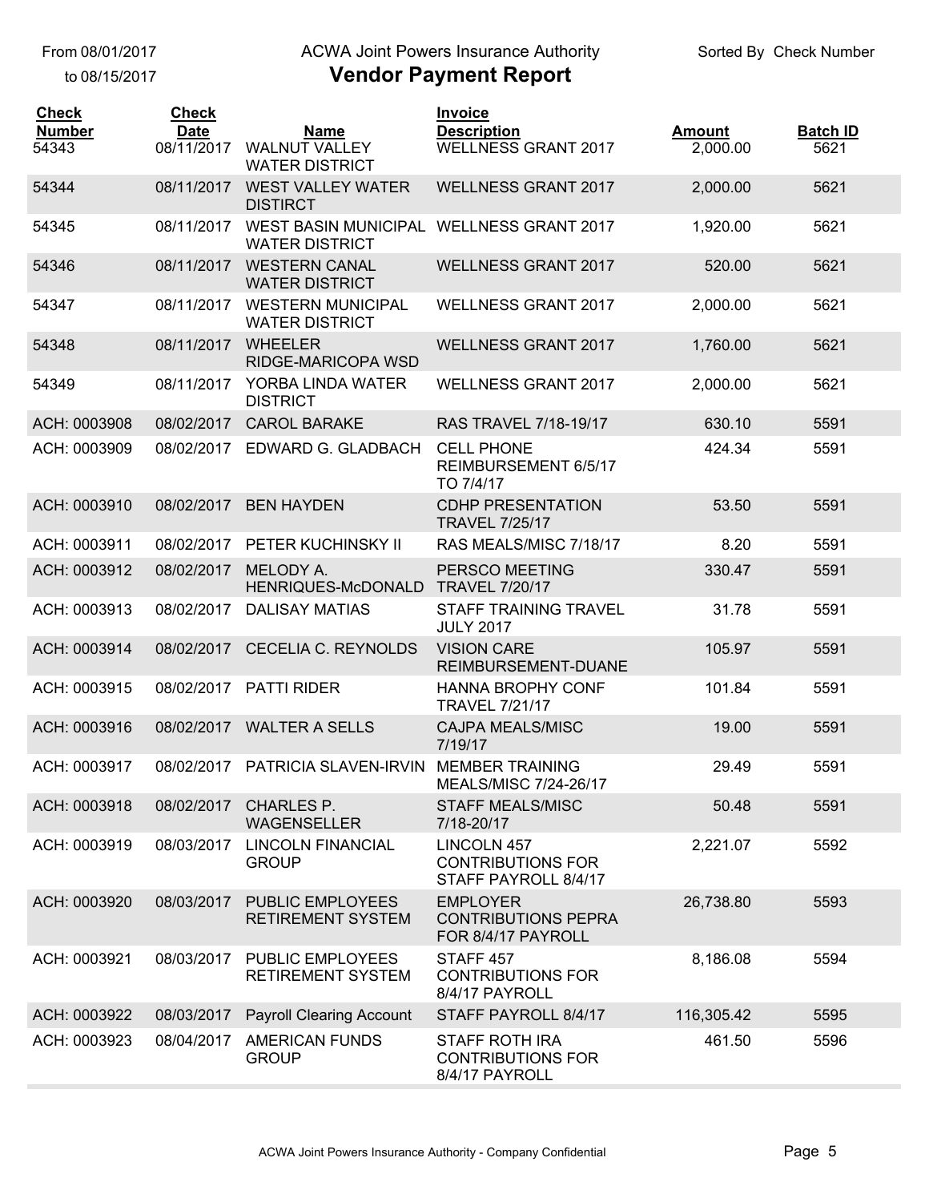From 08/01/2017
to 08/15/2017

ACWA Joint Powers Insurance Authority

# Vendor Payment Report

Sorted By Check Number

| Check Number | Check Date | Name | Invoice Description | Amount | Batch ID |
|---|---|---|---|---|---|
| 54343 | 08/11/2017 | WALNUT VALLEY WATER DISTRICT | WELLNESS GRANT 2017 | 2,000.00 | 5621 |
| 54344 | 08/11/2017 | WEST VALLEY WATER DISTRCT | WELLNESS GRANT 2017 | 2,000.00 | 5621 |
| 54345 | 08/11/2017 | WEST BASIN MUNICIPAL WATER DISTRICT | WELLNESS GRANT 2017 | 1,920.00 | 5621 |
| 54346 | 08/11/2017 | WESTERN CANAL WATER DISTRICT | WELLNESS GRANT 2017 | 520.00 | 5621 |
| 54347 | 08/11/2017 | WESTERN MUNICIPAL WATER DISTRICT | WELLNESS GRANT 2017 | 2,000.00 | 5621 |
| 54348 | 08/11/2017 | WHEELER RIDGE-MARICOPA WSD | WELLNESS GRANT 2017 | 1,760.00 | 5621 |
| 54349 | 08/11/2017 | YORBA LINDA WATER DISTRICT | WELLNESS GRANT 2017 | 2,000.00 | 5621 |
| ACH: 0003908 | 08/02/2017 | CAROL BARAKE | RAS TRAVEL 7/18-19/17 | 630.10 | 5591 |
| ACH: 0003909 | 08/02/2017 | EDWARD G. GLADBACH | CELL PHONE REIMBURSEMENT 6/5/17 TO 7/4/17 | 424.34 | 5591 |
| ACH: 0003910 | 08/02/2017 | BEN HAYDEN | CDHP PRESENTATION TRAVEL 7/25/17 | 53.50 | 5591 |
| ACH: 0003911 | 08/02/2017 | PETER KUCHINSKY II | RAS MEALS/MISC 7/18/17 | 8.20 | 5591 |
| ACH: 0003912 | 08/02/2017 | MELODY A. HENRIQUES-McDONALD | PERSCO MEETING TRAVEL 7/20/17 | 330.47 | 5591 |
| ACH: 0003913 | 08/02/2017 | DALISAY MATIAS | STAFF TRAINING TRAVEL JULY 2017 | 31.78 | 5591 |
| ACH: 0003914 | 08/02/2017 | CECELIA C. REYNOLDS | VISION CARE REIMBURSEMENT-DUANE | 105.97 | 5591 |
| ACH: 0003915 | 08/02/2017 | PATTI RIDER | HANNA BROPHY CONF TRAVEL 7/21/17 | 101.84 | 5591 |
| ACH: 0003916 | 08/02/2017 | WALTER A SELLS | CAJPA MEALS/MISC 7/19/17 | 19.00 | 5591 |
| ACH: 0003917 | 08/02/2017 | PATRICIA SLAVEN-IRVIN | MEMBER TRAINING MEALS/MISC 7/24-26/17 | 29.49 | 5591 |
| ACH: 0003918 | 08/02/2017 | CHARLES P. WAGENSELLER | STAFF MEALS/MISC 7/18-20/17 | 50.48 | 5591 |
| ACH: 0003919 | 08/03/2017 | LINCOLN FINANCIAL GROUP | LINCOLN 457 CONTRIBUTIONS FOR STAFF PAYROLL 8/4/17 | 2,221.07 | 5592 |
| ACH: 0003920 | 08/03/2017 | PUBLIC EMPLOYEES RETIREMENT SYSTEM | EMPLOYER CONTRIBUTIONS PEPRA FOR 8/4/17 PAYROLL | 26,738.80 | 5593 |
| ACH: 0003921 | 08/03/2017 | PUBLIC EMPLOYEES RETIREMENT SYSTEM | STAFF 457 CONTRIBUTIONS FOR 8/4/17 PAYROLL | 8,186.08 | 5594 |
| ACH: 0003922 | 08/03/2017 | Payroll Clearing Account | STAFF PAYROLL 8/4/17 | 116,305.42 | 5595 |
| ACH: 0003923 | 08/04/2017 | AMERICAN FUNDS GROUP | STAFF ROTH IRA CONTRIBUTIONS FOR 8/4/17 PAYROLL | 461.50 | 5596 |

ACWA Joint Powers Insurance Authority - Company Confidential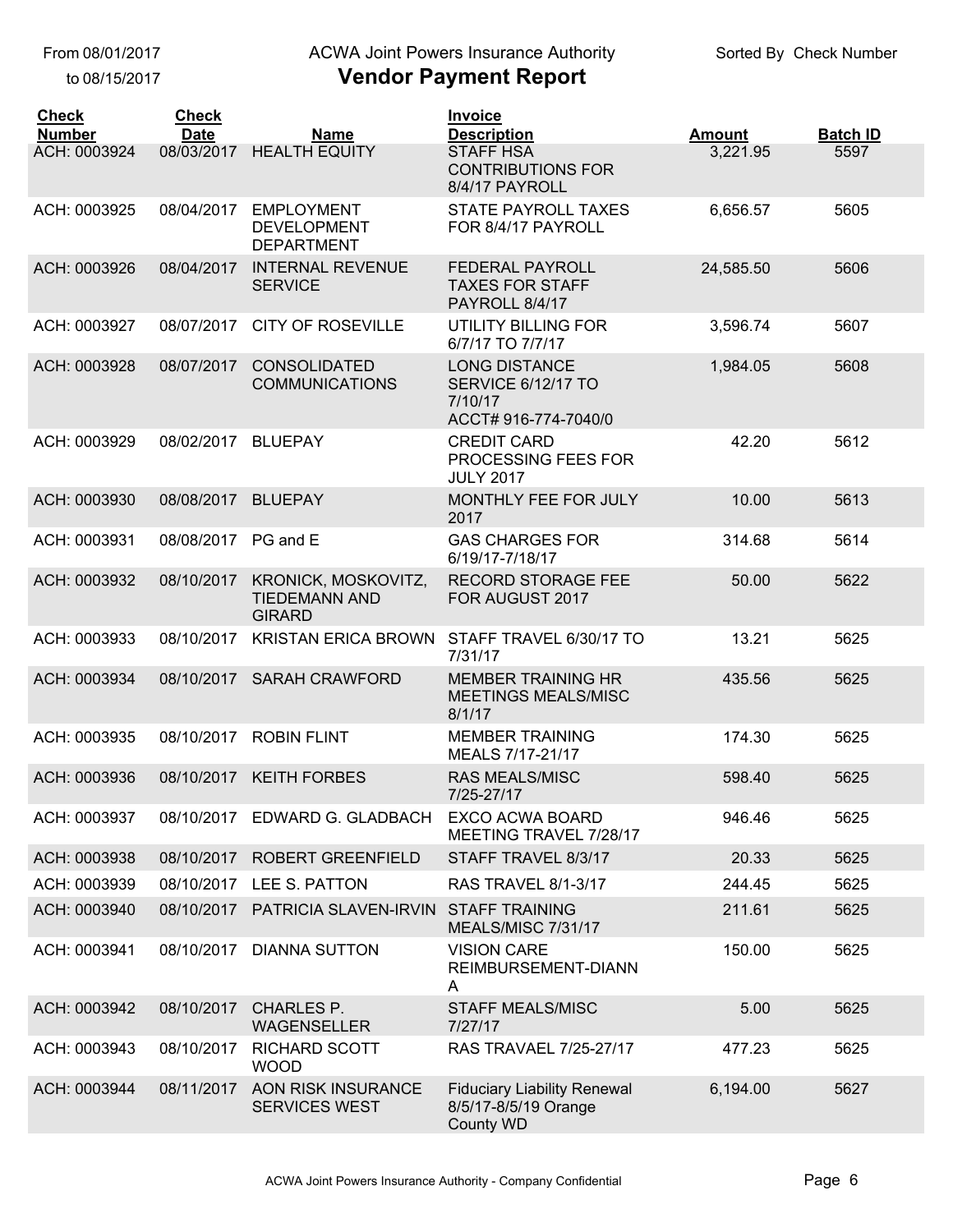From 08/01/2017
to 08/15/2017

ACWA Joint Powers Insurance Authority

# Vendor Payment Report

Sorted By Check Number

| Check Number | Check Date | Name | Invoice Description | Amount | Batch ID |
|---|---|---|---|---|---|
| ACH: 0003924 | 08/03/2017 | HEALTH EQUITY | STAFF HSA CONTRIBUTIONS FOR 8/4/17 PAYROLL | 3,221.95 | 5597 |
| ACH: 0003925 | 08/04/2017 | EMPLOYMENT DEVELOPMENT DEPARTMENT | STATE PAYROLL TAXES FOR 8/4/17 PAYROLL | 6,656.57 | 5605 |
| ACH: 0003926 | 08/04/2017 | INTERNAL REVENUE SERVICE | FEDERAL PAYROLL TAXES FOR STAFF PAYROLL 8/4/17 | 24,585.50 | 5606 |
| ACH: 0003927 | 08/07/2017 | CITY OF ROSEVILLE | UTILITY BILLING FOR 6/7/17 TO 7/7/17 | 3,596.74 | 5607 |
| ACH: 0003928 | 08/07/2017 | CONSOLIDATED COMMUNICATIONS | LONG DISTANCE SERVICE 6/12/17 TO 7/10/17 ACCT# 916-774-7040/0 | 1,984.05 | 5608 |
| ACH: 0003929 | 08/02/2017 | BLUEPAY | CREDIT CARD PROCESSING FEES FOR JULY 2017 | 42.20 | 5612 |
| ACH: 0003930 | 08/08/2017 | BLUEPAY | MONTHLY FEE FOR JULY 2017 | 10.00 | 5613 |
| ACH: 0003931 | 08/08/2017 | PG and E | GAS CHARGES FOR 6/19/17-7/18/17 | 314.68 | 5614 |
| ACH: 0003932 | 08/10/2017 | KRONICK, MOSKOVITZ, TIEDEMANN AND GIRARD | RECORD STORAGE FEE FOR AUGUST 2017 | 50.00 | 5622 |
| ACH: 0003933 | 08/10/2017 | KRISTAN ERICA BROWN | STAFF TRAVEL 6/30/17 TO 7/31/17 | 13.21 | 5625 |
| ACH: 0003934 | 08/10/2017 | SARAH CRAWFORD | MEMBER TRAINING HR MEETINGS MEALS/MISC 8/1/17 | 435.56 | 5625 |
| ACH: 0003935 | 08/10/2017 | ROBIN FLINT | MEMBER TRAINING MEALS 7/17-21/17 | 174.30 | 5625 |
| ACH: 0003936 | 08/10/2017 | KEITH FORBES | RAS MEALS/MISC 7/25-27/17 | 598.40 | 5625 |
| ACH: 0003937 | 08/10/2017 | EDWARD G. GLADBACH | EXCO ACWA BOARD MEETING TRAVEL 7/28/17 | 946.46 | 5625 |
| ACH: 0003938 | 08/10/2017 | ROBERT GREENFIELD | STAFF TRAVEL 8/3/17 | 20.33 | 5625 |
| ACH: 0003939 | 08/10/2017 | LEE S. PATTON | RAS TRAVEL 8/1-3/17 | 244.45 | 5625 |
| ACH: 0003940 | 08/10/2017 | PATRICIA SLAVEN-IRVIN | STAFF TRAINING MEALS/MISC 7/31/17 | 211.61 | 5625 |
| ACH: 0003941 | 08/10/2017 | DIANNA SUTTON | VISION CARE REIMBURSEMENT-DIANN A | 150.00 | 5625 |
| ACH: 0003942 | 08/10/2017 | CHARLES P. WAGENSELLER | STAFF MEALS/MISC 7/27/17 | 5.00 | 5625 |
| ACH: 0003943 | 08/10/2017 | RICHARD SCOTT WOOD | RAS TRAVAEL 7/25-27/17 | 477.23 | 5625 |
| ACH: 0003944 | 08/11/2017 | AON RISK INSURANCE SERVICES WEST | Fiduciary Liability Renewal 8/5/17-8/5/19 Orange County WD | 6,194.00 | 5627 |

ACWA Joint Powers Insurance Authority - Company Confidential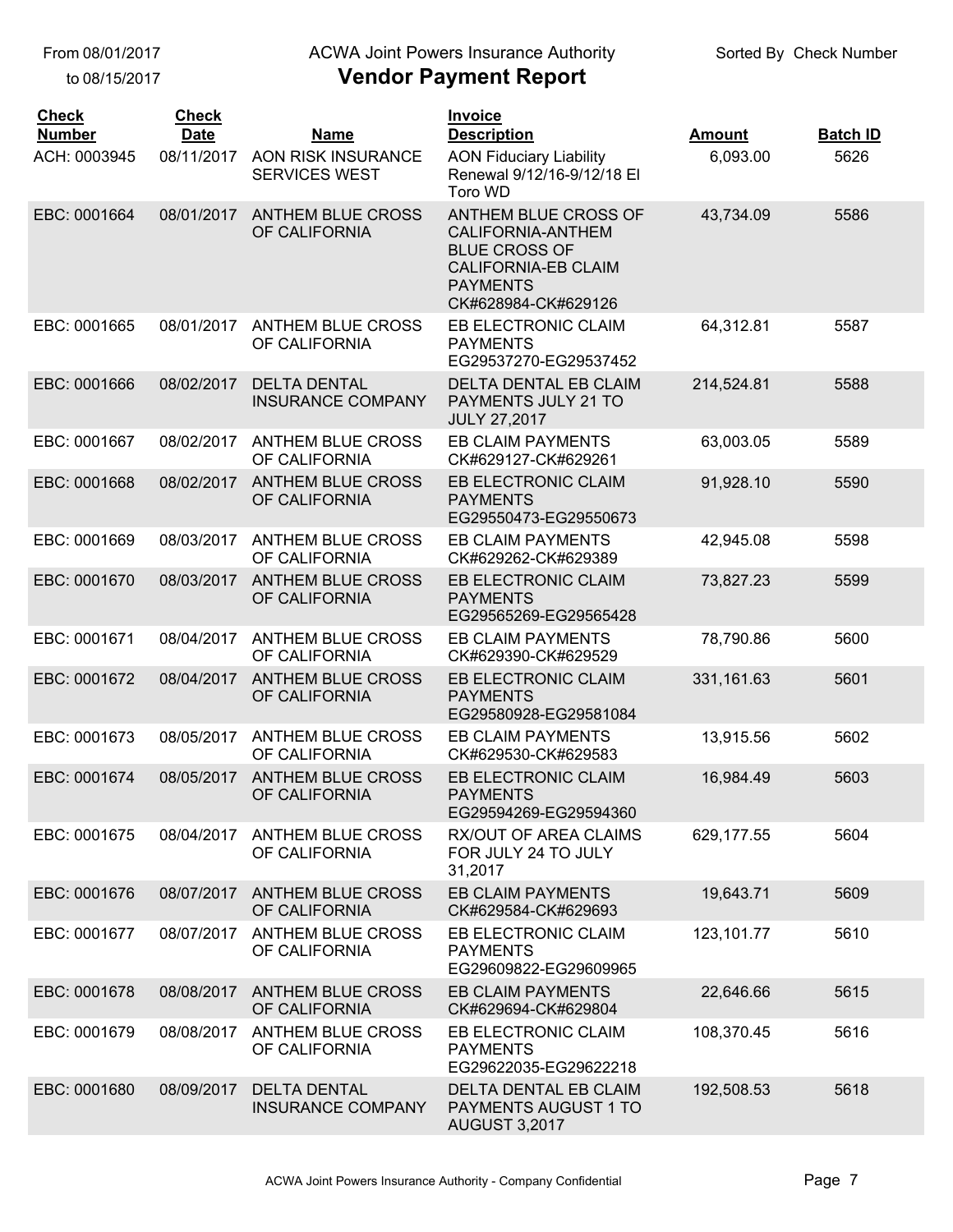From 08/01/2017
to 08/15/2017

ACWA Joint Powers Insurance Authority

# Vendor Payment Report

Sorted By Check Number

| Check Number | Check Date | Name | Invoice Description | Amount | Batch ID |
|---|---|---|---|---|---|
| ACH: 0003945 | 08/11/2017 | AON RISK INSURANCE SERVICES WEST | AON Fiduciary Liability Renewal 9/12/16-9/12/18 El Toro WD | 6,093.00 | 5626 |
| EBC: 0001664 | 08/01/2017 | ANTHEM BLUE CROSS OF CALIFORNIA | ANTHEM BLUE CROSS OF CALIFORNIA-ANTHEM BLUE CROSS OF CALIFORNIA-EB CLAIM PAYMENTS CK#628984-CK#629126 | 43,734.09 | 5586 |
| EBC: 0001665 | 08/01/2017 | ANTHEM BLUE CROSS OF CALIFORNIA | EB ELECTRONIC CLAIM PAYMENTS EG29537270-EG29537452 | 64,312.81 | 5587 |
| EBC: 0001666 | 08/02/2017 | DELTA DENTAL INSURANCE COMPANY | DELTA DENTAL EB CLAIM PAYMENTS JULY 21 TO JULY 27,2017 | 214,524.81 | 5588 |
| EBC: 0001667 | 08/02/2017 | ANTHEM BLUE CROSS OF CALIFORNIA | EB CLAIM PAYMENTS CK#629127-CK#629261 | 63,003.05 | 5589 |
| EBC: 0001668 | 08/02/2017 | ANTHEM BLUE CROSS OF CALIFORNIA | EB ELECTRONIC CLAIM PAYMENTS EG29550473-EG29550673 | 91,928.10 | 5590 |
| EBC: 0001669 | 08/03/2017 | ANTHEM BLUE CROSS OF CALIFORNIA | EB CLAIM PAYMENTS CK#629262-CK#629389 | 42,945.08 | 5598 |
| EBC: 0001670 | 08/03/2017 | ANTHEM BLUE CROSS OF CALIFORNIA | EB ELECTRONIC CLAIM PAYMENTS EG29565269-EG29565428 | 73,827.23 | 5599 |
| EBC: 0001671 | 08/04/2017 | ANTHEM BLUE CROSS OF CALIFORNIA | EB CLAIM PAYMENTS CK#629390-CK#629529 | 78,790.86 | 5600 |
| EBC: 0001672 | 08/04/2017 | ANTHEM BLUE CROSS OF CALIFORNIA | EB ELECTRONIC CLAIM PAYMENTS EG29580928-EG29581084 | 331,161.63 | 5601 |
| EBC: 0001673 | 08/05/2017 | ANTHEM BLUE CROSS OF CALIFORNIA | EB CLAIM PAYMENTS CK#629530-CK#629583 | 13,915.56 | 5602 |
| EBC: 0001674 | 08/05/2017 | ANTHEM BLUE CROSS OF CALIFORNIA | EB ELECTRONIC CLAIM PAYMENTS EG29594269-EG29594360 | 16,984.49 | 5603 |
| EBC: 0001675 | 08/04/2017 | ANTHEM BLUE CROSS OF CALIFORNIA | RX/OUT OF AREA CLAIMS FOR JULY 24 TO JULY 31,2017 | 629,177.55 | 5604 |
| EBC: 0001676 | 08/07/2017 | ANTHEM BLUE CROSS OF CALIFORNIA | EB CLAIM PAYMENTS CK#629584-CK#629693 | 19,643.71 | 5609 |
| EBC: 0001677 | 08/07/2017 | ANTHEM BLUE CROSS OF CALIFORNIA | EB ELECTRONIC CLAIM PAYMENTS EG29609822-EG29609965 | 123,101.77 | 5610 |
| EBC: 0001678 | 08/08/2017 | ANTHEM BLUE CROSS OF CALIFORNIA | EB CLAIM PAYMENTS CK#629694-CK#629804 | 22,646.66 | 5615 |
| EBC: 0001679 | 08/08/2017 | ANTHEM BLUE CROSS OF CALIFORNIA | EB ELECTRONIC CLAIM PAYMENTS EG29622035-EG29622218 | 108,370.45 | 5616 |
| EBC: 0001680 | 08/09/2017 | DELTA DENTAL INSURANCE COMPANY | DELTA DENTAL EB CLAIM PAYMENTS AUGUST 1 TO AUGUST 3,2017 | 192,508.53 | 5618 |

ACWA Joint Powers Insurance Authority - Company Confidential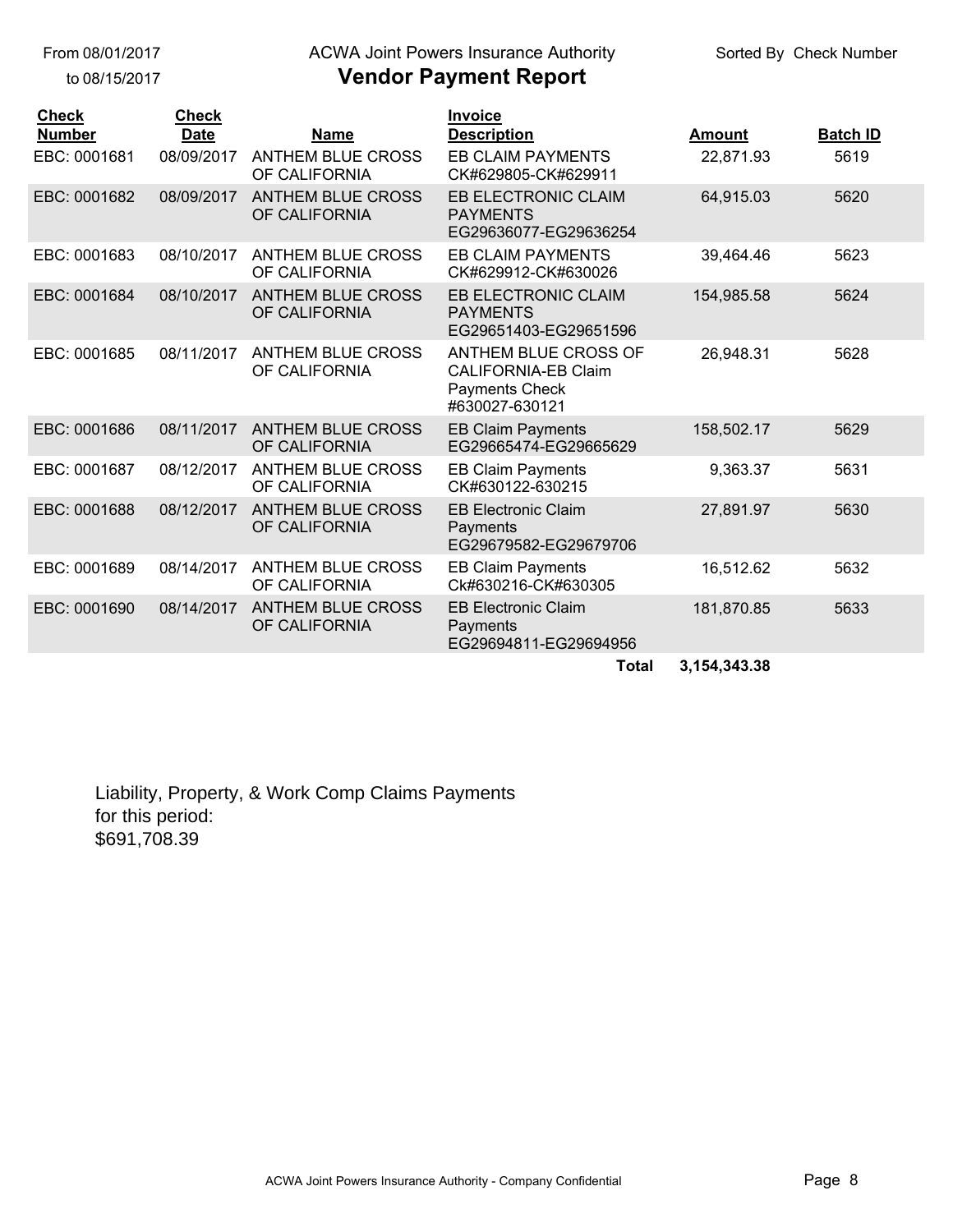From 08/01/2017
to 08/15/2017

ACWA Joint Powers Insurance Authority

# Vendor Payment Report

Sorted By Check Number

| Check Number | Check Date | Name | Invoice Description | Amount | Batch ID |
|---|---|---|---|---|---|
| EBC: 0001681 | 08/09/2017 | ANTHEM BLUE CROSS OF CALIFORNIA | EB CLAIM PAYMENTS CK#629805-CK#629911 | 22,871.93 | 5619 |
| EBC: 0001682 | 08/09/2017 | ANTHEM BLUE CROSS OF CALIFORNIA | EB ELECTRONIC CLAIM PAYMENTS EG29636077-EG29636254 | 64,915.03 | 5620 |
| EBC: 0001683 | 08/10/2017 | ANTHEM BLUE CROSS OF CALIFORNIA | EB CLAIM PAYMENTS CK#629912-CK#630026 | 39,464.46 | 5623 |
| EBC: 0001684 | 08/10/2017 | ANTHEM BLUE CROSS OF CALIFORNIA | EB ELECTRONIC CLAIM PAYMENTS EG29651403-EG29651596 | 154,985.58 | 5624 |
| EBC: 0001685 | 08/11/2017 | ANTHEM BLUE CROSS OF CALIFORNIA | ANTHEM BLUE CROSS OF CALIFORNIA-EB Claim Payments Check #630027-630121 | 26,948.31 | 5628 |
| EBC: 0001686 | 08/11/2017 | ANTHEM BLUE CROSS OF CALIFORNIA | EB Claim Payments EG29665474-EG29665629 | 158,502.17 | 5629 |
| EBC: 0001687 | 08/12/2017 | ANTHEM BLUE CROSS OF CALIFORNIA | EB Claim Payments CK#630122-630215 | 9,363.37 | 5631 |
| EBC: 0001688 | 08/12/2017 | ANTHEM BLUE CROSS OF CALIFORNIA | EB Electronic Claim Payments EG29679582-EG29679706 | 27,891.97 | 5630 |
| EBC: 0001689 | 08/14/2017 | ANTHEM BLUE CROSS OF CALIFORNIA | EB Claim Payments Ck#630216-CK#630305 | 16,512.62 | 5632 |
| EBC: 0001690 | 08/14/2017 | ANTHEM BLUE CROSS OF CALIFORNIA | EB Electronic Claim Payments EG29694811-EG29694956 | 181,870.85 | 5633 |
| | | | **Total** | **3,154,343.38** | |

Liability, Property, & Work Comp Claims Payments
for this period:
$691,708.39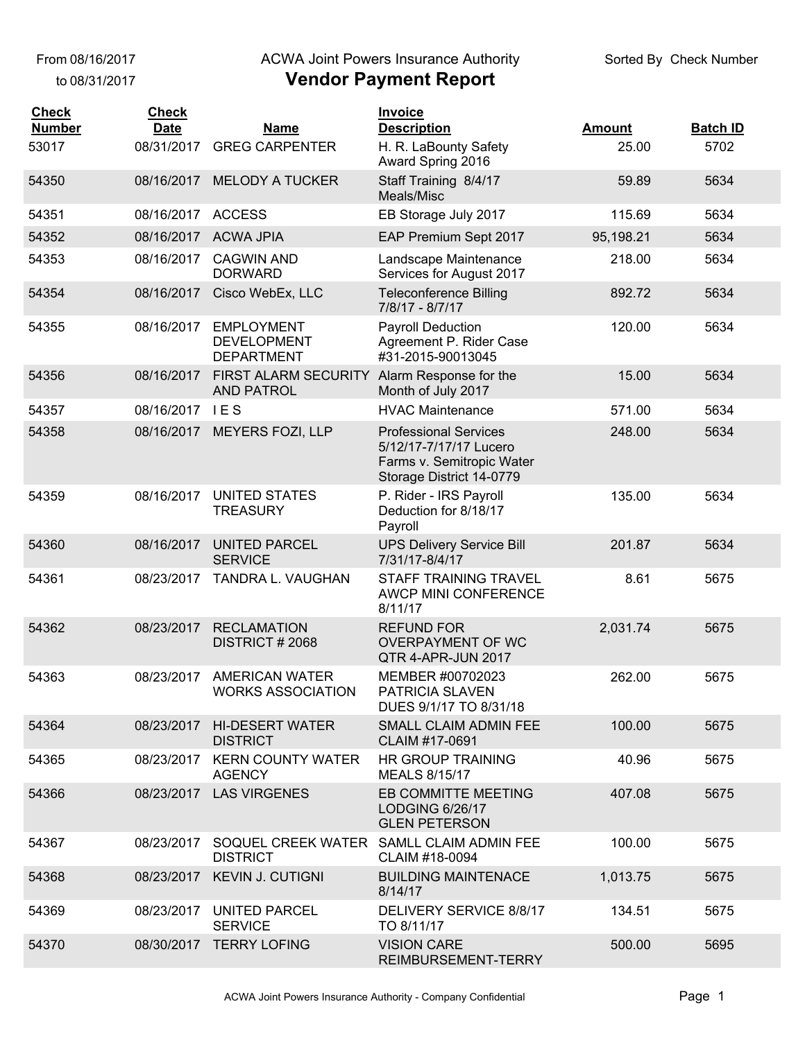From 08/16/2017
to 08/31/2017

ACWA Joint Powers Insurance Authority

# Vendor Payment Report

Sorted By Check Number

| Check Number | Check Date | Name | Invoice Description | Amount | Batch ID |
|---|---|---|---|---|---|
| 53017 | 08/31/2017 | GREG CARPENTER | H. R. LaBounty Safety Award Spring 2016 | 25.00 | 5702 |
| 54350 | 08/16/2017 | MELODY A TUCKER | Staff Training 8/4/17 Meals/Misc | 59.89 | 5634 |
| 54351 | 08/16/2017 | ACCESS | EB Storage July 2017 | 115.69 | 5634 |
| 54352 | 08/16/2017 | ACWA JPIA | EAP Premium Sept 2017 | 95,198.21 | 5634 |
| 54353 | 08/16/2017 | CAGWIN AND DORWARD | Landscape Maintenance Services for August 2017 | 218.00 | 5634 |
| 54354 | 08/16/2017 | Cisco WebEx, LLC | Teleconference Billing 7/8/17 - 8/7/17 | 892.72 | 5634 |
| 54355 | 08/16/2017 | EMPLOYMENT DEVELOPMENT DEPARTMENT | Payroll Deduction Agreement P. Rider Case #31-2015-90013045 | 120.00 | 5634 |
| 54356 | 08/16/2017 | FIRST ALARM SECURITY AND PATROL | Alarm Response for the Month of July 2017 | 15.00 | 5634 |
| 54357 | 08/16/2017 | I E S | HVAC Maintenance | 571.00 | 5634 |
| 54358 | 08/16/2017 | MEYERS FOZI, LLP | Professional Services 5/12/17-7/17/17 Lucero Farms v. Semitropic Water Storage District 14-0779 | 248.00 | 5634 |
| 54359 | 08/16/2017 | UNITED STATES TREASURY | P. Rider - IRS Payroll Deduction for 8/18/17 Payroll | 135.00 | 5634 |
| 54360 | 08/16/2017 | UNITED PARCEL SERVICE | UPS Delivery Service Bill 7/31/17-8/4/17 | 201.87 | 5634 |
| 54361 | 08/23/2017 | TANDRA L. VAUGHAN | STAFF TRAINING TRAVEL AWCP MINI CONFERENCE 8/11/17 | 8.61 | 5675 |
| 54362 | 08/23/2017 | RECLAMATION DISTRICT # 2068 | REFUND FOR OVERPAYMENT OF WC QTR 4-APR-JUN 2017 | 2,031.74 | 5675 |
| 54363 | 08/23/2017 | AMERICAN WATER WORKS ASSOCIATION | MEMBER #00702023 PATRICIA SLAVEN DUES 9/1/17 TO 8/31/18 | 262.00 | 5675 |
| 54364 | 08/23/2017 | HI-DESERT WATER DISTRICT | SMALL CLAIM ADMIN FEE CLAIM #17-0691 | 100.00 | 5675 |
| 54365 | 08/23/2017 | KERN COUNTY WATER AGENCY | HR GROUP TRAINING MEALS 8/15/17 | 40.96 | 5675 |
| 54366 | 08/23/2017 | LAS VIRGENES | EB COMMITTE MEETING LODGING 6/26/17 GLEN PETERSON | 407.08 | 5675 |
| 54367 | 08/23/2017 | SOQUEL CREEK WATER DISTRICT | SAMLL CLAIM ADMIN FEE CLAIM #18-0094 | 100.00 | 5675 |
| 54368 | 08/23/2017 | KEVIN J. CUTIGNI | BUILDING MAINTENACE 8/14/17 | 1,013.75 | 5675 |
| 54369 | 08/23/2017 | UNITED PARCEL SERVICE | DELIVERY SERVICE 8/8/17 TO 8/11/17 | 134.51 | 5675 |
| 54370 | 08/30/2017 | TERRY LOFING | VISION CARE REIMBURSEMENT-TERRY | 500.00 | 5695 |

ACWA Joint Powers Insurance Authority - Company Confidential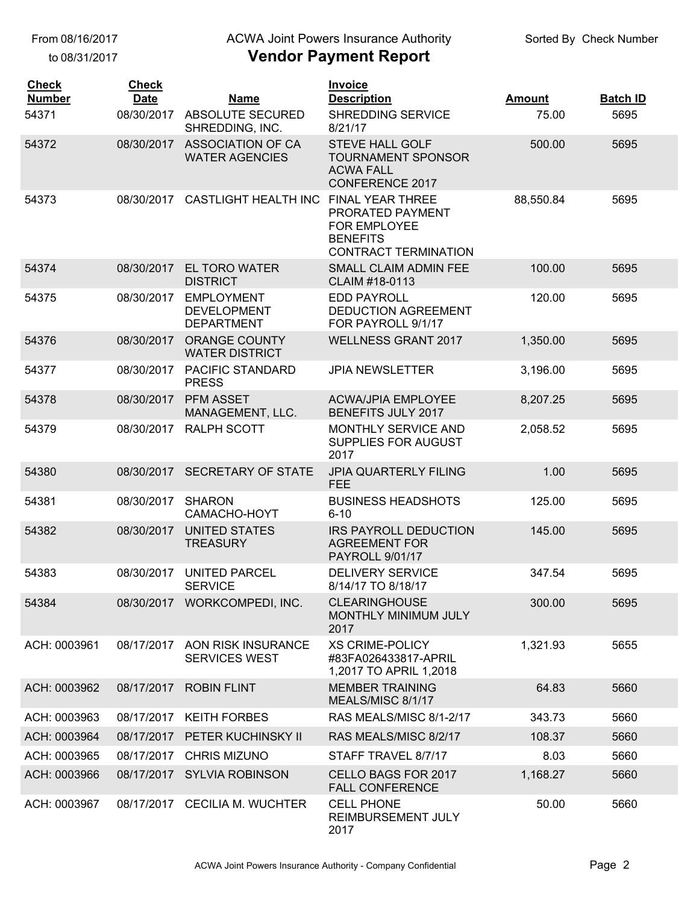From 08/16/2017 to 08/31/2017

ACWA Joint Powers Insurance Authority

# Vendor Payment Report

Sorted By Check Number

| Check Number | Check Date | Name | Invoice Description | Amount | Batch ID |
|---|---|---|---|---|---|
| 54371 | 08/30/2017 | ABSOLUTE SECURED SHREDDING, INC. | SHREDDING SERVICE 8/21/17 | 75.00 | 5695 |
| 54372 | 08/30/2017 | ASSOCIATION OF CA WATER AGENCIES | STEVE HALL GOLF TOURNAMENT SPONSOR ACWA FALL CONFERENCE 2017 | 500.00 | 5695 |
| 54373 | 08/30/2017 | CASTLIGHT HEALTH INC | FINAL YEAR THREE PRORATED PAYMENT FOR EMPLOYEE BENEFITS CONTRACT TERMINATION | 88,550.84 | 5695 |
| 54374 | 08/30/2017 | EL TORO WATER DISTRICT | SMALL CLAIM ADMIN FEE CLAIM #18-0113 | 100.00 | 5695 |
| 54375 | 08/30/2017 | EMPLOYMENT DEVELOPMENT DEPARTMENT | EDD PAYROLL DEDUCTION AGREEMENT FOR PAYROLL 9/1/17 | 120.00 | 5695 |
| 54376 | 08/30/2017 | ORANGE COUNTY WATER DISTRICT | WELLNESS GRANT 2017 | 1,350.00 | 5695 |
| 54377 | 08/30/2017 | PACIFIC STANDARD PRESS | JPIA NEWSLETTER | 3,196.00 | 5695 |
| 54378 | 08/30/2017 | PFM ASSET MANAGEMENT, LLC. | ACWA/JPIA EMPLOYEE BENEFITS JULY 2017 | 8,207.25 | 5695 |
| 54379 | 08/30/2017 | RALPH SCOTT | MONTHLY SERVICE AND SUPPLIES FOR AUGUST 2017 | 2,058.52 | 5695 |
| 54380 | 08/30/2017 | SECRETARY OF STATE | JPIA QUARTERLY FILING FEE | 1.00 | 5695 |
| 54381 | 08/30/2017 | SHARON CAMACHO-HOYT | BUSINESS HEADSHOTS 6-10 | 125.00 | 5695 |
| 54382 | 08/30/2017 | UNITED STATES TREASURY | IRS PAYROLL DEDUCTION AGREEMENT FOR PAYROLL 9/01/17 | 145.00 | 5695 |
| 54383 | 08/30/2017 | UNITED PARCEL SERVICE | DELIVERY SERVICE 8/14/17 TO 8/18/17 | 347.54 | 5695 |
| 54384 | 08/30/2017 | WORKCOMPEDI, INC. | CLEARINGHOUSE MONTHLY MINIMUM JULY 2017 | 300.00 | 5695 |
| ACH: 0003961 | 08/17/2017 | AON RISK INSURANCE SERVICES WEST | XS CRIME-POLICY #83FA026433817-APRIL 1,2017 TO APRIL 1,2018 | 1,321.93 | 5655 |
| ACH: 0003962 | 08/17/2017 | ROBIN FLINT | MEMBER TRAINING MEALS/MISC 8/1/17 | 64.83 | 5660 |
| ACH: 0003963 | 08/17/2017 | KEITH FORBES | RAS MEALS/MISC 8/1-2/17 | 343.73 | 5660 |
| ACH: 0003964 | 08/17/2017 | PETER KUCHINSKY II | RAS MEALS/MISC 8/2/17 | 108.37 | 5660 |
| ACH: 0003965 | 08/17/2017 | CHRIS MIZUNO | STAFF TRAVEL 8/7/17 | 8.03 | 5660 |
| ACH: 0003966 | 08/17/2017 | SYLVIA ROBINSON | CELLO BAGS FOR 2017 FALL CONFERENCE | 1,168.27 | 5660 |
| ACH: 0003967 | 08/17/2017 | CECILIA M. WUCHTER | CELL PHONE REIMBURSEMENT JULY 2017 | 50.00 | 5660 |

ACWA Joint Powers Insurance Authority - Company Confidential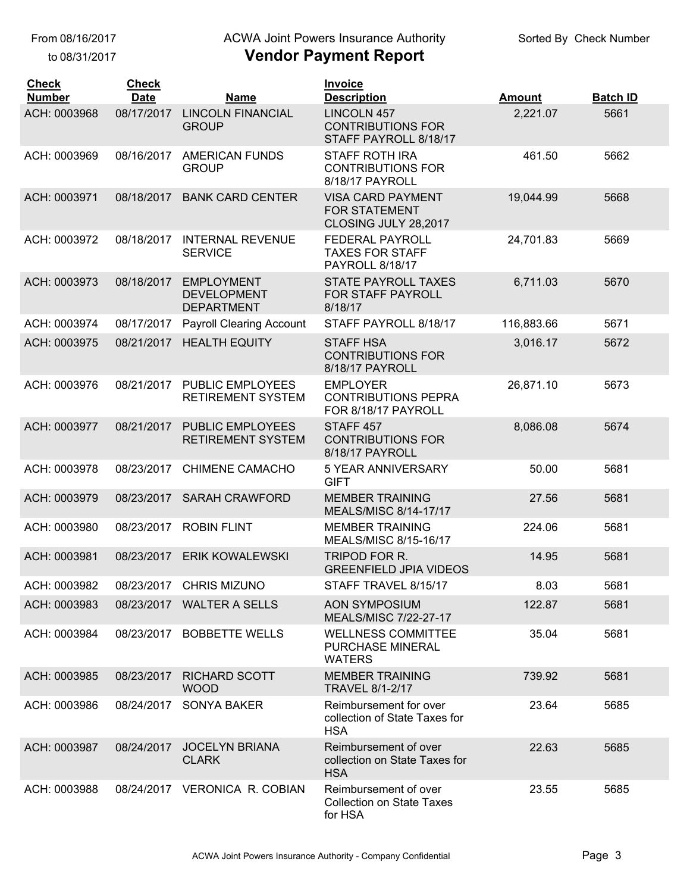From 08/16/2017
to 08/31/2017

ACWA Joint Powers Insurance Authority

# Vendor Payment Report

Sorted By Check Number

| Check Number | Check Date | Name | Invoice Description | Amount | Batch ID |
|---|---|---|---|---|---|
| ACH: 0003968 | 08/17/2017 | LINCOLN FINANCIAL GROUP | LINCOLN 457 CONTRIBUTIONS FOR STAFF PAYROLL 8/18/17 | 2,221.07 | 5661 |
| ACH: 0003969 | 08/16/2017 | AMERICAN FUNDS GROUP | STAFF ROTH IRA CONTRIBUTIONS FOR 8/18/17 PAYROLL | 461.50 | 5662 |
| ACH: 0003971 | 08/18/2017 | BANK CARD CENTER | VISA CARD PAYMENT FOR STATEMENT CLOSING JULY 28,2017 | 19,044.99 | 5668 |
| ACH: 0003972 | 08/18/2017 | INTERNAL REVENUE SERVICE | FEDERAL PAYROLL TAXES FOR STAFF PAYROLL 8/18/17 | 24,701.83 | 5669 |
| ACH: 0003973 | 08/18/2017 | EMPLOYMENT DEVELOPMENT DEPARTMENT | STATE PAYROLL TAXES FOR STAFF PAYROLL 8/18/17 | 6,711.03 | 5670 |
| ACH: 0003974 | 08/17/2017 | Payroll Clearing Account | STAFF PAYROLL 8/18/17 | 116,883.66 | 5671 |
| ACH: 0003975 | 08/21/2017 | HEALTH EQUITY | STAFF HSA CONTRIBUTIONS FOR 8/18/17 PAYROLL | 3,016.17 | 5672 |
| ACH: 0003976 | 08/21/2017 | PUBLIC EMPLOYEES RETIREMENT SYSTEM | EMPLOYER CONTRIBUTIONS PEPRA FOR 8/18/17 PAYROLL | 26,871.10 | 5673 |
| ACH: 0003977 | 08/21/2017 | PUBLIC EMPLOYEES RETIREMENT SYSTEM | STAFF 457 CONTRIBUTIONS FOR 8/18/17 PAYROLL | 8,086.08 | 5674 |
| ACH: 0003978 | 08/23/2017 | CHIMENE CAMACHO | 5 YEAR ANNIVERSARY GIFT | 50.00 | 5681 |
| ACH: 0003979 | 08/23/2017 | SARAH CRAWFORD | MEMBER TRAINING MEALS/MISC 8/14-17/17 | 27.56 | 5681 |
| ACH: 0003980 | 08/23/2017 | ROBIN FLINT | MEMBER TRAINING MEALS/MISC 8/15-16/17 | 224.06 | 5681 |
| ACH: 0003981 | 08/23/2017 | ERIK KOWALEWSKI | TRIPOD FOR R. GREENFIELD JPIA VIDEOS | 14.95 | 5681 |
| ACH: 0003982 | 08/23/2017 | CHRIS MIZUNO | STAFF TRAVEL 8/15/17 | 8.03 | 5681 |
| ACH: 0003983 | 08/23/2017 | WALTER A SELLS | AON SYMPOSIUM MEALS/MISC 7/22-27-17 | 122.87 | 5681 |
| ACH: 0003984 | 08/23/2017 | BOBBETTE WELLS | WELLNESS COMMITTEE PURCHASE MINERAL WATERS | 35.04 | 5681 |
| ACH: 0003985 | 08/23/2017 | RICHARD SCOTT WOOD | MEMBER TRAINING TRAVEL 8/1-2/17 | 739.92 | 5681 |
| ACH: 0003986 | 08/24/2017 | SONYA BAKER | Reimbursement for over collection of State Taxes for HSA | 23.64 | 5685 |
| ACH: 0003987 | 08/24/2017 | JOCELYN BRIANA CLARK | Reimbursement of over collection on State Taxes for HSA | 22.63 | 5685 |
| ACH: 0003988 | 08/24/2017 | VERONICA R. COBIAN | Reimbursement of over Collection on State Taxes for HSA | 23.55 | 5685 |

ACWA Joint Powers Insurance Authority - Company Confidential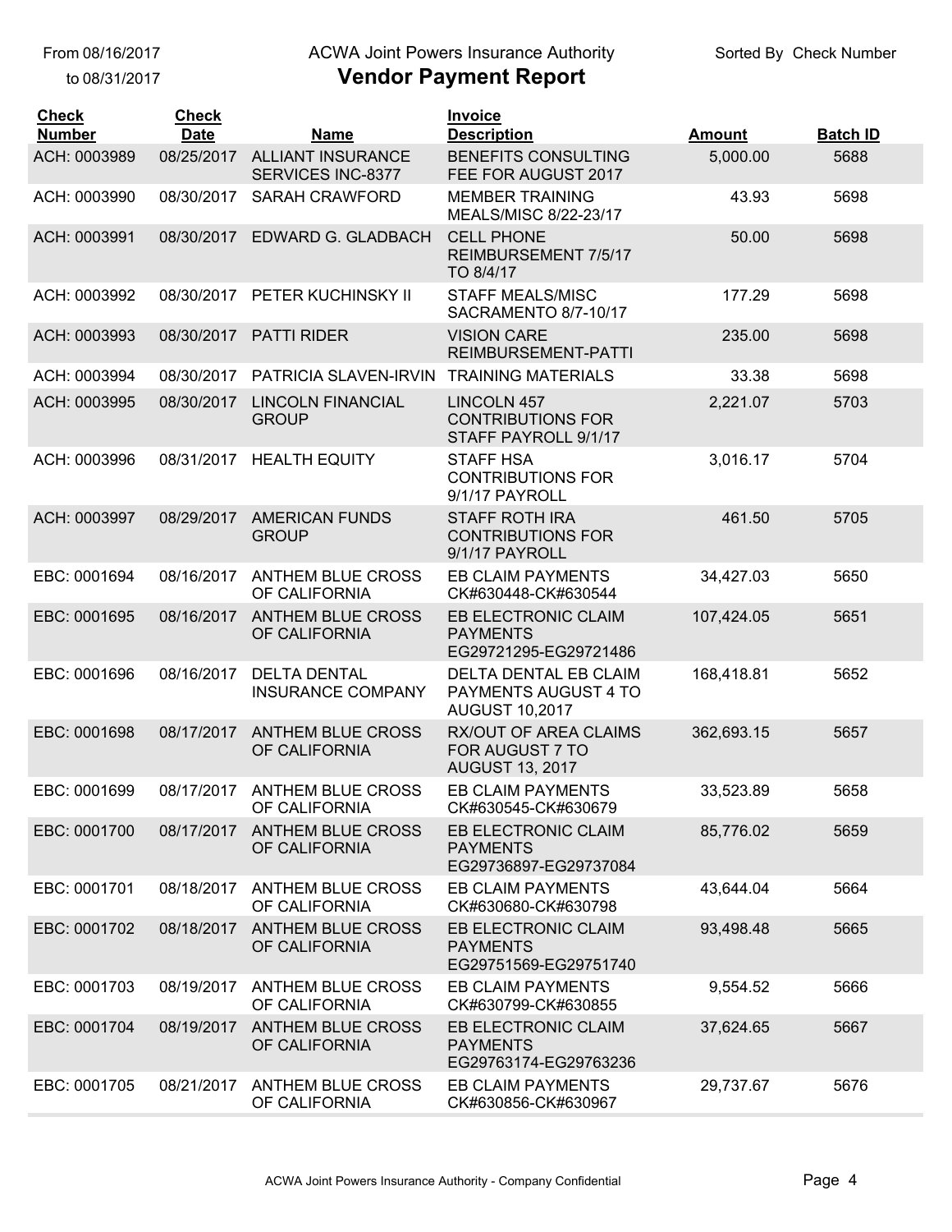From 08/16/2017 to 08/31/2017

# ACWA Joint Powers Insurance Authority
## Vendor Payment Report

Sorted By Check Number

| Check Number | Check Date | Name | Invoice Description | Amount | Batch ID |
|---|---|---|---|---|---|
| ACH: 0003989 | 08/25/2017 | ALLIANT INSURANCE SERVICES INC-8377 | BENEFITS CONSULTING FEE FOR AUGUST 2017 | 5,000.00 | 5688 |
| ACH: 0003990 | 08/30/2017 | SARAH CRAWFORD | MEMBER TRAINING MEALS/MISC 8/22-23/17 | 43.93 | 5698 |
| ACH: 0003991 | 08/30/2017 | EDWARD G. GLADBACH | CELL PHONE REIMBURSEMENT 7/5/17 TO 8/4/17 | 50.00 | 5698 |
| ACH: 0003992 | 08/30/2017 | PETER KUCHINSKY II | STAFF MEALS/MISC SACRAMENTO 8/7-10/17 | 177.29 | 5698 |
| ACH: 0003993 | 08/30/2017 | PATTI RIDER | VISION CARE REIMBURSEMENT-PATTI | 235.00 | 5698 |
| ACH: 0003994 | 08/30/2017 | PATRICIA SLAVEN-IRVIN | TRAINING MATERIALS | 33.38 | 5698 |
| ACH: 0003995 | 08/30/2017 | LINCOLN FINANCIAL GROUP | LINCOLN 457 CONTRIBUTIONS FOR STAFF PAYROLL 9/1/17 | 2,221.07 | 5703 |
| ACH: 0003996 | 08/31/2017 | HEALTH EQUITY | STAFF HSA CONTRIBUTIONS FOR 9/1/17 PAYROLL | 3,016.17 | 5704 |
| ACH: 0003997 | 08/29/2017 | AMERICAN FUNDS GROUP | STAFF ROTH IRA CONTRIBUTIONS FOR 9/1/17 PAYROLL | 461.50 | 5705 |
| EBC: 0001694 | 08/16/2017 | ANTHEM BLUE CROSS OF CALIFORNIA | EB CLAIM PAYMENTS CK#630448-CK#630544 | 34,427.03 | 5650 |
| EBC: 0001695 | 08/16/2017 | ANTHEM BLUE CROSS OF CALIFORNIA | EB ELECTRONIC CLAIM PAYMENTS EG29721295-EG29721486 | 107,424.05 | 5651 |
| EBC: 0001696 | 08/16/2017 | DELTA DENTAL INSURANCE COMPANY | DELTA DENTAL EB CLAIM PAYMENTS AUGUST 4 TO AUGUST 10,2017 | 168,418.81 | 5652 |
| EBC: 0001698 | 08/17/2017 | ANTHEM BLUE CROSS OF CALIFORNIA | RX/OUT OF AREA CLAIMS FOR AUGUST 7 TO AUGUST 13, 2017 | 362,693.15 | 5657 |
| EBC: 0001699 | 08/17/2017 | ANTHEM BLUE CROSS OF CALIFORNIA | EB CLAIM PAYMENTS CK#630545-CK#630679 | 33,523.89 | 5658 |
| EBC: 0001700 | 08/17/2017 | ANTHEM BLUE CROSS OF CALIFORNIA | EB ELECTRONIC CLAIM PAYMENTS EG29736897-EG29737084 | 85,776.02 | 5659 |
| EBC: 0001701 | 08/18/2017 | ANTHEM BLUE CROSS OF CALIFORNIA | EB CLAIM PAYMENTS CK#630680-CK#630798 | 43,644.04 | 5664 |
| EBC: 0001702 | 08/18/2017 | ANTHEM BLUE CROSS OF CALIFORNIA | EB ELECTRONIC CLAIM PAYMENTS EG29751569-EG29751740 | 93,498.48 | 5665 |
| EBC: 0001703 | 08/19/2017 | ANTHEM BLUE CROSS OF CALIFORNIA | EB CLAIM PAYMENTS CK#630799-CK#630855 | 9,554.52 | 5666 |
| EBC: 0001704 | 08/19/2017 | ANTHEM BLUE CROSS OF CALIFORNIA | EB ELECTRONIC CLAIM PAYMENTS EG29763174-EG29763236 | 37,624.65 | 5667 |
| EBC: 0001705 | 08/21/2017 | ANTHEM BLUE CROSS OF CALIFORNIA | EB CLAIM PAYMENTS CK#630856-CK#630967 | 29,737.67 | 5676 |

ACWA Joint Powers Insurance Authority - Company Confidential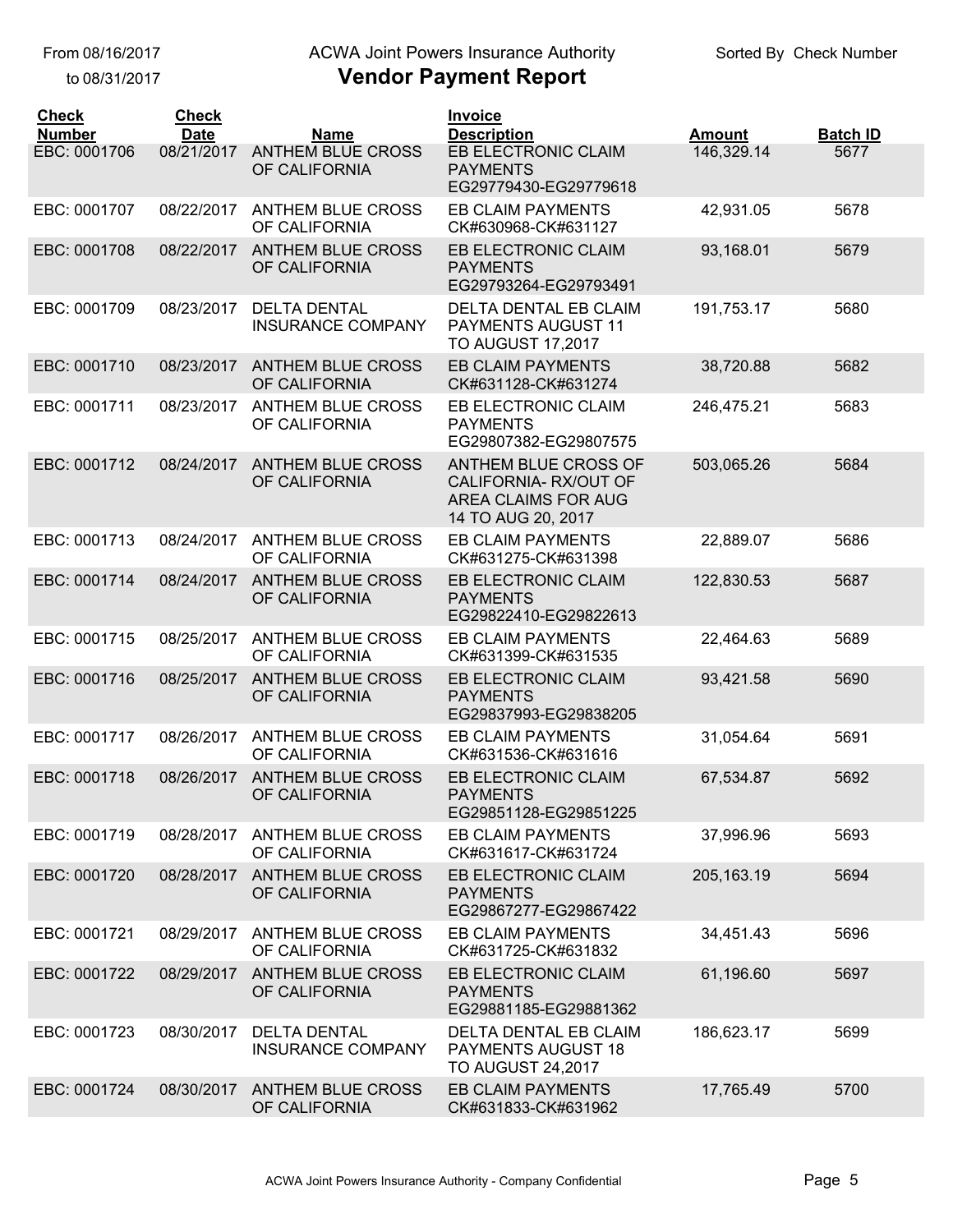From 08/16/2017
to 08/31/2017

ACWA Joint Powers Insurance Authority

# Vendor Payment Report

Sorted By Check Number

| Check Number | Check Date | Name | Invoice Description | Amount | Batch ID |
|---|---|---|---|---|---|
| EBC: 0001706 | 08/21/2017 | ANTHEM BLUE CROSS OF CALIFORNIA | EB ELECTRONIC CLAIM PAYMENTS EG29779430-EG29779618 | 146,329.14 | 5677 |
| EBC: 0001707 | 08/22/2017 | ANTHEM BLUE CROSS OF CALIFORNIA | EB CLAIM PAYMENTS CK#630968-CK#631127 | 42,931.05 | 5678 |
| EBC: 0001708 | 08/22/2017 | ANTHEM BLUE CROSS OF CALIFORNIA | EB ELECTRONIC CLAIM PAYMENTS EG29793264-EG29793491 | 93,168.01 | 5679 |
| EBC: 0001709 | 08/23/2017 | DELTA DENTAL INSURANCE COMPANY | DELTA DENTAL EB CLAIM PAYMENTS AUGUST 11 TO AUGUST 17,2017 | 191,753.17 | 5680 |
| EBC: 0001710 | 08/23/2017 | ANTHEM BLUE CROSS OF CALIFORNIA | EB CLAIM PAYMENTS CK#631128-CK#631274 | 38,720.88 | 5682 |
| EBC: 0001711 | 08/23/2017 | ANTHEM BLUE CROSS OF CALIFORNIA | EB ELECTRONIC CLAIM PAYMENTS EG29807382-EG29807575 | 246,475.21 | 5683 |
| EBC: 0001712 | 08/24/2017 | ANTHEM BLUE CROSS OF CALIFORNIA | ANTHEM BLUE CROSS OF CALIFORNIA- RX/OUT OF AREA CLAIMS FOR AUG 14 TO AUG 20, 2017 | 503,065.26 | 5684 |
| EBC: 0001713 | 08/24/2017 | ANTHEM BLUE CROSS OF CALIFORNIA | EB CLAIM PAYMENTS CK#631275-CK#631398 | 22,889.07 | 5686 |
| EBC: 0001714 | 08/24/2017 | ANTHEM BLUE CROSS OF CALIFORNIA | EB ELECTRONIC CLAIM PAYMENTS EG29822410-EG29822613 | 122,830.53 | 5687 |
| EBC: 0001715 | 08/25/2017 | ANTHEM BLUE CROSS OF CALIFORNIA | EB CLAIM PAYMENTS CK#631399-CK#631535 | 22,464.63 | 5689 |
| EBC: 0001716 | 08/25/2017 | ANTHEM BLUE CROSS OF CALIFORNIA | EB ELECTRONIC CLAIM PAYMENTS EG29837993-EG29838205 | 93,421.58 | 5690 |
| EBC: 0001717 | 08/26/2017 | ANTHEM BLUE CROSS OF CALIFORNIA | EB CLAIM PAYMENTS CK#631536-CK#631616 | 31,054.64 | 5691 |
| EBC: 0001718 | 08/26/2017 | ANTHEM BLUE CROSS OF CALIFORNIA | EB ELECTRONIC CLAIM PAYMENTS EG29851128-EG29851225 | 67,534.87 | 5692 |
| EBC: 0001719 | 08/28/2017 | ANTHEM BLUE CROSS OF CALIFORNIA | EB CLAIM PAYMENTS CK#631617-CK#631724 | 37,996.96 | 5693 |
| EBC: 0001720 | 08/28/2017 | ANTHEM BLUE CROSS OF CALIFORNIA | EB ELECTRONIC CLAIM PAYMENTS EG29867277-EG29867422 | 205,163.19 | 5694 |
| EBC: 0001721 | 08/29/2017 | ANTHEM BLUE CROSS OF CALIFORNIA | EB CLAIM PAYMENTS CK#631725-CK#631832 | 34,451.43 | 5696 |
| EBC: 0001722 | 08/29/2017 | ANTHEM BLUE CROSS OF CALIFORNIA | EB ELECTRONIC CLAIM PAYMENTS EG29881185-EG29881362 | 61,196.60 | 5697 |
| EBC: 0001723 | 08/30/2017 | DELTA DENTAL INSURANCE COMPANY | DELTA DENTAL EB CLAIM PAYMENTS AUGUST 18 TO AUGUST 24,2017 | 186,623.17 | 5699 |
| EBC: 0001724 | 08/30/2017 | ANTHEM BLUE CROSS OF CALIFORNIA | EB CLAIM PAYMENTS CK#631833-CK#631962 | 17,765.49 | 5700 |

ACWA Joint Powers Insurance Authority - Company Confidential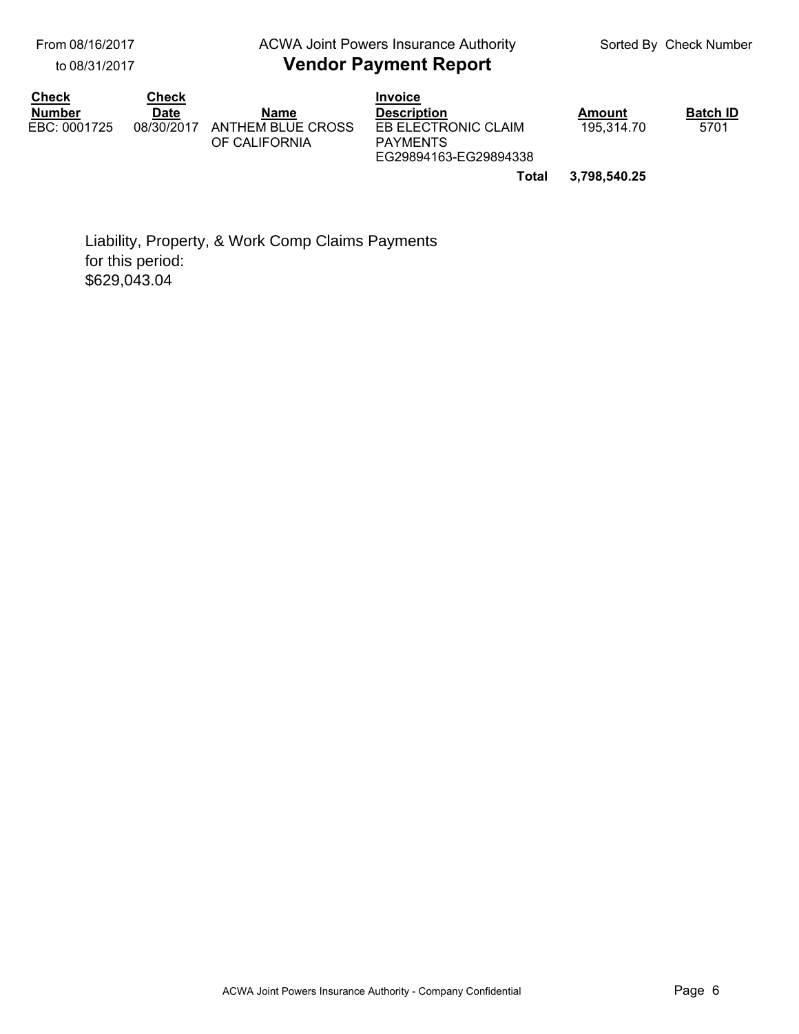| Check Number | Check Date | Name | Invoice Description | Amount | Batch ID |
| --- | --- | --- | --- | --- | --- |
| EBC: 0001725 | 08/30/2017 | ANTHEM BLUE CROSS OF CALIFORNIA | EB ELECTRONIC CLAIM PAYMENTS EG29894163-EG29894338 | 195,314.70 | 5701 |
| | | | **Total** | **3,798,540.25** | |

Liability, Property, & Work Comp Claims Payments for this period:
$629,043.04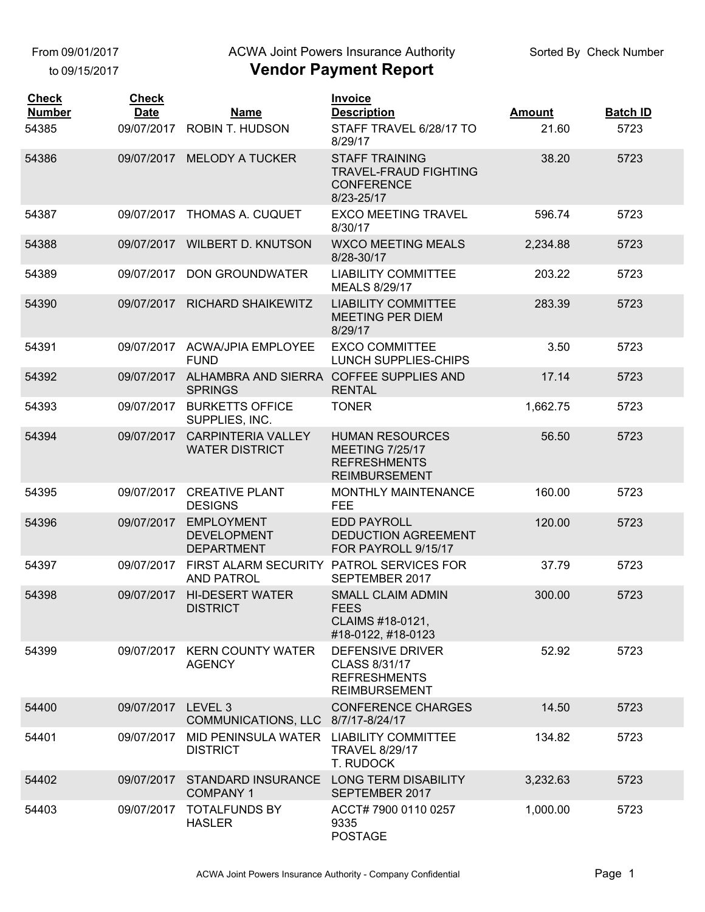From 09/01/2017
to 09/15/2017

ACWA Joint Powers Insurance Authority

# Vendor Payment Report

Sorted By Check Number

| Check Number | Check Date | Name | Invoice Description | Amount | Batch ID |
|---|---|---|---|---|---|
| 54385 | 09/07/2017 | ROBIN T. HUDSON | STAFF TRAVEL 6/28/17 TO 8/29/17 | 21.60 | 5723 |
| 54386 | 09/07/2017 | MELODY A TUCKER | STAFF TRAINING TRAVEL-FRAUD FIGHTING CONFERENCE 8/23-25/17 | 38.20 | 5723 |
| 54387 | 09/07/2017 | THOMAS A. CUQUET | EXCO MEETING TRAVEL 8/30/17 | 596.74 | 5723 |
| 54388 | 09/07/2017 | WILBERT D. KNUTSON | WXCO MEETING MEALS 8/28-30/17 | 2,234.88 | 5723 |
| 54389 | 09/07/2017 | DON GROUNDWATER | LIABILITY COMMITTEE MEALS 8/29/17 | 203.22 | 5723 |
| 54390 | 09/07/2017 | RICHARD SHAIKEWITZ | LIABILITY COMMITTEE MEETING PER DIEM 8/29/17 | 283.39 | 5723 |
| 54391 | 09/07/2017 | ACWA/JPIA EMPLOYEE FUND | EXCO COMMITTEE LUNCH SUPPLIES-CHIPS | 3.50 | 5723 |
| 54392 | 09/07/2017 | ALHAMBRA AND SIERRA SPRINGS | COFFEE SUPPLIES AND RENTAL | 17.14 | 5723 |
| 54393 | 09/07/2017 | BURKETTS OFFICE SUPPLIES, INC. | TONER | 1,662.75 | 5723 |
| 54394 | 09/07/2017 | CARPINTERIA VALLEY WATER DISTRICT | HUMAN RESOURCES MEETING 7/25/17 REFRESHMENTS REIMBURSEMENT | 56.50 | 5723 |
| 54395 | 09/07/2017 | CREATIVE PLANT DESIGNS | MONTHLY MAINTENANCE FEE | 160.00 | 5723 |
| 54396 | 09/07/2017 | EMPLOYMENT DEVELOPMENT DEPARTMENT | EDD PAYROLL DEDUCTION AGREEMENT FOR PAYROLL 9/15/17 | 120.00 | 5723 |
| 54397 | 09/07/2017 | FIRST ALARM SECURITY AND PATROL | PATROL SERVICES FOR SEPTEMBER 2017 | 37.79 | 5723 |
| 54398 | 09/07/2017 | HI-DESERT WATER DISTRICT | SMALL CLAIM ADMIN FEES CLAIMS #18-0121, #18-0122, #18-0123 | 300.00 | 5723 |
| 54399 | 09/07/2017 | KERN COUNTY WATER AGENCY | DEFENSIVE DRIVER CLASS 8/31/17 REFRESHMENTS REIMBURSEMENT | 52.92 | 5723 |
| 54400 | 09/07/2017 | LEVEL 3 COMMUNICATIONS, LLC | CONFERENCE CHARGES 8/7/17-8/24/17 | 14.50 | 5723 |
| 54401 | 09/07/2017 | MID PENINSULA WATER DISTRICT | LIABILITY COMMITTEE TRAVEL 8/29/17 T. RUDOCK | 134.82 | 5723 |
| 54402 | 09/07/2017 | STANDARD INSURANCE COMPANY 1 | LONG TERM DISABILITY SEPTEMBER 2017 | 3,232.63 | 5723 |
| 54403 | 09/07/2017 | TOTALFUNDS BY HASLER | ACCT# 7900 0110 0257 9335 POSTAGE | 1,000.00 | 5723 |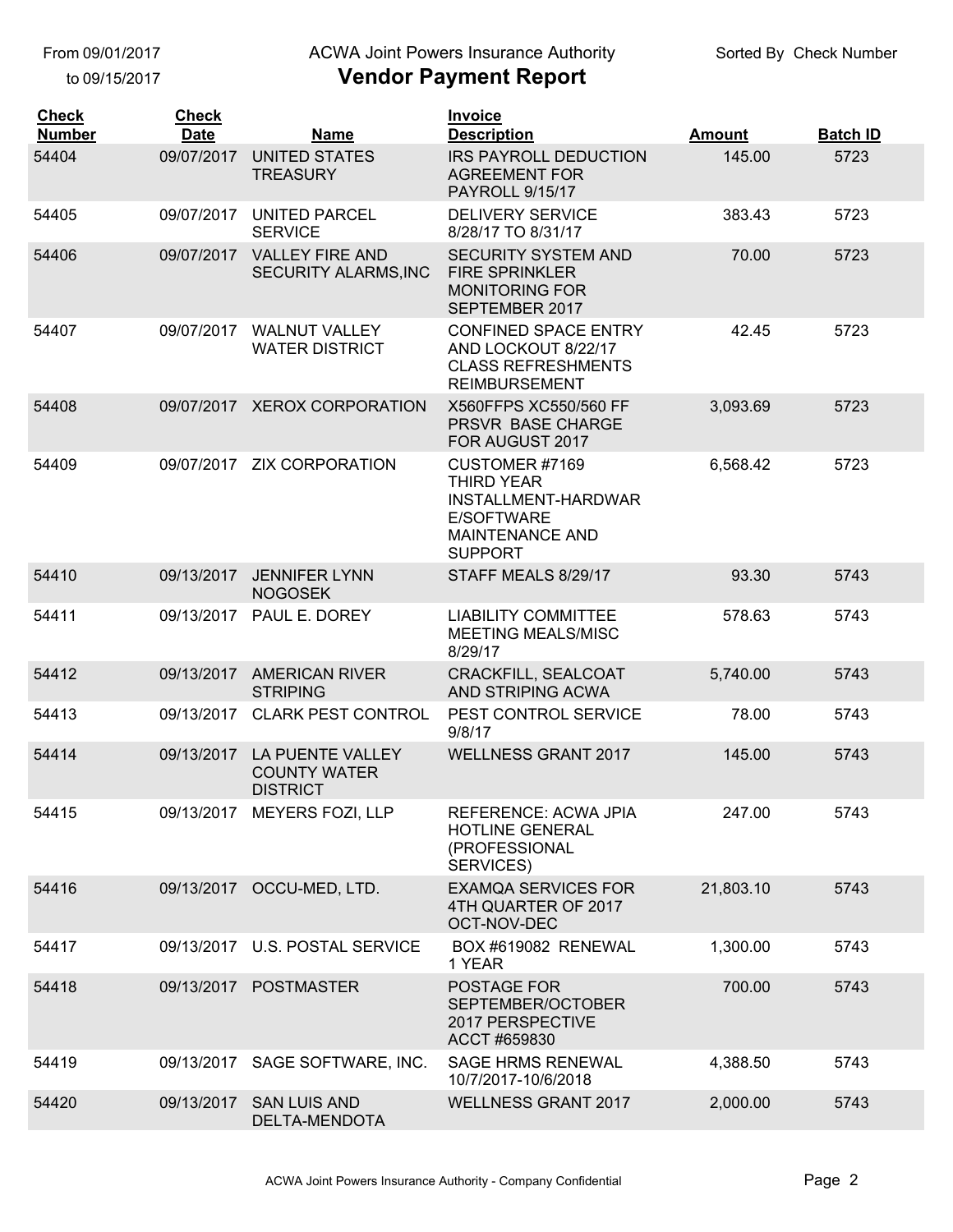From 09/01/2017 to 09/15/2017

# ACWA Joint Powers Insurance Authority
## Vendor Payment Report

Sorted By Check Number

| Check Number | Check Date | Name | Invoice Description | Amount | Batch ID |
|---|---|---|---|---|---|
| 54404 | 09/07/2017 | UNITED STATES TREASURY | IRS PAYROLL DEDUCTION AGREEMENT FOR PAYROLL 9/15/17 | 145.00 | 5723 |
| 54405 | 09/07/2017 | UNITED PARCEL SERVICE | DELIVERY SERVICE 8/28/17 TO 8/31/17 | 383.43 | 5723 |
| 54406 | 09/07/2017 | VALLEY FIRE AND SECURITY ALARMS,INC | SECURITY SYSTEM AND FIRE SPRINKLER MONITORING FOR SEPTEMBER 2017 | 70.00 | 5723 |
| 54407 | 09/07/2017 | WALNUT VALLEY WATER DISTRICT | CONFINED SPACE ENTRY AND LOCKOUT 8/22/17 CLASS REFRESHMENTS REIMBURSEMENT | 42.45 | 5723 |
| 54408 | 09/07/2017 | XEROX CORPORATION | X560FFPS XC550/560 FF PRSVR BASE CHARGE FOR AUGUST 2017 | 3,093.69 | 5723 |
| 54409 | 09/07/2017 | ZIX CORPORATION | CUSTOMER #7169 THIRD YEAR INSTALLMENT-HARDWAR E/SOFTWARE MAINTENANCE AND SUPPORT | 6,568.42 | 5723 |
| 54410 | 09/13/2017 | JENNIFER LYNN NOGOSEK | STAFF MEALS 8/29/17 | 93.30 | 5743 |
| 54411 | 09/13/2017 | PAUL E. DOREY | LIABILITY COMMITTEE MEETING MEALS/MISC 8/29/17 | 578.63 | 5743 |
| 54412 | 09/13/2017 | AMERICAN RIVER STRIPING | CRACKFILL, SEALCOAT AND STRIPING ACWA | 5,740.00 | 5743 |
| 54413 | 09/13/2017 | CLARK PEST CONTROL | PEST CONTROL SERVICE 9/8/17 | 78.00 | 5743 |
| 54414 | 09/13/2017 | LA PUENTE VALLEY COUNTY WATER DISTRICT | WELLNESS GRANT 2017 | 145.00 | 5743 |
| 54415 | 09/13/2017 | MEYERS FOZI, LLP | REFERENCE: ACWA JPIA HOTLINE GENERAL (PROFESSIONAL SERVICES) | 247.00 | 5743 |
| 54416 | 09/13/2017 | OCCU-MED, LTD. | EXAMQA SERVICES FOR 4TH QUARTER OF 2017 OCT-NOV-DEC | 21,803.10 | 5743 |
| 54417 | 09/13/2017 | U.S. POSTAL SERVICE | BOX #619082 RENEWAL 1 YEAR | 1,300.00 | 5743 |
| 54418 | 09/13/2017 | POSTMASTER | POSTAGE FOR SEPTEMBER/OCTOBER 2017 PERSPECTIVE ACCT #659830 | 700.00 | 5743 |
| 54419 | 09/13/2017 | SAGE SOFTWARE, INC. | SAGE HRMS RENEWAL 10/7/2017-10/6/2018 | 4,388.50 | 5743 |
| 54420 | 09/13/2017 | SAN LUIS AND DELTA-MENDOTA | WELLNESS GRANT 2017 | 2,000.00 | 5743 |

ACWA Joint Powers Insurance Authority - Company Confidential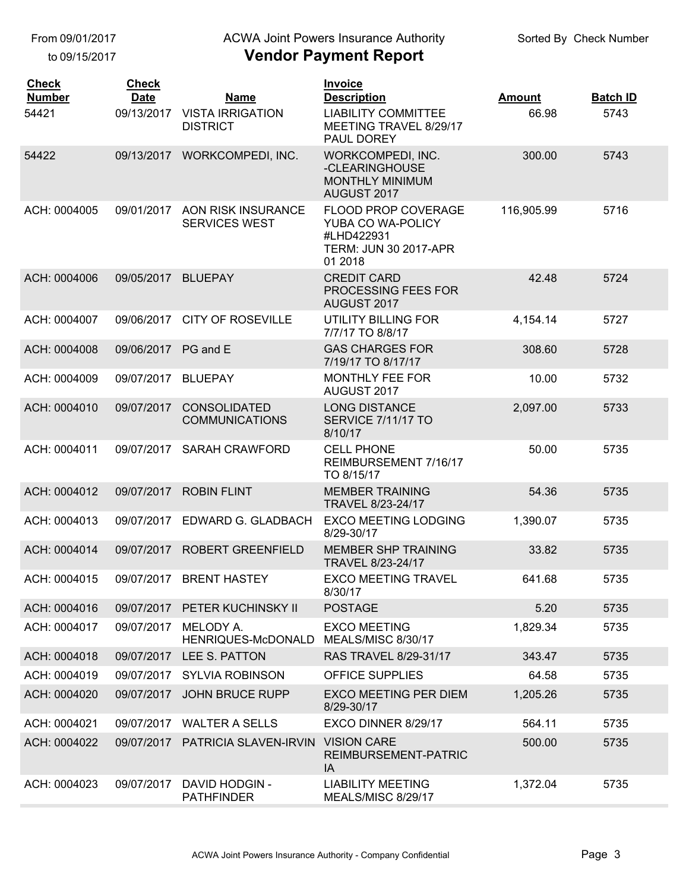From 09/01/2017
to 09/15/2017

ACWA Joint Powers Insurance Authority

# Vendor Payment Report

Sorted By Check Number

| Check Number | Check Date | Name | Invoice Description | Amount | Batch ID |
|---|---|---|---|---|---|
| 54421 | 09/13/2017 | VISTA IRRIGATION DISTRICT | LIABILITY COMMITTEE MEETING TRAVEL 8/29/17 PAUL DOREY | 66.98 | 5743 |
| 54422 | 09/13/2017 | WORKCOMPEDI, INC. | WORKCOMPEDI, INC. -CLEARINGHOUSE MONTHLY MINIMUM AUGUST 2017 | 300.00 | 5743 |
| ACH: 0004005 | 09/01/2017 | AON RISK INSURANCE SERVICES WEST | FLOOD PROP COVERAGE YUBA CO WA-POLICY #LHD422931 TERM: JUN 30 2017-APR 01 2018 | 116,905.99 | 5716 |
| ACH: 0004006 | 09/05/2017 | BLUEPAY | CREDIT CARD PROCESSING FEES FOR AUGUST 2017 | 42.48 | 5724 |
| ACH: 0004007 | 09/06/2017 | CITY OF ROSEVILLE | UTILITY BILLING FOR 7/7/17 TO 8/8/17 | 4,154.14 | 5727 |
| ACH: 0004008 | 09/06/2017 | PG and E | GAS CHARGES FOR 7/19/17 TO 8/17/17 | 308.60 | 5728 |
| ACH: 0004009 | 09/07/2017 | BLUEPAY | MONTHLY FEE FOR AUGUST 2017 | 10.00 | 5732 |
| ACH: 0004010 | 09/07/2017 | CONSOLIDATED COMMUNICATIONS | LONG DISTANCE SERVICE 7/11/17 TO 8/10/17 | 2,097.00 | 5733 |
| ACH: 0004011 | 09/07/2017 | SARAH CRAWFORD | CELL PHONE REIMBURSEMENT 7/16/17 TO 8/15/17 | 50.00 | 5735 |
| ACH: 0004012 | 09/07/2017 | ROBIN FLINT | MEMBER TRAINING TRAVEL 8/23-24/17 | 54.36 | 5735 |
| ACH: 0004013 | 09/07/2017 | EDWARD G. GLADBACH | EXCO MEETING LODGING 8/29-30/17 | 1,390.07 | 5735 |
| ACH: 0004014 | 09/07/2017 | ROBERT GREENFIELD | MEMBER SHP TRAINING TRAVEL 8/23-24/17 | 33.82 | 5735 |
| ACH: 0004015 | 09/07/2017 | BRENT HASTEY | EXCO MEETING TRAVEL 8/30/17 | 641.68 | 5735 |
| ACH: 0004016 | 09/07/2017 | PETER KUCHINSKY II | POSTAGE | 5.20 | 5735 |
| ACH: 0004017 | 09/07/2017 | MELODY A. HENRIQUES-McDONALD | EXCO MEETING MEALS/MISC 8/30/17 | 1,829.34 | 5735 |
| ACH: 0004018 | 09/07/2017 | LEE S. PATTON | RAS TRAVEL 8/29-31/17 | 343.47 | 5735 |
| ACH: 0004019 | 09/07/2017 | SYLVIA ROBINSON | OFFICE SUPPLIES | 64.58 | 5735 |
| ACH: 0004020 | 09/07/2017 | JOHN BRUCE RUPP | EXCO MEETING PER DIEM 8/29-30/17 | 1,205.26 | 5735 |
| ACH: 0004021 | 09/07/2017 | WALTER A SELLS | EXCO DINNER 8/29/17 | 564.11 | 5735 |
| ACH: 0004022 | 09/07/2017 | PATRICIA SLAVEN-IRVIN | VISION CARE REIMBURSEMENT-PATRICIA | 500.00 | 5735 |
| ACH: 0004023 | 09/07/2017 | DAVID HODGIN - PATHFINDER | LIABILITY MEETING MEALS/MISC 8/29/17 | 1,372.04 | 5735 |

ACWA Joint Powers Insurance Authority - Company Confidential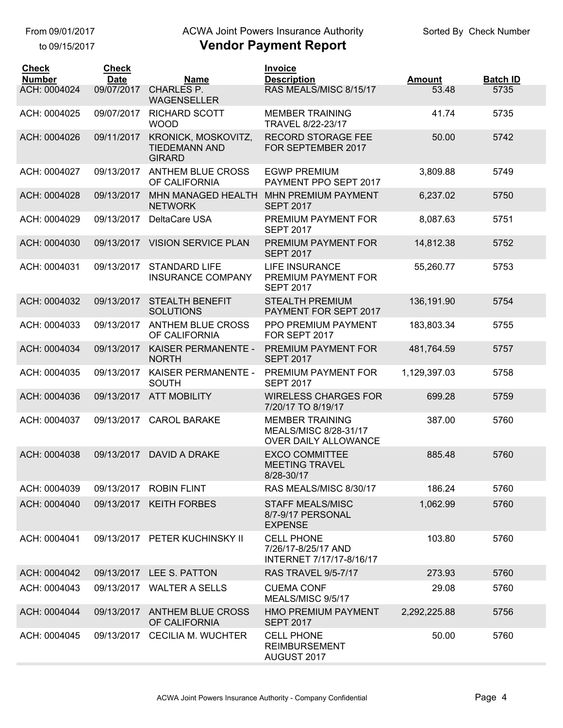From 09/01/2017
to 09/15/2017

ACWA Joint Powers Insurance Authority

# Vendor Payment Report

Sorted By Check Number

| Check Number | Check Date | Name | Invoice Description | Amount | Batch ID |
|---|---|---|---|---|---|
| ACH: 0004024 | 09/07/2017 | CHARLES P. WAGENSELLER | RAS MEALS/MISC 8/15/17 | 53.48 | 5735 |
| ACH: 0004025 | 09/07/2017 | RICHARD SCOTT WOOD | MEMBER TRAINING TRAVEL 8/22-23/17 | 41.74 | 5735 |
| ACH: 0004026 | 09/11/2017 | KRONICK, MOSKOVITZ, TIEDEMANN AND GIRARD | RECORD STORAGE FEE FOR SEPTEMBER 2017 | 50.00 | 5742 |
| ACH: 0004027 | 09/13/2017 | ANTHEM BLUE CROSS OF CALIFORNIA | EGWP PREMIUM PAYMENT PPO SEPT 2017 | 3,809.88 | 5749 |
| ACH: 0004028 | 09/13/2017 | MHN MANAGED HEALTH NETWORK | MHN PREMIUM PAYMENT SEPT 2017 | 6,237.02 | 5750 |
| ACH: 0004029 | 09/13/2017 | DeltaCare USA | PREMIUM PAYMENT FOR SEPT 2017 | 8,087.63 | 5751 |
| ACH: 0004030 | 09/13/2017 | VISION SERVICE PLAN | PREMIUM PAYMENT FOR SEPT 2017 | 14,812.38 | 5752 |
| ACH: 0004031 | 09/13/2017 | STANDARD LIFE INSURANCE COMPANY | LIFE INSURANCE PREMIUM PAYMENT FOR SEPT 2017 | 55,260.77 | 5753 |
| ACH: 0004032 | 09/13/2017 | STEALTH BENEFIT SOLUTIONS | STEALTH PREMIUM PAYMENT FOR SEPT 2017 | 136,191.90 | 5754 |
| ACH: 0004033 | 09/13/2017 | ANTHEM BLUE CROSS OF CALIFORNIA | PPO PREMIUM PAYMENT FOR SEPT 2017 | 183,803.34 | 5755 |
| ACH: 0004034 | 09/13/2017 | KAISER PERMANENTE - NORTH | PREMIUM PAYMENT FOR SEPT 2017 | 481,764.59 | 5757 |
| ACH: 0004035 | 09/13/2017 | KAISER PERMANENTE - SOUTH | PREMIUM PAYMENT FOR SEPT 2017 | 1,129,397.03 | 5758 |
| ACH: 0004036 | 09/13/2017 | ATT MOBILITY | WIRELESS CHARGES FOR 7/20/17 TO 8/19/17 | 699.28 | 5759 |
| ACH: 0004037 | 09/13/2017 | CAROL BARAKE | MEMBER TRAINING MEALS/MISC 8/28-31/17 OVER DAILY ALLOWANCE | 387.00 | 5760 |
| ACH: 0004038 | 09/13/2017 | DAVID A DRAKE | EXCO COMMITTEE MEETING TRAVEL 8/28-30/17 | 885.48 | 5760 |
| ACH: 0004039 | 09/13/2017 | ROBIN FLINT | RAS MEALS/MISC 8/30/17 | 186.24 | 5760 |
| ACH: 0004040 | 09/13/2017 | KEITH FORBES | STAFF MEALS/MISC 8/7-9/17 PERSONAL EXPENSE | 1,062.99 | 5760 |
| ACH: 0004041 | 09/13/2017 | PETER KUCHINSKY II | CELL PHONE 7/26/17-8/25/17 AND INTERNET 7/17/17-8/16/17 | 103.80 | 5760 |
| ACH: 0004042 | 09/13/2017 | LEE S. PATTON | RAS TRAVEL 9/5-7/17 | 273.93 | 5760 |
| ACH: 0004043 | 09/13/2017 | WALTER A SELLS | CUEMA CONF MEALS/MISC 9/5/17 | 29.08 | 5760 |
| ACH: 0004044 | 09/13/2017 | ANTHEM BLUE CROSS OF CALIFORNIA | HMO PREMIUM PAYMENT SEPT 2017 | 2,292,225.88 | 5756 |
| ACH: 0004045 | 09/13/2017 | CECILIA M. WUCHTER | CELL PHONE REIMBURSEMENT AUGUST 2017 | 50.00 | 5760 |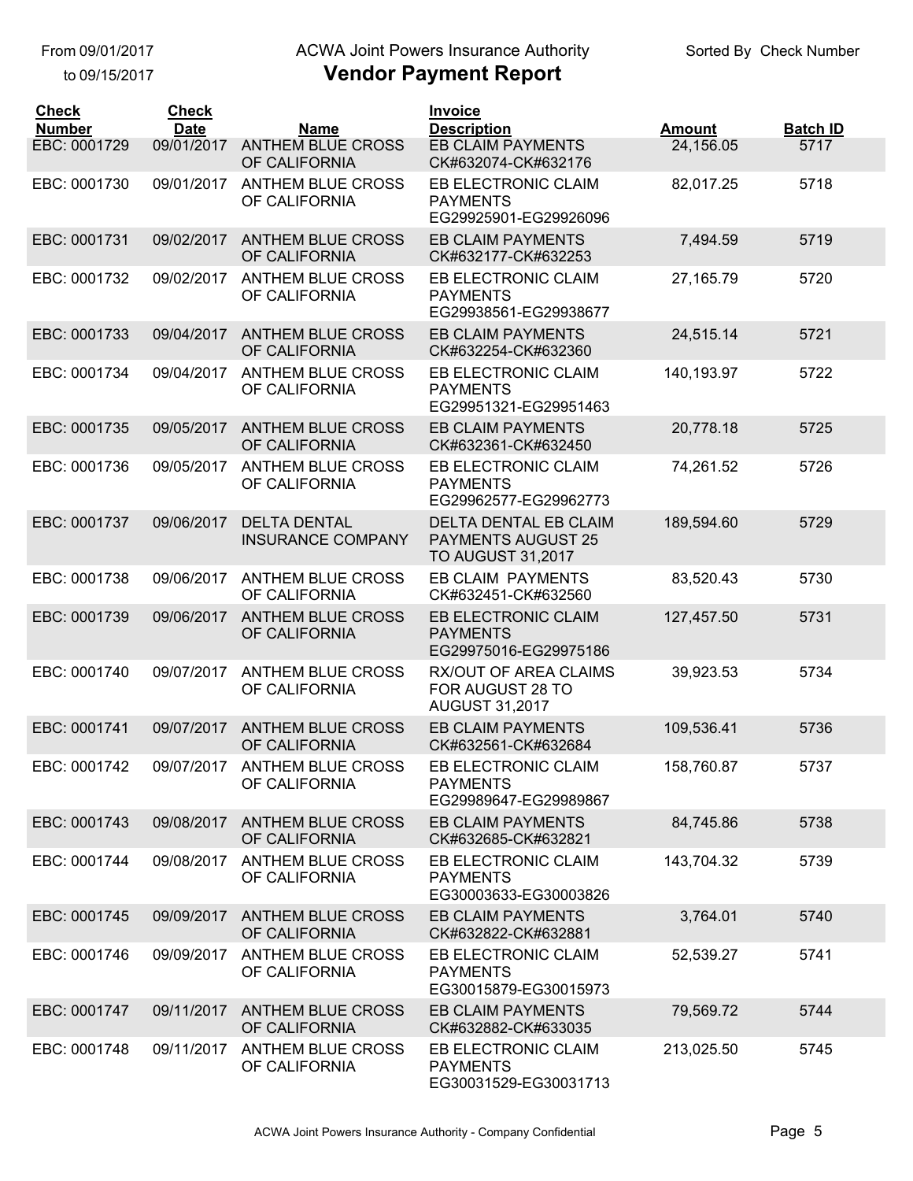From 09/01/2017
to 09/15/2017

ACWA Joint Powers Insurance Authority

# Vendor Payment Report

Sorted By Check Number

| Check Number | Check Date | Name | Invoice Description | Amount | Batch ID |
|---|---|---|---|---|---|
| EBC: 0001729 | 09/01/2017 | ANTHEM BLUE CROSS OF CALIFORNIA | EB CLAIM PAYMENTS CK#632074-CK#632176 | 24,156.05 | 5717 |
| EBC: 0001730 | 09/01/2017 | ANTHEM BLUE CROSS OF CALIFORNIA | EB ELECTRONIC CLAIM PAYMENTS EG29925901-EG29926096 | 82,017.25 | 5718 |
| EBC: 0001731 | 09/02/2017 | ANTHEM BLUE CROSS OF CALIFORNIA | EB CLAIM PAYMENTS CK#632177-CK#632253 | 7,494.59 | 5719 |
| EBC: 0001732 | 09/02/2017 | ANTHEM BLUE CROSS OF CALIFORNIA | EB ELECTRONIC CLAIM PAYMENTS EG29938561-EG29938677 | 27,165.79 | 5720 |
| EBC: 0001733 | 09/04/2017 | ANTHEM BLUE CROSS OF CALIFORNIA | EB CLAIM PAYMENTS CK#632254-CK#632360 | 24,515.14 | 5721 |
| EBC: 0001734 | 09/04/2017 | ANTHEM BLUE CROSS OF CALIFORNIA | EB ELECTRONIC CLAIM PAYMENTS EG29951321-EG29951463 | 140,193.97 | 5722 |
| EBC: 0001735 | 09/05/2017 | ANTHEM BLUE CROSS OF CALIFORNIA | EB CLAIM PAYMENTS CK#632361-CK#632450 | 20,778.18 | 5725 |
| EBC: 0001736 | 09/05/2017 | ANTHEM BLUE CROSS OF CALIFORNIA | EB ELECTRONIC CLAIM PAYMENTS EG29962577-EG29962773 | 74,261.52 | 5726 |
| EBC: 0001737 | 09/06/2017 | DELTA DENTAL INSURANCE COMPANY | DELTA DENTAL EB CLAIM PAYMENTS AUGUST 25 TO AUGUST 31,2017 | 189,594.60 | 5729 |
| EBC: 0001738 | 09/06/2017 | ANTHEM BLUE CROSS OF CALIFORNIA | EB CLAIM PAYMENTS CK#632451-CK#632560 | 83,520.43 | 5730 |
| EBC: 0001739 | 09/06/2017 | ANTHEM BLUE CROSS OF CALIFORNIA | EB ELECTRONIC CLAIM PAYMENTS EG29975016-EG29975186 | 127,457.50 | 5731 |
| EBC: 0001740 | 09/07/2017 | ANTHEM BLUE CROSS OF CALIFORNIA | RX/OUT OF AREA CLAIMS FOR AUGUST 28 TO AUGUST 31,2017 | 39,923.53 | 5734 |
| EBC: 0001741 | 09/07/2017 | ANTHEM BLUE CROSS OF CALIFORNIA | EB CLAIM PAYMENTS CK#632561-CK#632684 | 109,536.41 | 5736 |
| EBC: 0001742 | 09/07/2017 | ANTHEM BLUE CROSS OF CALIFORNIA | EB ELECTRONIC CLAIM PAYMENTS EG29989647-EG29989867 | 158,760.87 | 5737 |
| EBC: 0001743 | 09/08/2017 | ANTHEM BLUE CROSS OF CALIFORNIA | EB CLAIM PAYMENTS CK#632685-CK#632821 | 84,745.86 | 5738 |
| EBC: 0001744 | 09/08/2017 | ANTHEM BLUE CROSS OF CALIFORNIA | EB ELECTRONIC CLAIM PAYMENTS EG30003633-EG30003826 | 143,704.32 | 5739 |
| EBC: 0001745 | 09/09/2017 | ANTHEM BLUE CROSS OF CALIFORNIA | EB CLAIM PAYMENTS CK#632822-CK#632881 | 3,764.01 | 5740 |
| EBC: 0001746 | 09/09/2017 | ANTHEM BLUE CROSS OF CALIFORNIA | EB ELECTRONIC CLAIM PAYMENTS EG30015879-EG30015973 | 52,539.27 | 5741 |
| EBC: 0001747 | 09/11/2017 | ANTHEM BLUE CROSS OF CALIFORNIA | EB CLAIM PAYMENTS CK#632882-CK#633035 | 79,569.72 | 5744 |
| EBC: 0001748 | 09/11/2017 | ANTHEM BLUE CROSS OF CALIFORNIA | EB ELECTRONIC CLAIM PAYMENTS EG30031529-EG30031713 | 213,025.50 | 5745 |

ACWA Joint Powers Insurance Authority - Company Confidential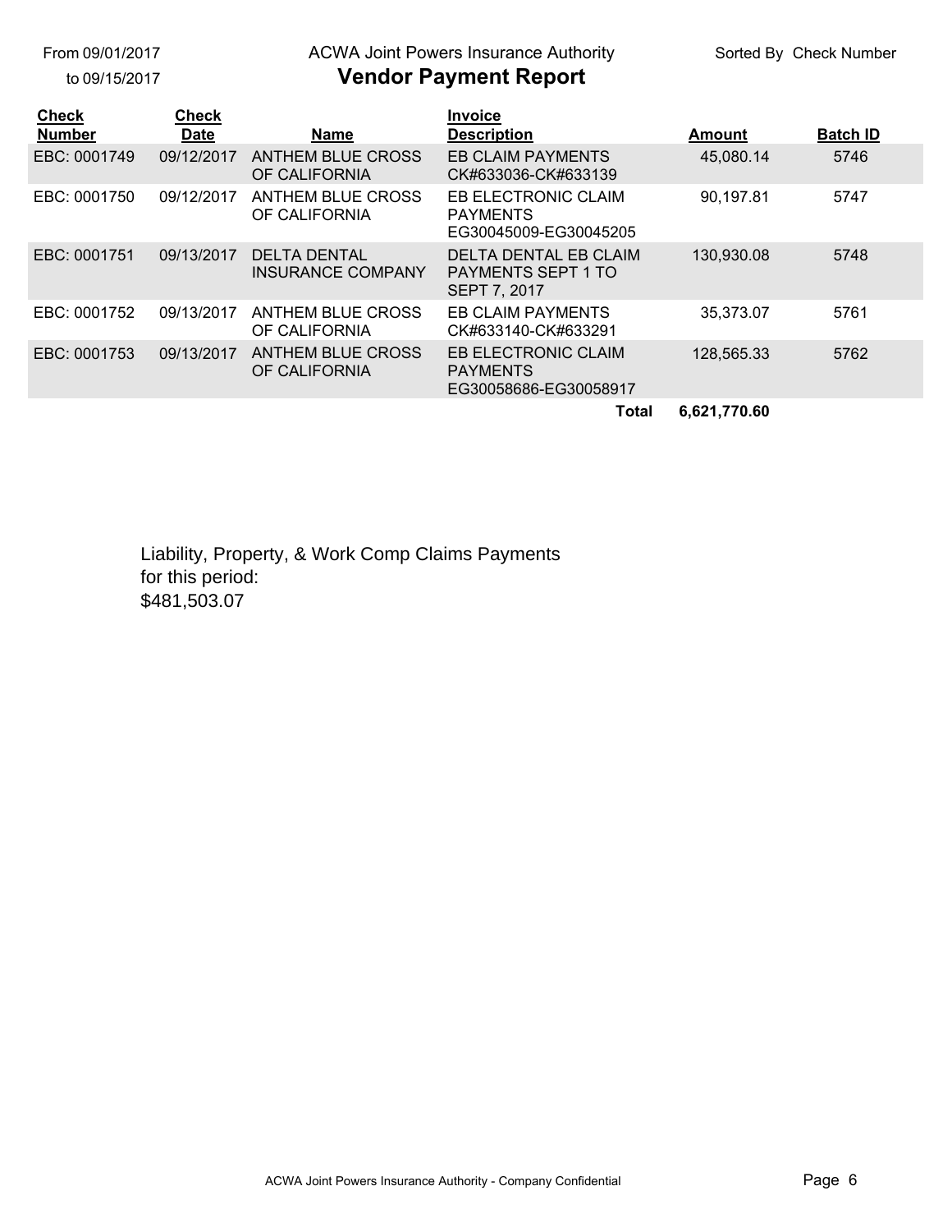From 09/01/2017
to 09/15/2017

ACWA Joint Powers Insurance Authority

**Vendor Payment Report**

Sorted By Check Number

| Check Number | Check Date | Name | Invoice Description | Amount | Batch ID |
|---|---|---|---|---|---|
| EBC: 0001749 | 09/12/2017 | ANTHEM BLUE CROSS OF CALIFORNIA | EB CLAIM PAYMENTS CK#633036-CK#633139 | 45,080.14 | 5746 |
| EBC: 0001750 | 09/12/2017 | ANTHEM BLUE CROSS OF CALIFORNIA | EB ELECTRONIC CLAIM PAYMENTS EG30045009-EG30045205 | 90,197.81 | 5747 |
| EBC: 0001751 | 09/13/2017 | DELTA DENTAL INSURANCE COMPANY | DELTA DENTAL EB CLAIM PAYMENTS SEPT 1 TO SEPT 7, 2017 | 130,930.08 | 5748 |
| EBC: 0001752 | 09/13/2017 | ANTHEM BLUE CROSS OF CALIFORNIA | EB CLAIM PAYMENTS CK#633140-CK#633291 | 35,373.07 | 5761 |
| EBC: 0001753 | 09/13/2017 | ANTHEM BLUE CROSS OF CALIFORNIA | EB ELECTRONIC CLAIM PAYMENTS EG30058686-EG30058917 | 128,565.33 | 5762 |
| | | | **Total** | **6,621,770.60** | |

Liability, Property, & Work Comp Claims Payments
for this period:
$481,503.07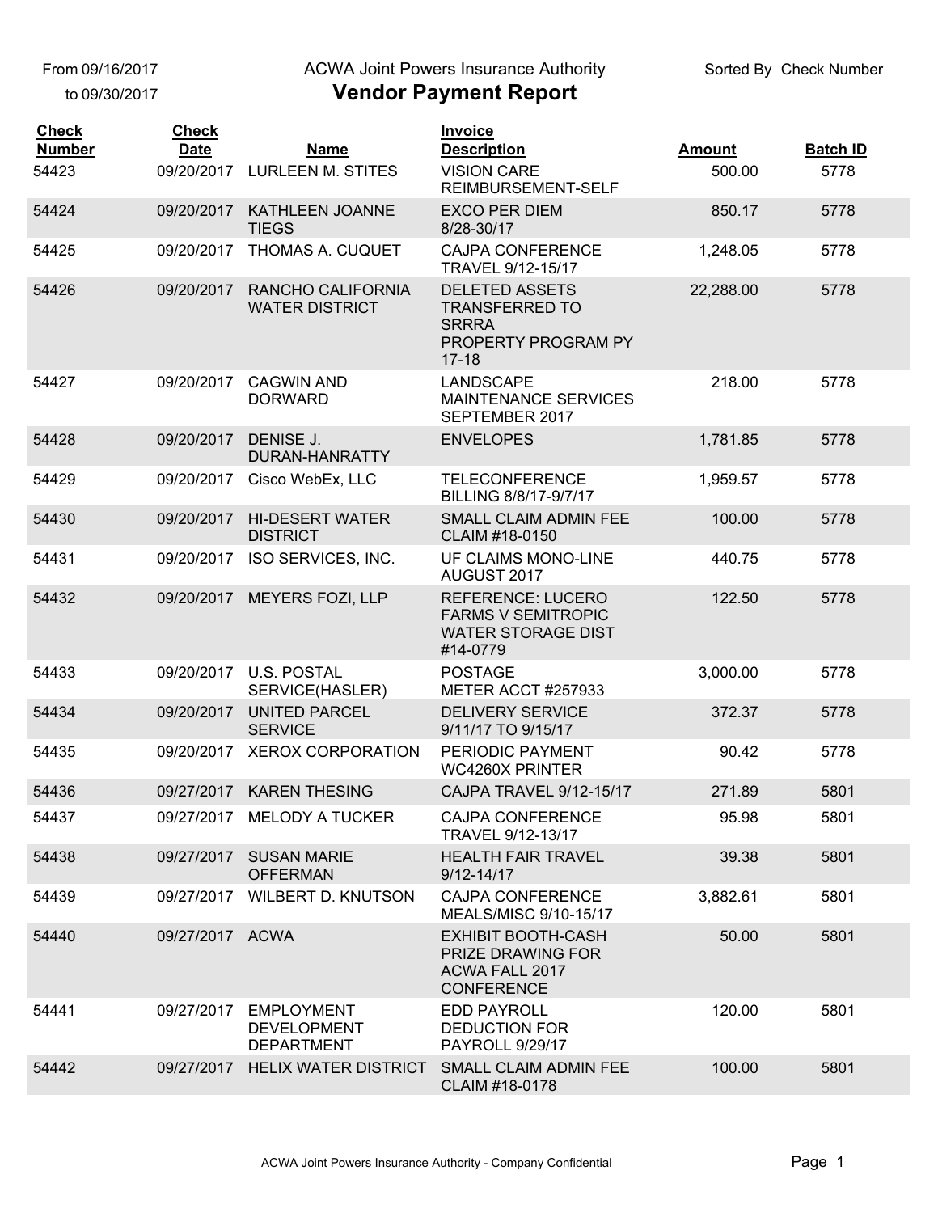From 09/16/2017
to 09/30/2017

ACWA Joint Powers Insurance Authority

# Vendor Payment Report

Sorted By Check Number

| Check Number | Check Date | Name | Invoice Description | Amount | Batch ID |
|---|---|---|---|---|---|
| 54423 | 09/20/2017 | LURLEEN M. STITES | VISION CARE REIMBURSEMENT-SELF | 500.00 | 5778 |
| 54424 | 09/20/2017 | KATHLEEN JOANNE TIEGS | EXCO PER DIEM 8/28-30/17 | 850.17 | 5778 |
| 54425 | 09/20/2017 | THOMAS A. CUQUET | CAJPA CONFERENCE TRAVEL 9/12-15/17 | 1,248.05 | 5778 |
| 54426 | 09/20/2017 | RANCHO CALIFORNIA WATER DISTRICT | DELETED ASSETS TRANSFERRED TO SRRRA PROPERTY PROGRAM PY 17-18 | 22,288.00 | 5778 |
| 54427 | 09/20/2017 | CAGWIN AND DORWARD | LANDSCAPE MAINTENANCE SERVICES SEPTEMBER 2017 | 218.00 | 5778 |
| 54428 | 09/20/2017 | DENISE J. DURAN-HANRATTY | ENVELOPES | 1,781.85 | 5778 |
| 54429 | 09/20/2017 | Cisco WebEx, LLC | TELECONFERENCE BILLING 8/8/17-9/7/17 | 1,959.57 | 5778 |
| 54430 | 09/20/2017 | HI-DESERT WATER DISTRICT | SMALL CLAIM ADMIN FEE CLAIM #18-0150 | 100.00 | 5778 |
| 54431 | 09/20/2017 | ISO SERVICES, INC. | UF CLAIMS MONO-LINE AUGUST 2017 | 440.75 | 5778 |
| 54432 | 09/20/2017 | MEYERS FOZI, LLP | REFERENCE: LUCERO FARMS V SEMITROPIC WATER STORAGE DIST #14-0779 | 122.50 | 5778 |
| 54433 | 09/20/2017 | U.S. POSTAL SERVICE(HASLER) | POSTAGE METER ACCT #257933 | 3,000.00 | 5778 |
| 54434 | 09/20/2017 | UNITED PARCEL SERVICE | DELIVERY SERVICE 9/11/17 TO 9/15/17 | 372.37 | 5778 |
| 54435 | 09/20/2017 | XEROX CORPORATION | PERIODIC PAYMENT WC4260X PRINTER | 90.42 | 5778 |
| 54436 | 09/27/2017 | KAREN THESING | CAJPA TRAVEL 9/12-15/17 | 271.89 | 5801 |
| 54437 | 09/27/2017 | MELODY A TUCKER | CAJPA CONFERENCE TRAVEL 9/12-13/17 | 95.98 | 5801 |
| 54438 | 09/27/2017 | SUSAN MARIE OFFERMAN | HEALTH FAIR TRAVEL 9/12-14/17 | 39.38 | 5801 |
| 54439 | 09/27/2017 | WILBERT D. KNUTSON | CAJPA CONFERENCE MEALS/MISC 9/10-15/17 | 3,882.61 | 5801 |
| 54440 | 09/27/2017 | ACWA | EXHIBIT BOOTH-CASH PRIZE DRAWING FOR ACWA FALL 2017 CONFERENCE | 50.00 | 5801 |
| 54441 | 09/27/2017 | EMPLOYMENT DEVELOPMENT DEPARTMENT | EDD PAYROLL DEDUCTION FOR PAYROLL 9/29/17 | 120.00 | 5801 |
| 54442 | 09/27/2017 | HELIX WATER DISTRICT | SMALL CLAIM ADMIN FEE CLAIM #18-0178 | 100.00 | 5801 |

ACWA Joint Powers Insurance Authority - Company Confidential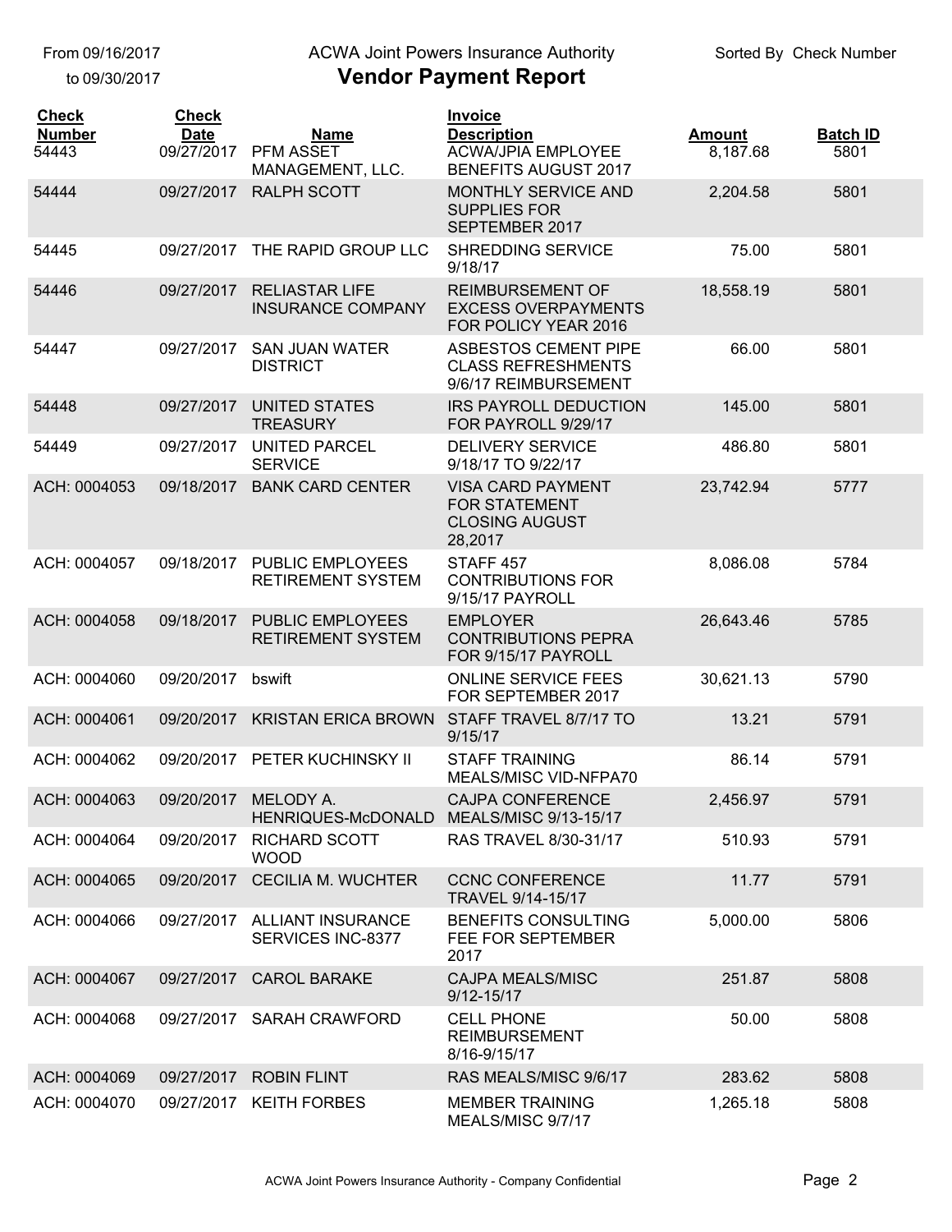From 09/16/2017 to 09/30/2017

# ACWA Joint Powers Insurance Authority

## Vendor Payment Report

Sorted By Check Number

| Check Number | Check Date | Name | Invoice Description | Amount | Batch ID |
|---|---|---|---|---|---|
| 54443 | 09/27/2017 | PFM ASSET MANAGEMENT, LLC. | ACWA/JPIA EMPLOYEE BENEFITS AUGUST 2017 | 8,187.68 | 5801 |
| 54444 | 09/27/2017 | RALPH SCOTT | MONTHLY SERVICE AND SUPPLIES FOR SEPTEMBER 2017 | 2,204.58 | 5801 |
| 54445 | 09/27/2017 | THE RAPID GROUP LLC | SHREDDING SERVICE 9/18/17 | 75.00 | 5801 |
| 54446 | 09/27/2017 | RELIASTAR LIFE INSURANCE COMPANY | REIMBURSEMENT OF EXCESS OVERPAYMENTS FOR POLICY YEAR 2016 | 18,558.19 | 5801 |
| 54447 | 09/27/2017 | SAN JUAN WATER DISTRICT | ASBESTOS CEMENT PIPE CLASS REFRESHMENTS 9/6/17 REIMBURSEMENT | 66.00 | 5801 |
| 54448 | 09/27/2017 | UNITED STATES TREASURY | IRS PAYROLL DEDUCTION FOR PAYROLL 9/29/17 | 145.00 | 5801 |
| 54449 | 09/27/2017 | UNITED PARCEL SERVICE | DELIVERY SERVICE 9/18/17 TO 9/22/17 | 486.80 | 5801 |
| ACH: 0004053 | 09/18/2017 | BANK CARD CENTER | VISA CARD PAYMENT FOR STATEMENT CLOSING AUGUST 28,2017 | 23,742.94 | 5777 |
| ACH: 0004057 | 09/18/2017 | PUBLIC EMPLOYEES RETIREMENT SYSTEM | STAFF 457 CONTRIBUTIONS FOR 9/15/17 PAYROLL | 8,086.08 | 5784 |
| ACH: 0004058 | 09/18/2017 | PUBLIC EMPLOYEES RETIREMENT SYSTEM | EMPLOYER CONTRIBUTIONS PEPRA FOR 9/15/17 PAYROLL | 26,643.46 | 5785 |
| ACH: 0004060 | 09/20/2017 | bswift | ONLINE SERVICE FEES FOR SEPTEMBER 2017 | 30,621.13 | 5790 |
| ACH: 0004061 | 09/20/2017 | KRISTAN ERICA BROWN | STAFF TRAVEL 8/7/17 TO 9/15/17 | 13.21 | 5791 |
| ACH: 0004062 | 09/20/2017 | PETER KUCHINSKY II | STAFF TRAINING MEALS/MISC VID-NFPA70 | 86.14 | 5791 |
| ACH: 0004063 | 09/20/2017 | MELODY A. HENRIQUES-McDONALD | CAJPA CONFERENCE MEALS/MISC 9/13-15/17 | 2,456.97 | 5791 |
| ACH: 0004064 | 09/20/2017 | RICHARD SCOTT WOOD | RAS TRAVEL 8/30-31/17 | 510.93 | 5791 |
| ACH: 0004065 | 09/20/2017 | CECILIA M. WUCHTER | CCNC CONFERENCE TRAVEL 9/14-15/17 | 11.77 | 5791 |
| ACH: 0004066 | 09/27/2017 | ALLIANT INSURANCE SERVICES INC-8377 | BENEFITS CONSULTING FEE FOR SEPTEMBER 2017 | 5,000.00 | 5806 |
| ACH: 0004067 | 09/27/2017 | CAROL BARAKE | CAJPA MEALS/MISC 9/12-15/17 | 251.87 | 5808 |
| ACH: 0004068 | 09/27/2017 | SARAH CRAWFORD | CELL PHONE REIMBURSEMENT 8/16-9/15/17 | 50.00 | 5808 |
| ACH: 0004069 | 09/27/2017 | ROBIN FLINT | RAS MEALS/MISC 9/6/17 | 283.62 | 5808 |
| ACH: 0004070 | 09/27/2017 | KEITH FORBES | MEMBER TRAINING MEALS/MISC 9/7/17 | 1,265.18 | 5808 |

ACWA Joint Powers Insurance Authority - Company Confidential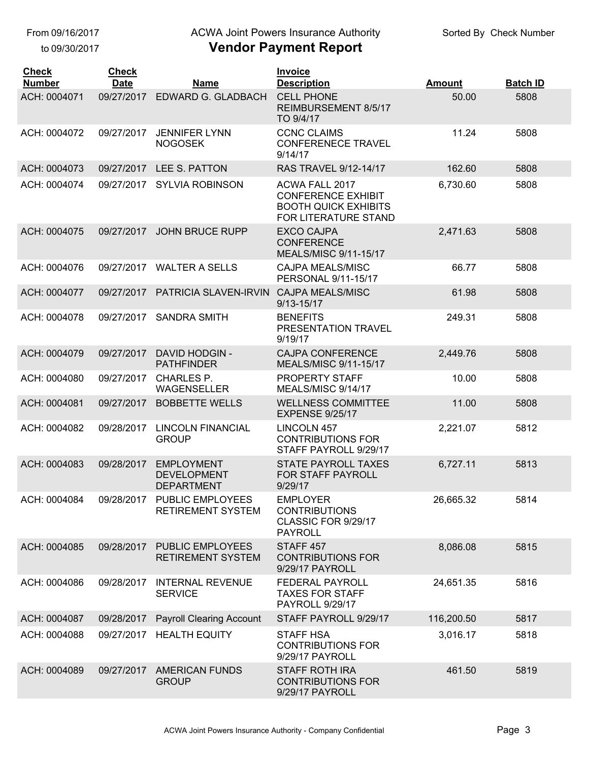From 09/16/2017
to 09/30/2017

ACWA Joint Powers Insurance Authority

# Vendor Payment Report

Sorted By Check Number

| Check Number | Check Date | Name | Invoice Description | Amount | Batch ID |
|---|---|---|---|---|---|
| ACH: 0004071 | 09/27/2017 | EDWARD G. GLADBACH | CELL PHONE REIMBURSEMENT 8/5/17 TO 9/4/17 | 50.00 | 5808 |
| ACH: 0004072 | 09/27/2017 | JENNIFER LYNN NOGOSEK | CCNC CLAIMS CONFERENECE TRAVEL 9/14/17 | 11.24 | 5808 |
| ACH: 0004073 | 09/27/2017 | LEE S. PATTON | RAS TRAVEL 9/12-14/17 | 162.60 | 5808 |
| ACH: 0004074 | 09/27/2017 | SYLVIA ROBINSON | ACWA FALL 2017 CONFERENCE EXHIBIT BOOTH QUICK EXHIBITS FOR LITERATURE STAND | 6,730.60 | 5808 |
| ACH: 0004075 | 09/27/2017 | JOHN BRUCE RUPP | EXCO CAJPA CONFERENCE MEALS/MISC 9/11-15/17 | 2,471.63 | 5808 |
| ACH: 0004076 | 09/27/2017 | WALTER A SELLS | CAJPA MEALS/MISC PERSONAL 9/11-15/17 | 66.77 | 5808 |
| ACH: 0004077 | 09/27/2017 | PATRICIA SLAVEN-IRVIN | CAJPA MEALS/MISC 9/13-15/17 | 61.98 | 5808 |
| ACH: 0004078 | 09/27/2017 | SANDRA SMITH | BENEFITS PRESENTATION TRAVEL 9/19/17 | 249.31 | 5808 |
| ACH: 0004079 | 09/27/2017 | DAVID HODGIN - PATHFINDER | CAJPA CONFERENCE MEALS/MISC 9/11-15/17 | 2,449.76 | 5808 |
| ACH: 0004080 | 09/27/2017 | CHARLES P. WAGENSELLER | PROPERTY STAFF MEALS/MISC 9/14/17 | 10.00 | 5808 |
| ACH: 0004081 | 09/27/2017 | BOBBETTE WELLS | WELLNESS COMMITTEE EXPENSE 9/25/17 | 11.00 | 5808 |
| ACH: 0004082 | 09/28/2017 | LINCOLN FINANCIAL GROUP | LINCOLN 457 CONTRIBUTIONS FOR STAFF PAYROLL 9/29/17 | 2,221.07 | 5812 |
| ACH: 0004083 | 09/28/2017 | EMPLOYMENT DEVELOPMENT DEPARTMENT | STATE PAYROLL TAXES FOR STAFF PAYROLL 9/29/17 | 6,727.11 | 5813 |
| ACH: 0004084 | 09/28/2017 | PUBLIC EMPLOYEES RETIREMENT SYSTEM | EMPLOYER CONTRIBUTIONS CLASSIC FOR 9/29/17 PAYROLL | 26,665.32 | 5814 |
| ACH: 0004085 | 09/28/2017 | PUBLIC EMPLOYEES RETIREMENT SYSTEM | STAFF 457 CONTRIBUTIONS FOR 9/29/17 PAYROLL | 8,086.08 | 5815 |
| ACH: 0004086 | 09/28/2017 | INTERNAL REVENUE SERVICE | FEDERAL PAYROLL TAXES FOR STAFF PAYROLL 9/29/17 | 24,651.35 | 5816 |
| ACH: 0004087 | 09/28/2017 | Payroll Clearing Account | STAFF PAYROLL 9/29/17 | 116,200.50 | 5817 |
| ACH: 0004088 | 09/27/2017 | HEALTH EQUITY | STAFF HSA CONTRIBUTIONS FOR 9/29/17 PAYROLL | 3,016.17 | 5818 |
| ACH: 0004089 | 09/27/2017 | AMERICAN FUNDS GROUP | STAFF ROTH IRA CONTRIBUTIONS FOR 9/29/17 PAYROLL | 461.50 | 5819 |

ACWA Joint Powers Insurance Authority - Company Confidential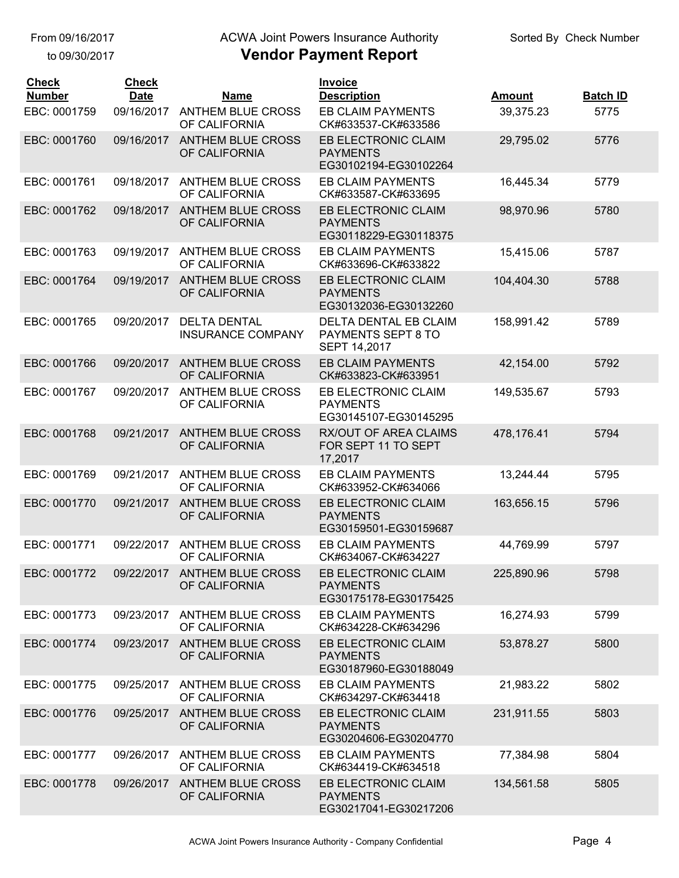From 09/16/2017 to 09/30/2017

# ACWA Joint Powers Insurance Authority
## Vendor Payment Report

Sorted By Check Number

| Check Number | Check Date | Name | Invoice Description | Amount | Batch ID |
|---|---|---|---|---|---|
| EBC: 0001759 | 09/16/2017 | ANTHEM BLUE CROSS OF CALIFORNIA | EB CLAIM PAYMENTS CK#633537-CK#633586 | 39,375.23 | 5775 |
| EBC: 0001760 | 09/16/2017 | ANTHEM BLUE CROSS OF CALIFORNIA | EB ELECTRONIC CLAIM PAYMENTS EG30102194-EG30102264 | 29,795.02 | 5776 |
| EBC: 0001761 | 09/18/2017 | ANTHEM BLUE CROSS OF CALIFORNIA | EB CLAIM PAYMENTS CK#633587-CK#633695 | 16,445.34 | 5779 |
| EBC: 0001762 | 09/18/2017 | ANTHEM BLUE CROSS OF CALIFORNIA | EB ELECTRONIC CLAIM PAYMENTS EG30118229-EG30118375 | 98,970.96 | 5780 |
| EBC: 0001763 | 09/19/2017 | ANTHEM BLUE CROSS OF CALIFORNIA | EB CLAIM PAYMENTS CK#633696-CK#633822 | 15,415.06 | 5787 |
| EBC: 0001764 | 09/19/2017 | ANTHEM BLUE CROSS OF CALIFORNIA | EB ELECTRONIC CLAIM PAYMENTS EG30132036-EG30132260 | 104,404.30 | 5788 |
| EBC: 0001765 | 09/20/2017 | DELTA DENTAL INSURANCE COMPANY | DELTA DENTAL EB CLAIM PAYMENTS SEPT 8 TO SEPT 14,2017 | 158,991.42 | 5789 |
| EBC: 0001766 | 09/20/2017 | ANTHEM BLUE CROSS OF CALIFORNIA | EB CLAIM PAYMENTS CK#633823-CK#633951 | 42,154.00 | 5792 |
| EBC: 0001767 | 09/20/2017 | ANTHEM BLUE CROSS OF CALIFORNIA | EB ELECTRONIC CLAIM PAYMENTS EG30145107-EG30145295 | 149,535.67 | 5793 |
| EBC: 0001768 | 09/21/2017 | ANTHEM BLUE CROSS OF CALIFORNIA | RX/OUT OF AREA CLAIMS FOR SEPT 11 TO SEPT 17,2017 | 478,176.41 | 5794 |
| EBC: 0001769 | 09/21/2017 | ANTHEM BLUE CROSS OF CALIFORNIA | EB CLAIM PAYMENTS CK#633952-CK#634066 | 13,244.44 | 5795 |
| EBC: 0001770 | 09/21/2017 | ANTHEM BLUE CROSS OF CALIFORNIA | EB ELECTRONIC CLAIM PAYMENTS EG30159501-EG30159687 | 163,656.15 | 5796 |
| EBC: 0001771 | 09/22/2017 | ANTHEM BLUE CROSS OF CALIFORNIA | EB CLAIM PAYMENTS CK#634067-CK#634227 | 44,769.99 | 5797 |
| EBC: 0001772 | 09/22/2017 | ANTHEM BLUE CROSS OF CALIFORNIA | EB ELECTRONIC CLAIM PAYMENTS EG30175178-EG30175425 | 225,890.96 | 5798 |
| EBC: 0001773 | 09/23/2017 | ANTHEM BLUE CROSS OF CALIFORNIA | EB CLAIM PAYMENTS CK#634228-CK#634296 | 16,274.93 | 5799 |
| EBC: 0001774 | 09/23/2017 | ANTHEM BLUE CROSS OF CALIFORNIA | EB ELECTRONIC CLAIM PAYMENTS EG30187960-EG30188049 | 53,878.27 | 5800 |
| EBC: 0001775 | 09/25/2017 | ANTHEM BLUE CROSS OF CALIFORNIA | EB CLAIM PAYMENTS CK#634297-CK#634418 | 21,983.22 | 5802 |
| EBC: 0001776 | 09/25/2017 | ANTHEM BLUE CROSS OF CALIFORNIA | EB ELECTRONIC CLAIM PAYMENTS EG30204606-EG30204770 | 231,911.55 | 5803 |
| EBC: 0001777 | 09/26/2017 | ANTHEM BLUE CROSS OF CALIFORNIA | EB CLAIM PAYMENTS CK#634419-CK#634518 | 77,384.98 | 5804 |
| EBC: 0001778 | 09/26/2017 | ANTHEM BLUE CROSS OF CALIFORNIA | EB ELECTRONIC CLAIM PAYMENTS EG30217041-EG30217206 | 134,561.58 | 5805 |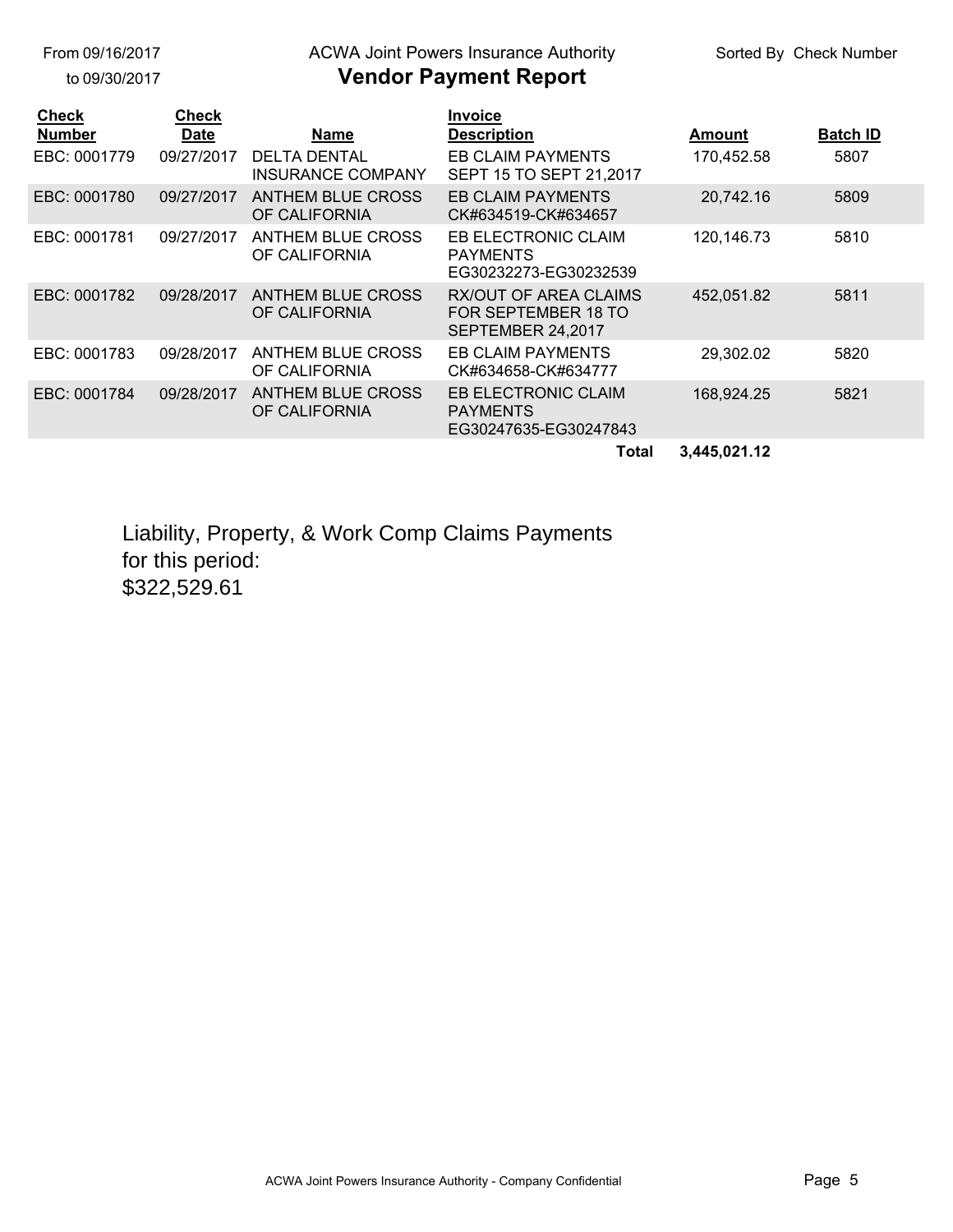From 09/16/2017
to 09/30/2017

ACWA Joint Powers Insurance Authority

# Vendor Payment Report

Sorted By Check Number

| Check Number | Check Date | Name | Invoice Description | Amount | Batch ID |
|---|---|---|---|---|---|
| EBC: 0001779 | 09/27/2017 | DELTA DENTAL INSURANCE COMPANY | EB CLAIM PAYMENTS SEPT 15 TO SEPT 21,2017 | 170,452.58 | 5807 |
| EBC: 0001780 | 09/27/2017 | ANTHEM BLUE CROSS OF CALIFORNIA | EB CLAIM PAYMENTS CK#634519-CK#634657 | 20,742.16 | 5809 |
| EBC: 0001781 | 09/27/2017 | ANTHEM BLUE CROSS OF CALIFORNIA | EB ELECTRONIC CLAIM PAYMENTS EG30232273-EG30232539 | 120,146.73 | 5810 |
| EBC: 0001782 | 09/28/2017 | ANTHEM BLUE CROSS OF CALIFORNIA | RX/OUT OF AREA CLAIMS FOR SEPTEMBER 18 TO SEPTEMBER 24,2017 | 452,051.82 | 5811 |
| EBC: 0001783 | 09/28/2017 | ANTHEM BLUE CROSS OF CALIFORNIA | EB CLAIM PAYMENTS CK#634658-CK#634777 | 29,302.02 | 5820 |
| EBC: 0001784 | 09/28/2017 | ANTHEM BLUE CROSS OF CALIFORNIA | EB ELECTRONIC CLAIM PAYMENTS EG30247635-EG30247843 | 168,924.25 | 5821 |
| | | | **Total** | **3,445,021.12** | |

Liability, Property, & Work Comp Claims Payments
for this period:
$322,529.61